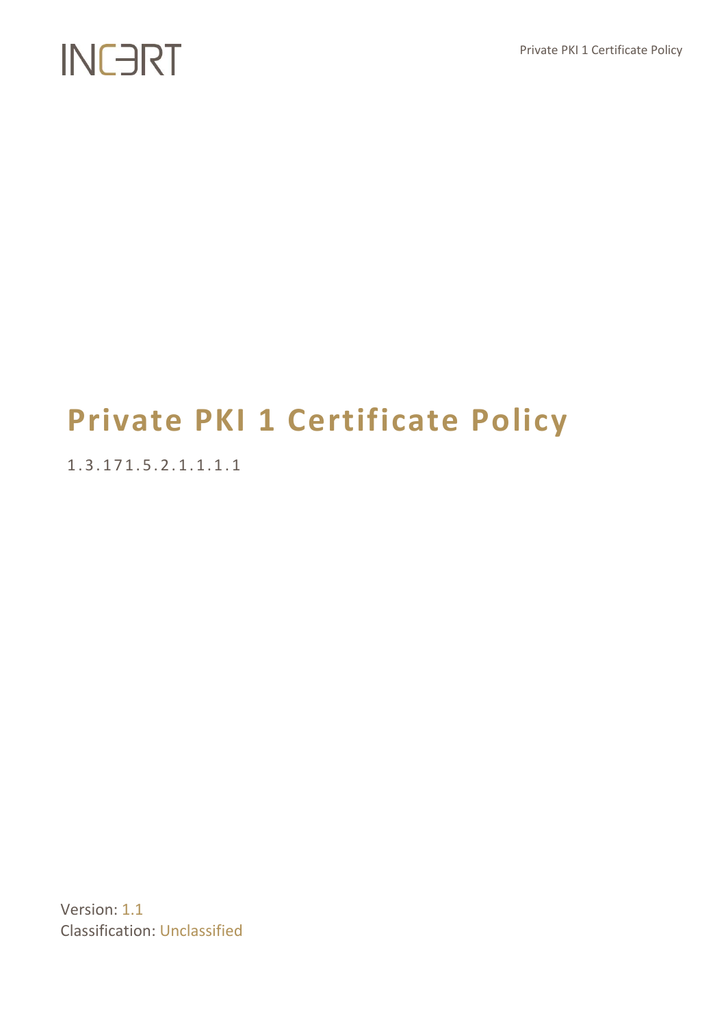INCERT

# Private PKI 1 Certificate Policy

1.3.171.5.2.1.1.1.1

Version: 1.1
Classification: Unclassified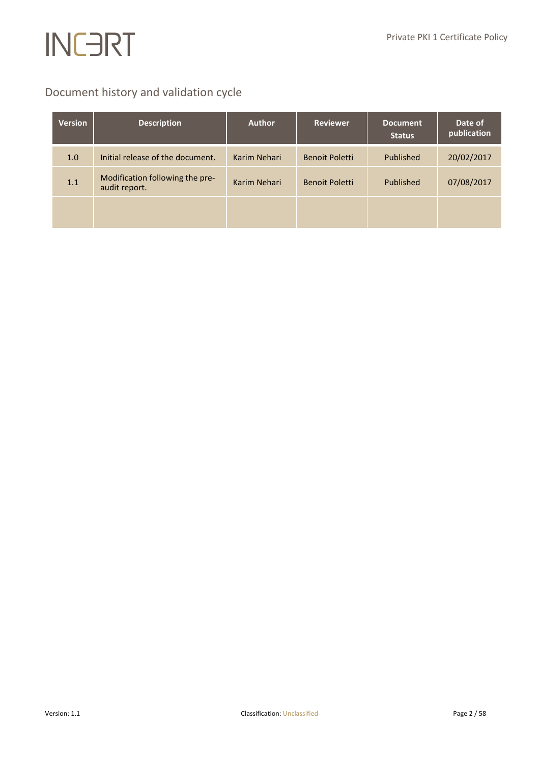## Document history and validation cycle

| Version | Description | Author | Reviewer | Document Status | Date of publication |
|---|---|---|---|---|---|
| 1.0 | Initial release of the document. | Karim Nehari | Benoit Poletti | Published | 20/02/2017 |
| 1.1 | Modification following the pre-audit report. | Karim Nehari | Benoit Poletti | Published | 07/08/2017 |
| | | | | | |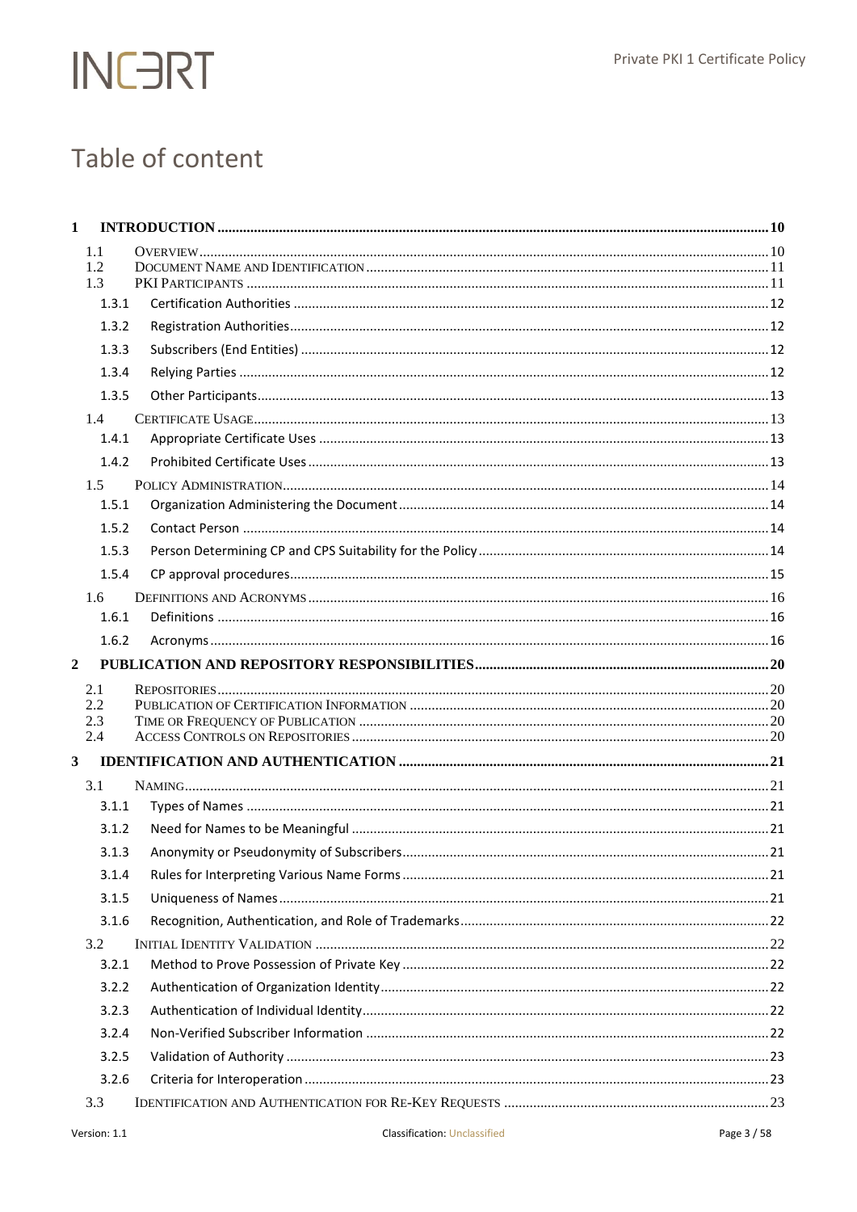# Table of content

**1 INTRODUCTION** ..... 10

- 1.1 OVERVIEW ..... 10
- 1.2 DOCUMENT NAME AND IDENTIFICATION ..... 11
- 1.3 PKI PARTICIPANTS ..... 11
  - 1.3.1 Certification Authorities ..... 12
  - 1.3.2 Registration Authorities ..... 12
  - 1.3.3 Subscribers (End Entities) ..... 12
  - 1.3.4 Relying Parties ..... 12
  - 1.3.5 Other Participants ..... 13
- 1.4 CERTIFICATE USAGE ..... 13
  - 1.4.1 Appropriate Certificate Uses ..... 13
  - 1.4.2 Prohibited Certificate Uses ..... 13
- 1.5 POLICY ADMINISTRATION ..... 14
  - 1.5.1 Organization Administering the Document ..... 14
  - 1.5.2 Contact Person ..... 14
  - 1.5.3 Person Determining CP and CPS Suitability for the Policy ..... 14
  - 1.5.4 CP approval procedures ..... 15
- 1.6 DEFINITIONS AND ACRONYMS ..... 16
  - 1.6.1 Definitions ..... 16
  - 1.6.2 Acronyms ..... 16

**2 PUBLICATION AND REPOSITORY RESPONSIBILITIES** ..... 20

- 2.1 REPOSITORIES ..... 20
- 2.2 PUBLICATION OF CERTIFICATION INFORMATION ..... 20
- 2.3 TIME OR FREQUENCY OF PUBLICATION ..... 20
- 2.4 ACCESS CONTROLS ON REPOSITORIES ..... 20

**3 IDENTIFICATION AND AUTHENTICATION** ..... 21

- 3.1 NAMING ..... 21
  - 3.1.1 Types of Names ..... 21
  - 3.1.2 Need for Names to be Meaningful ..... 21
  - 3.1.3 Anonymity or Pseudonymity of Subscribers ..... 21
  - 3.1.4 Rules for Interpreting Various Name Forms ..... 21
  - 3.1.5 Uniqueness of Names ..... 21
  - 3.1.6 Recognition, Authentication, and Role of Trademarks ..... 22
- 3.2 INITIAL IDENTITY VALIDATION ..... 22
  - 3.2.1 Method to Prove Possession of Private Key ..... 22
  - 3.2.2 Authentication of Organization Identity ..... 22
  - 3.2.3 Authentication of Individual Identity ..... 22
  - 3.2.4 Non-Verified Subscriber Information ..... 22
  - 3.2.5 Validation of Authority ..... 23
  - 3.2.6 Criteria for Interoperation ..... 23
- 3.3 IDENTIFICATION AND AUTHENTICATION FOR RE-KEY REQUESTS ..... 23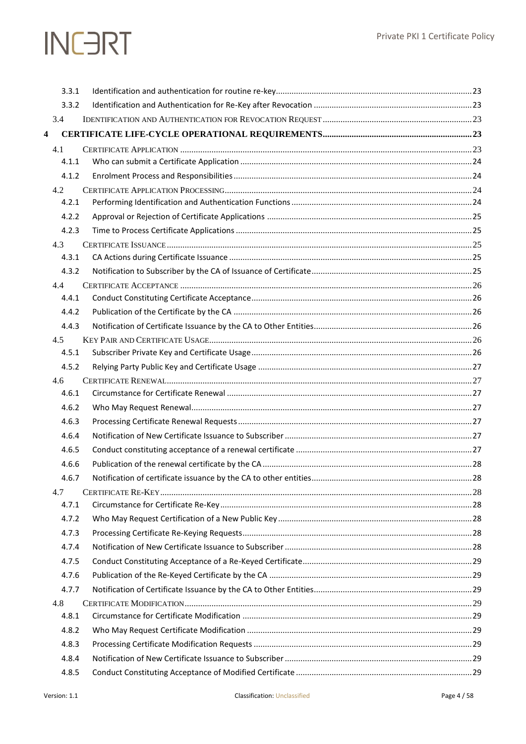| | | |
|---|---|---|
| 3.3.1 | Identification and authentication for routine re-key | 23 |
| 3.3.2 | Identification and Authentication for Re-Key after Revocation | 23 |
| 3.4 | IDENTIFICATION AND AUTHENTICATION FOR REVOCATION REQUEST | 23 |
| **4** | **CERTIFICATE LIFE-CYCLE OPERATIONAL REQUIREMENTS** | **23** |
| 4.1 | CERTIFICATE APPLICATION | 23 |
| 4.1.1 | Who can submit a Certificate Application | 24 |
| 4.1.2 | Enrolment Process and Responsibilities | 24 |
| 4.2 | CERTIFICATE APPLICATION PROCESSING | 24 |
| 4.2.1 | Performing Identification and Authentication Functions | 24 |
| 4.2.2 | Approval or Rejection of Certificate Applications | 25 |
| 4.2.3 | Time to Process Certificate Applications | 25 |
| 4.3 | CERTIFICATE ISSUANCE | 25 |
| 4.3.1 | CA Actions during Certificate Issuance | 25 |
| 4.3.2 | Notification to Subscriber by the CA of Issuance of Certificate | 25 |
| 4.4 | CERTIFICATE ACCEPTANCE | 26 |
| 4.4.1 | Conduct Constituting Certificate Acceptance | 26 |
| 4.4.2 | Publication of the Certificate by the CA | 26 |
| 4.4.3 | Notification of Certificate Issuance by the CA to Other Entities | 26 |
| 4.5 | KEY PAIR AND CERTIFICATE USAGE | 26 |
| 4.5.1 | Subscriber Private Key and Certificate Usage | 26 |
| 4.5.2 | Relying Party Public Key and Certificate Usage | 27 |
| 4.6 | CERTIFICATE RENEWAL | 27 |
| 4.6.1 | Circumstance for Certificate Renewal | 27 |
| 4.6.2 | Who May Request Renewal | 27 |
| 4.6.3 | Processing Certificate Renewal Requests | 27 |
| 4.6.4 | Notification of New Certificate Issuance to Subscriber | 27 |
| 4.6.5 | Conduct constituting acceptance of a renewal certificate | 27 |
| 4.6.6 | Publication of the renewal certificate by the CA | 28 |
| 4.6.7 | Notification of certificate issuance by the CA to other entities | 28 |
| 4.7 | CERTIFICATE RE-KEY | 28 |
| 4.7.1 | Circumstance for Certificate Re-Key | 28 |
| 4.7.2 | Who May Request Certification of a New Public Key | 28 |
| 4.7.3 | Processing Certificate Re-Keying Requests | 28 |
| 4.7.4 | Notification of New Certificate Issuance to Subscriber | 28 |
| 4.7.5 | Conduct Constituting Acceptance of a Re-Keyed Certificate | 29 |
| 4.7.6 | Publication of the Re-Keyed Certificate by the CA | 29 |
| 4.7.7 | Notification of Certificate Issuance by the CA to Other Entities | 29 |
| 4.8 | CERTIFICATE MODIFICATION | 29 |
| 4.8.1 | Circumstance for Certificate Modification | 29 |
| 4.8.2 | Who May Request Certificate Modification | 29 |
| 4.8.3 | Processing Certificate Modification Requests | 29 |
| 4.8.4 | Notification of New Certificate Issuance to Subscriber | 29 |
| 4.8.5 | Conduct Constituting Acceptance of Modified Certificate | 29 |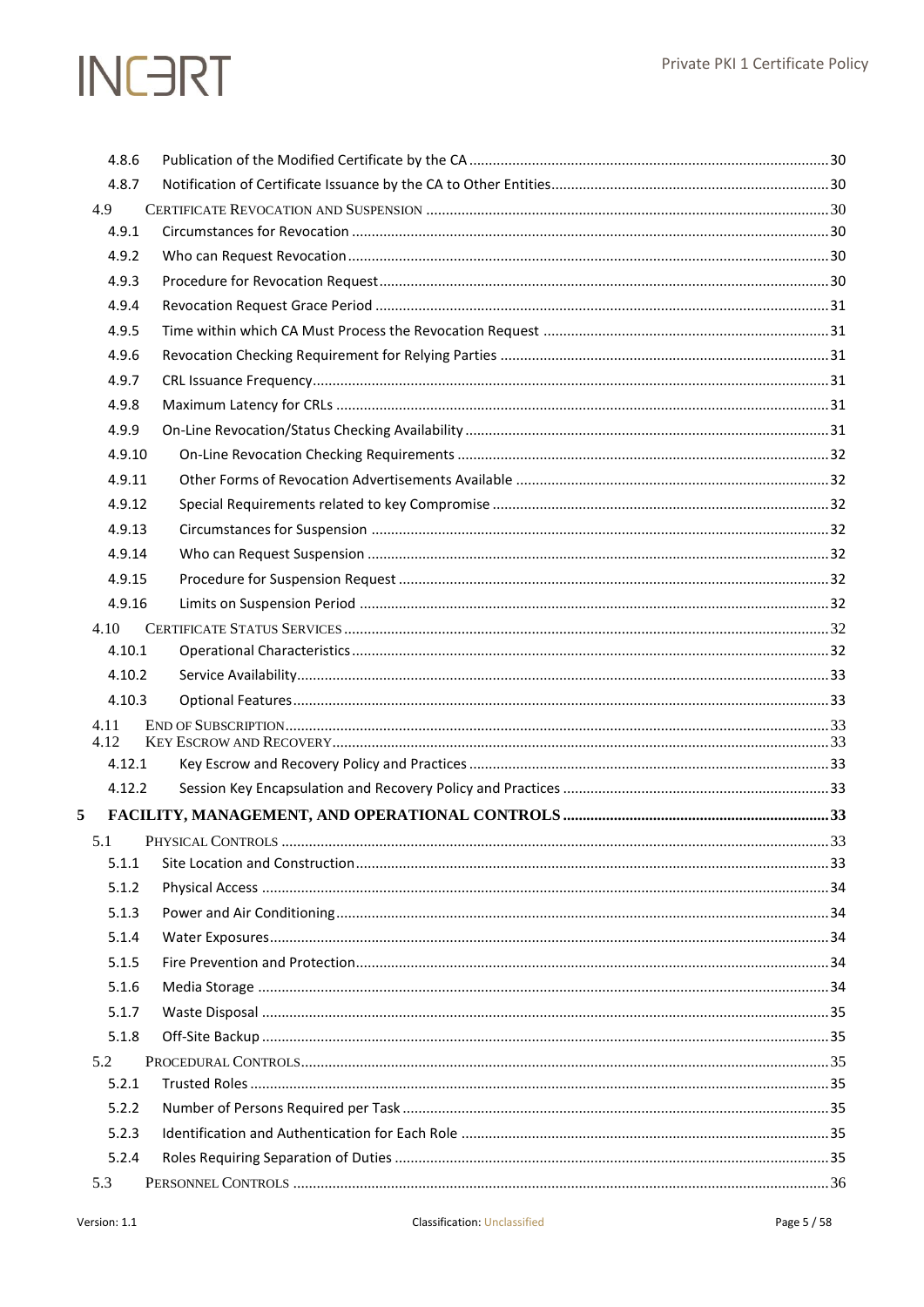4.8.6 Publication of the Modified Certificate by the CA ....30
4.8.7 Notification of Certificate Issuance by the CA to Other Entities....30
4.9 CERTIFICATE REVOCATION AND SUSPENSION ....30
4.9.1 Circumstances for Revocation ....30
4.9.2 Who can Request Revocation....30
4.9.3 Procedure for Revocation Request....30
4.9.4 Revocation Request Grace Period ....31
4.9.5 Time within which CA Must Process the Revocation Request ....31
4.9.6 Revocation Checking Requirement for Relying Parties ....31
4.9.7 CRL Issuance Frequency....31
4.9.8 Maximum Latency for CRLs ....31
4.9.9 On-Line Revocation/Status Checking Availability ....31
4.9.10 On-Line Revocation Checking Requirements ....32
4.9.11 Other Forms of Revocation Advertisements Available ....32
4.9.12 Special Requirements related to key Compromise ....32
4.9.13 Circumstances for Suspension ....32
4.9.14 Who can Request Suspension ....32
4.9.15 Procedure for Suspension Request ....32
4.9.16 Limits on Suspension Period ....32
4.10 CERTIFICATE STATUS SERVICES....32
4.10.1 Operational Characteristics....32
4.10.2 Service Availability....33
4.10.3 Optional Features....33
4.11 END OF SUBSCRIPTION....33
4.12 KEY ESCROW AND RECOVERY....33
4.12.1 Key Escrow and Recovery Policy and Practices ....33
4.12.2 Session Key Encapsulation and Recovery Policy and Practices ....33
**5 FACILITY, MANAGEMENT, AND OPERATIONAL CONTROLS ....33**
5.1 PHYSICAL CONTROLS ....33
5.1.1 Site Location and Construction....33
5.1.2 Physical Access ....34
5.1.3 Power and Air Conditioning....34
5.1.4 Water Exposures....34
5.1.5 Fire Prevention and Protection....34
5.1.6 Media Storage ....34
5.1.7 Waste Disposal ....35
5.1.8 Off-Site Backup ....35
5.2 PROCEDURAL CONTROLS....35
5.2.1 Trusted Roles ....35
5.2.2 Number of Persons Required per Task ....35
5.2.3 Identification and Authentication for Each Role ....35
5.2.4 Roles Requiring Separation of Duties ....35
5.3 PERSONNEL CONTROLS ....36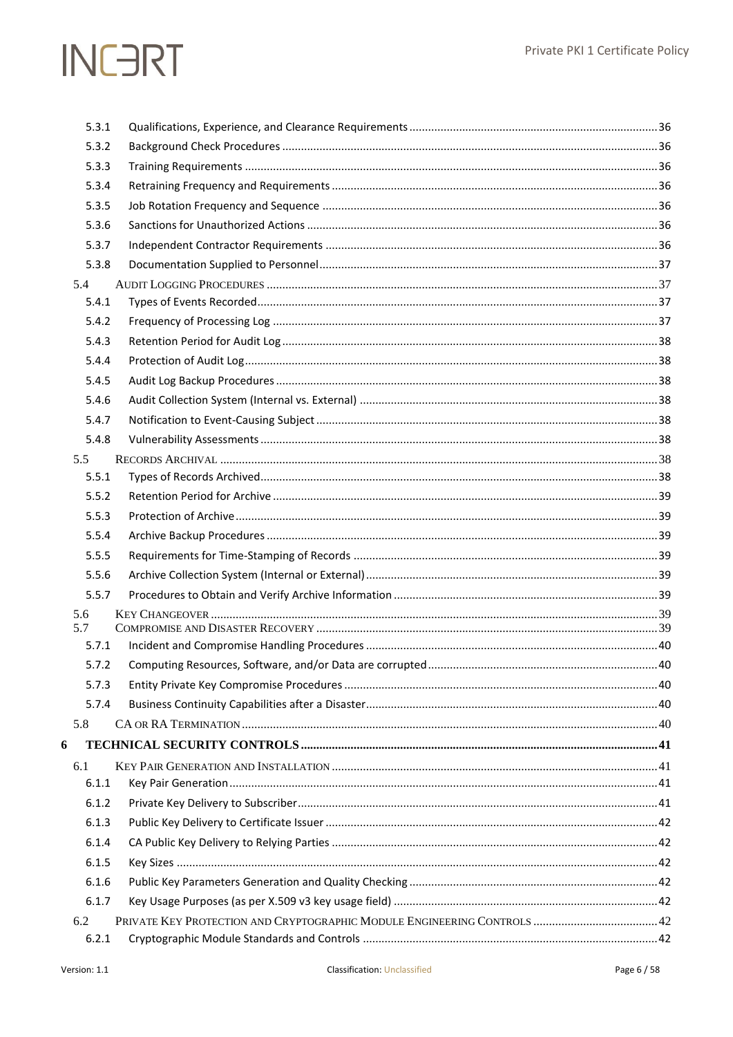5.3.1 Qualifications, Experience, and Clearance Requirements ..... 36
5.3.2 Background Check Procedures ..... 36
5.3.3 Training Requirements ..... 36
5.3.4 Retraining Frequency and Requirements ..... 36
5.3.5 Job Rotation Frequency and Sequence ..... 36
5.3.6 Sanctions for Unauthorized Actions ..... 36
5.3.7 Independent Contractor Requirements ..... 36
5.3.8 Documentation Supplied to Personnel ..... 37

5.4 AUDIT LOGGING PROCEDURES ..... 37
5.4.1 Types of Events Recorded ..... 37
5.4.2 Frequency of Processing Log ..... 37
5.4.3 Retention Period for Audit Log ..... 38
5.4.4 Protection of Audit Log ..... 38
5.4.5 Audit Log Backup Procedures ..... 38
5.4.6 Audit Collection System (Internal vs. External) ..... 38
5.4.7 Notification to Event-Causing Subject ..... 38
5.4.8 Vulnerability Assessments ..... 38

5.5 RECORDS ARCHIVAL ..... 38
5.5.1 Types of Records Archived ..... 38
5.5.2 Retention Period for Archive ..... 39
5.5.3 Protection of Archive ..... 39
5.5.4 Archive Backup Procedures ..... 39
5.5.5 Requirements for Time-Stamping of Records ..... 39
5.5.6 Archive Collection System (Internal or External) ..... 39
5.5.7 Procedures to Obtain and Verify Archive Information ..... 39

5.6 KEY CHANGEOVER ..... 39
5.7 COMPROMISE AND DISASTER RECOVERY ..... 39
5.7.1 Incident and Compromise Handling Procedures ..... 40
5.7.2 Computing Resources, Software, and/or Data are corrupted ..... 40
5.7.3 Entity Private Key Compromise Procedures ..... 40
5.7.4 Business Continuity Capabilities after a Disaster ..... 40

5.8 CA OR RA TERMINATION ..... 40

**6 TECHNICAL SECURITY CONTROLS ..... 41**

6.1 KEY PAIR GENERATION AND INSTALLATION ..... 41
6.1.1 Key Pair Generation ..... 41
6.1.2 Private Key Delivery to Subscriber ..... 41
6.1.3 Public Key Delivery to Certificate Issuer ..... 42
6.1.4 CA Public Key Delivery to Relying Parties ..... 42
6.1.5 Key Sizes ..... 42
6.1.6 Public Key Parameters Generation and Quality Checking ..... 42
6.1.7 Key Usage Purposes (as per X.509 v3 key usage field) ..... 42

6.2 PRIVATE KEY PROTECTION AND CRYPTOGRAPHIC MODULE ENGINEERING CONTROLS ..... 42
6.2.1 Cryptographic Module Standards and Controls ..... 42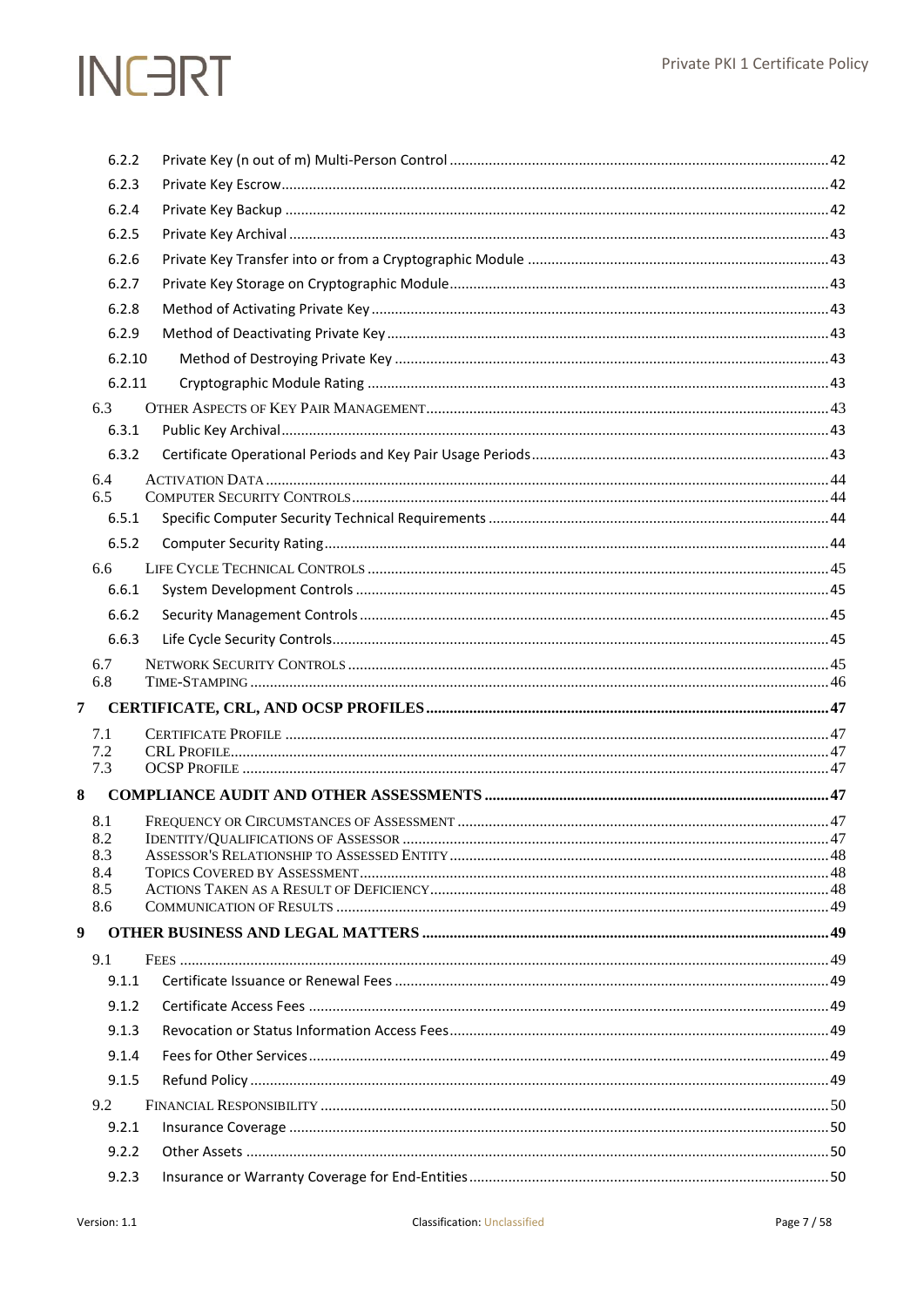6.2.2 Private Key (n out of m) Multi-Person Control ....................................................................................42

6.2.3 Private Key Escrow....................................................................................................................................42

6.2.4 Private Key Backup ...................................................................................................................................42

6.2.5 Private Key Archival ..................................................................................................................................43

6.2.6 Private Key Transfer into or from a Cryptographic Module ..........................................................................43

6.2.7 Private Key Storage on Cryptographic Module..............................................................................................43

6.2.8 Method of Activating Private Key ..............................................................................................................43

6.2.9 Method of Deactivating Private Key ..........................................................................................................43

6.2.10 Method of Destroying Private Key ..........................................................................................................43

6.2.11 Cryptographic Module Rating ..................................................................................................................43

6.3 OTHER ASPECTS OF KEY PAIR MANAGEMENT ..............................................................................................43

6.3.1 Public Key Archival.....................................................................................................................................43

6.3.2 Certificate Operational Periods and Key Pair Usage Periods ........................................................................43

6.4 ACTIVATION DATA .......................................................................................................................................44

6.5 COMPUTER SECURITY CONTROLS ................................................................................................................44

6.5.1 Specific Computer Security Technical Requirements ...................................................................................44

6.5.2 Computer Security Rating..........................................................................................................................44

6.6 LIFE CYCLE TECHNICAL CONTROLS ..............................................................................................................45

6.6.1 System Development Controls ..................................................................................................................45

6.6.2 Security Management Controls .................................................................................................................45

6.6.3 Life Cycle Security Controls.......................................................................................................................45

6.7 NETWORK SECURITY CONTROLS ..................................................................................................................45

6.8 TIME-STAMPING ...........................................................................................................................................46

**7 CERTIFICATE, CRL, AND OCSP PROFILES ....................................................................................................47**

7.1 CERTIFICATE PROFILE ..................................................................................................................................47

7.2 CRL PROFILE.................................................................................................................................................47

7.3 OCSP PROFILE ..............................................................................................................................................47

**8 COMPLIANCE AUDIT AND OTHER ASSESSMENTS .....................................................................................47**

8.1 FREQUENCY OR CIRCUMSTANCES OF ASSESSMENT ......................................................................................47

8.2 IDENTITY/QUALIFICATIONS OF ASSESSOR .....................................................................................................47

8.3 ASSESSOR'S RELATIONSHIP TO ASSESSED ENTITY ..........................................................................................48

8.4 TOPICS COVERED BY ASSESSMENT.................................................................................................................48

8.5 ACTIONS TAKEN AS A RESULT OF DEFICIENCY..................................................................................................48

8.6 COMMUNICATION OF RESULTS ......................................................................................................................49

**9 OTHER BUSINESS AND LEGAL MATTERS .....................................................................................................49**

9.1 FEES .............................................................................................................................................................49

9.1.1 Certificate Issuance or Renewal Fees ..........................................................................................................49

9.1.2 Certificate Access Fees ..............................................................................................................................49

9.1.3 Revocation or Status Information Access Fees...............................................................................................49

9.1.4 Fees for Other Services...............................................................................................................................49

9.1.5 Refund Policy .............................................................................................................................................49

9.2 FINANCIAL RESPONSIBILITY ..........................................................................................................................50

9.2.1 Insurance Coverage ...................................................................................................................................50

9.2.2 Other Assets .............................................................................................................................................50

9.2.3 Insurance or Warranty Coverage for End-Entities..........................................................................................50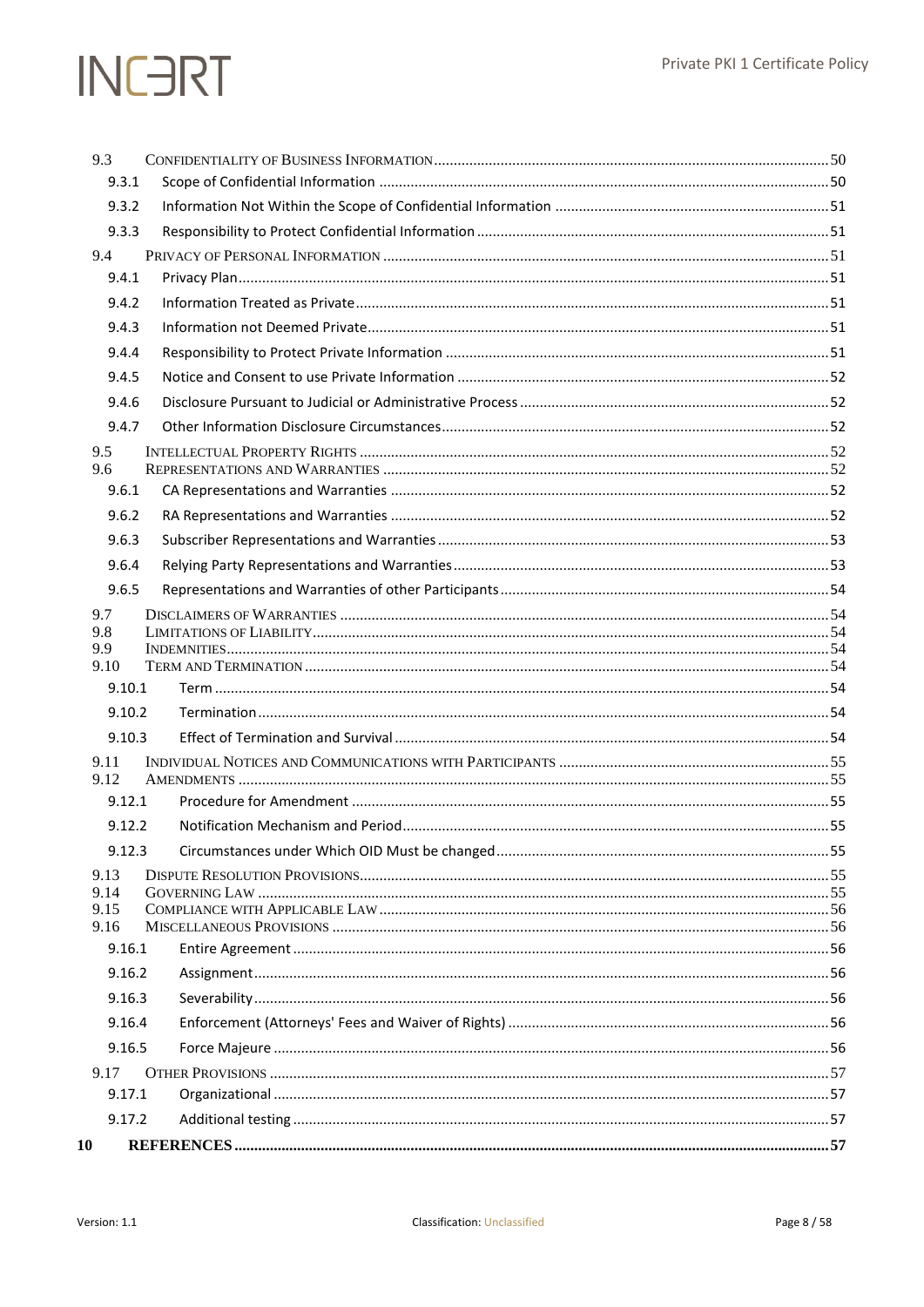| | | |
|---|---|---|
| 9.3 | CONFIDENTIALITY OF BUSINESS INFORMATION | 50 |
| 9.3.1 | Scope of Confidential Information | 50 |
| 9.3.2 | Information Not Within the Scope of Confidential Information | 51 |
| 9.3.3 | Responsibility to Protect Confidential Information | 51 |
| 9.4 | PRIVACY OF PERSONAL INFORMATION | 51 |
| 9.4.1 | Privacy Plan | 51 |
| 9.4.2 | Information Treated as Private | 51 |
| 9.4.3 | Information not Deemed Private | 51 |
| 9.4.4 | Responsibility to Protect Private Information | 51 |
| 9.4.5 | Notice and Consent to use Private Information | 52 |
| 9.4.6 | Disclosure Pursuant to Judicial or Administrative Process | 52 |
| 9.4.7 | Other Information Disclosure Circumstances | 52 |
| 9.5 | INTELLECTUAL PROPERTY RIGHTS | 52 |
| 9.6 | REPRESENTATIONS AND WARRANTIES | 52 |
| 9.6.1 | CA Representations and Warranties | 52 |
| 9.6.2 | RA Representations and Warranties | 52 |
| 9.6.3 | Subscriber Representations and Warranties | 53 |
| 9.6.4 | Relying Party Representations and Warranties | 53 |
| 9.6.5 | Representations and Warranties of other Participants | 54 |
| 9.7 | DISCLAIMERS OF WARRANTIES | 54 |
| 9.8 | LIMITATIONS OF LIABILITY | 54 |
| 9.9 | INDEMNITIES | 54 |
| 9.10 | TERM AND TERMINATION | 54 |
| 9.10.1 | Term | 54 |
| 9.10.2 | Termination | 54 |
| 9.10.3 | Effect of Termination and Survival | 54 |
| 9.11 | INDIVIDUAL NOTICES AND COMMUNICATIONS WITH PARTICIPANTS | 55 |
| 9.12 | AMENDMENTS | 55 |
| 9.12.1 | Procedure for Amendment | 55 |
| 9.12.2 | Notification Mechanism and Period | 55 |
| 9.12.3 | Circumstances under Which OID Must be changed | 55 |
| 9.13 | DISPUTE RESOLUTION PROVISIONS | 55 |
| 9.14 | GOVERNING LAW | 55 |
| 9.15 | COMPLIANCE WITH APPLICABLE LAW | 56 |
| 9.16 | MISCELLANEOUS PROVISIONS | 56 |
| 9.16.1 | Entire Agreement | 56 |
| 9.16.2 | Assignment | 56 |
| 9.16.3 | Severability | 56 |
| 9.16.4 | Enforcement (Attorneys' Fees and Waiver of Rights) | 56 |
| 9.16.5 | Force Majeure | 56 |
| 9.17 | OTHER PROVISIONS | 57 |
| 9.17.1 | Organizational | 57 |
| 9.17.2 | Additional testing | 57 |
| **10** | **REFERENCES** | **57** |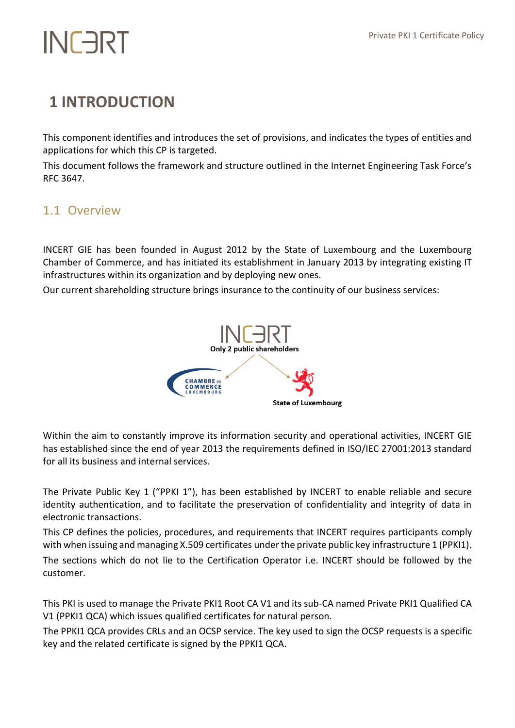# 1 INTRODUCTION

This component identifies and introduces the set of provisions, and indicates the types of entities and applications for which this CP is targeted.

This document follows the framework and structure outlined in the Internet Engineering Task Force's RFC 3647.

## 1.1 Overview

INCERT GIE has been founded in August 2012 by the State of Luxembourg and the Luxembourg Chamber of Commerce, and has initiated its establishment in January 2013 by integrating existing IT infrastructures within its organization and by deploying new ones.

Our current shareholding structure brings insurance to the continuity of our business services:

INCERT
Only 2 public shareholders
CHAMBRE DE COMMERCE LUXEMBOURG
State of Luxembourg

Within the aim to constantly improve its information security and operational activities, INCERT GIE has established since the end of year 2013 the requirements defined in ISO/IEC 27001:2013 standard for all its business and internal services.

The Private Public Key 1 ("PPKI 1"), has been established by INCERT to enable reliable and secure identity authentication, and to facilitate the preservation of confidentiality and integrity of data in electronic transactions.

This CP defines the policies, procedures, and requirements that INCERT requires participants comply with when issuing and managing X.509 certificates under the private public key infrastructure 1 (PPKI1).

The sections which do not lie to the Certification Operator i.e. INCERT should be followed by the customer.

This PKI is used to manage the Private PKI1 Root CA V1 and its sub-CA named Private PKI1 Qualified CA V1 (PPKI1 QCA) which issues qualified certificates for natural person.

The PPKI1 QCA provides CRLs and an OCSP service. The key used to sign the OCSP requests is a specific key and the related certificate is signed by the PPKI1 QCA.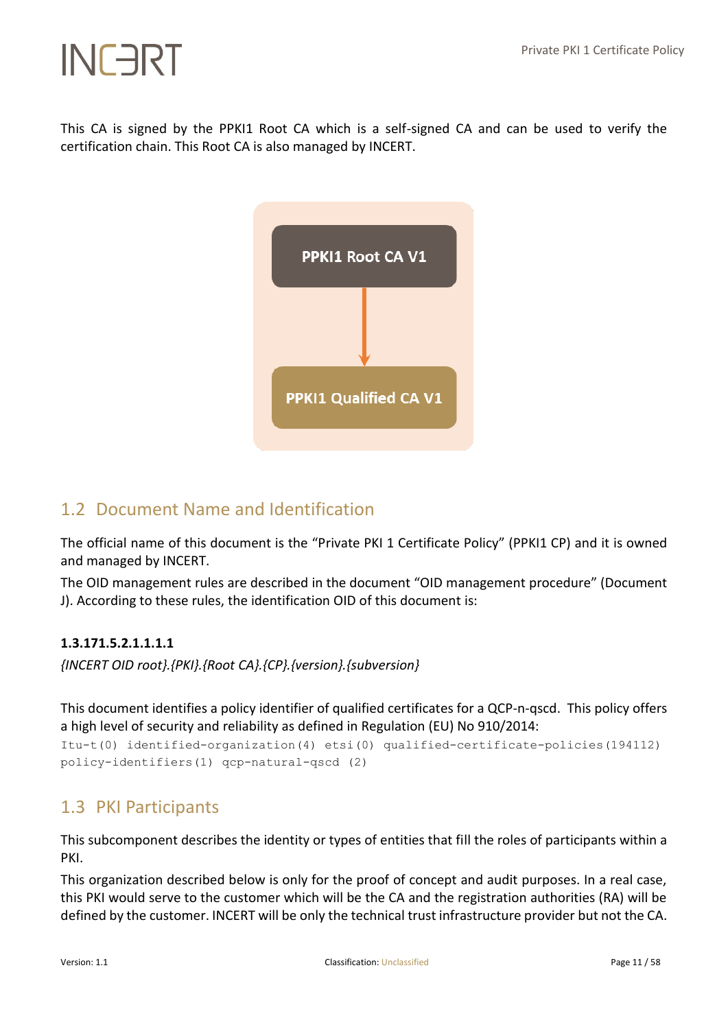This CA is signed by the PPKI1 Root CA which is a self-signed CA and can be used to verify the certification chain. This Root CA is also managed by INCERT.

PPKI1 Root CA V1

PPKI1 Qualified CA V1

## 1.2 Document Name and Identification

The official name of this document is the "Private PKI 1 Certificate Policy" (PPKI1 CP) and it is owned and managed by INCERT.

The OID management rules are described in the document "OID management procedure" (Document J). According to these rules, the identification OID of this document is:

**1.3.171.5.2.1.1.1.1**

*{INCERT OID root}.{PKI}.{Root CA}.{CP}.{version}.{subversion}*

This document identifies a policy identifier of qualified certificates for a QCP-n-qscd. This policy offers a high level of security and reliability as defined in Regulation (EU) No 910/2014:

```
Itu-t(0) identified-organization(4) etsi(0) qualified-certificate-policies(194112)
policy-identifiers(1) qcp-natural-qscd (2)
```

## 1.3 PKI Participants

This subcomponent describes the identity or types of entities that fill the roles of participants within a PKI.

This organization described below is only for the proof of concept and audit purposes. In a real case, this PKI would serve to the customer which will be the CA and the registration authorities (RA) will be defined by the customer. INCERT will be only the technical trust infrastructure provider but not the CA.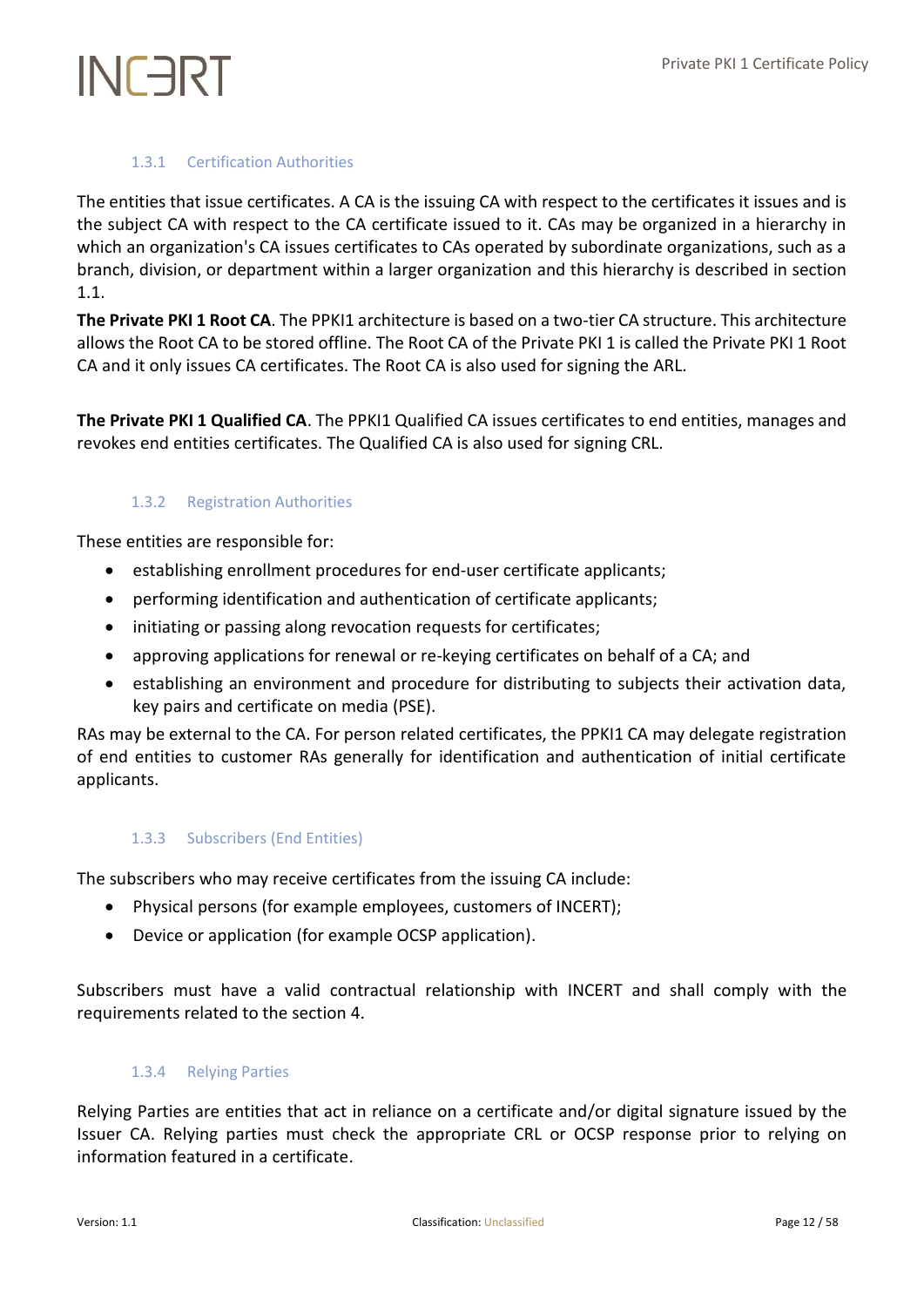### 1.3.1 Certification Authorities

The entities that issue certificates. A CA is the issuing CA with respect to the certificates it issues and is the subject CA with respect to the CA certificate issued to it. CAs may be organized in a hierarchy in which an organization's CA issues certificates to CAs operated by subordinate organizations, such as a branch, division, or department within a larger organization and this hierarchy is described in section 1.1.

**The Private PKI 1 Root CA**. The PPKI1 architecture is based on a two-tier CA structure. This architecture allows the Root CA to be stored offline. The Root CA of the Private PKI 1 is called the Private PKI 1 Root CA and it only issues CA certificates. The Root CA is also used for signing the ARL.

**The Private PKI 1 Qualified CA**. The PPKI1 Qualified CA issues certificates to end entities, manages and revokes end entities certificates. The Qualified CA is also used for signing CRL.

### 1.3.2 Registration Authorities

These entities are responsible for:

- establishing enrollment procedures for end-user certificate applicants;
- performing identification and authentication of certificate applicants;
- initiating or passing along revocation requests for certificates;
- approving applications for renewal or re-keying certificates on behalf of a CA; and
- establishing an environment and procedure for distributing to subjects their activation data, key pairs and certificate on media (PSE).

RAs may be external to the CA. For person related certificates, the PPKI1 CA may delegate registration of end entities to customer RAs generally for identification and authentication of initial certificate applicants.

### 1.3.3 Subscribers (End Entities)

The subscribers who may receive certificates from the issuing CA include:

- Physical persons (for example employees, customers of INCERT);
- Device or application (for example OCSP application).

Subscribers must have a valid contractual relationship with INCERT and shall comply with the requirements related to the section 4.

### 1.3.4 Relying Parties

Relying Parties are entities that act in reliance on a certificate and/or digital signature issued by the Issuer CA. Relying parties must check the appropriate CRL or OCSP response prior to relying on information featured in a certificate.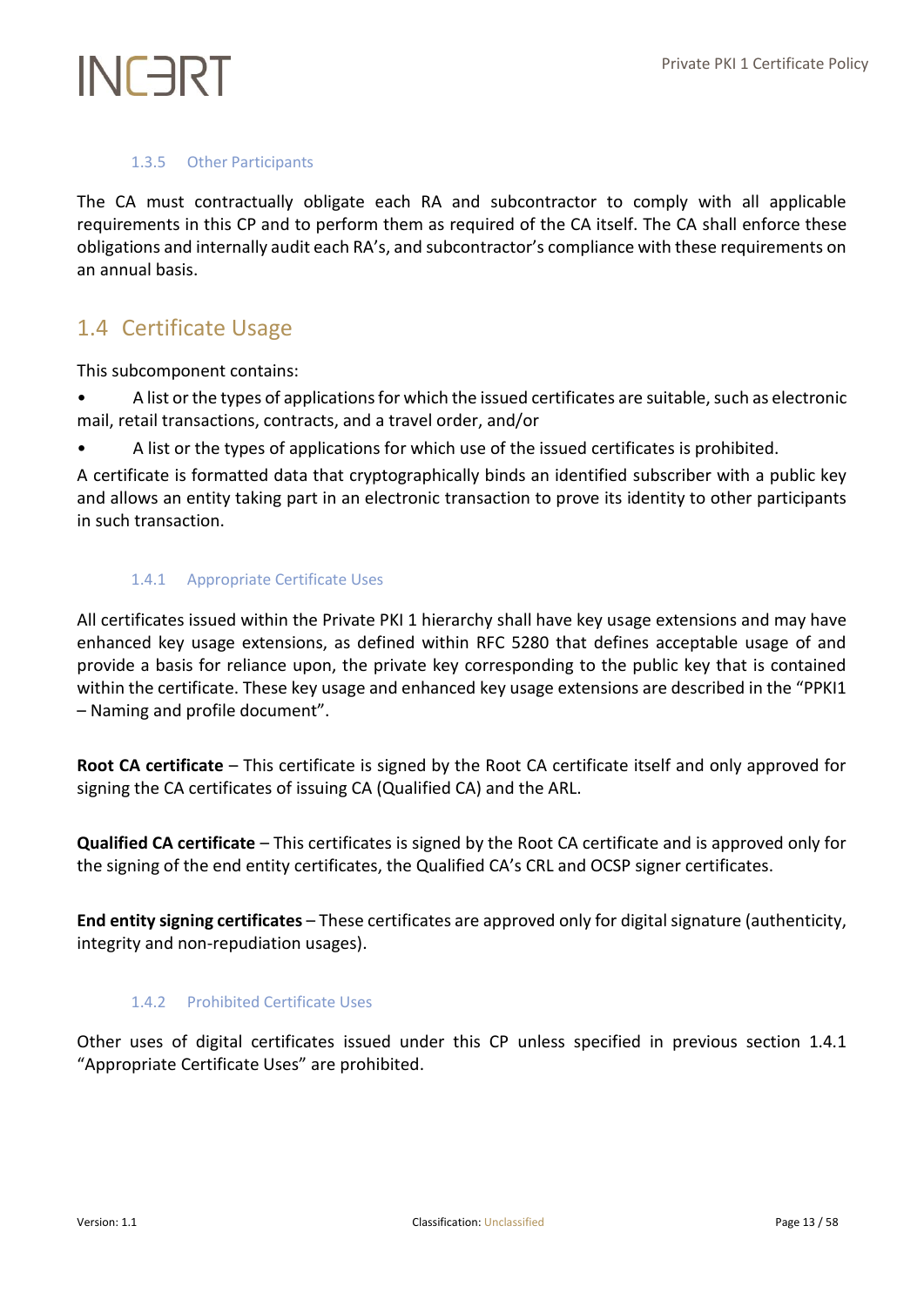### 1.3.5 Other Participants

The CA must contractually obligate each RA and subcontractor to comply with all applicable requirements in this CP and to perform them as required of the CA itself. The CA shall enforce these obligations and internally audit each RA's, and subcontractor's compliance with these requirements on an annual basis.

## 1.4 Certificate Usage

This subcomponent contains:

- A list or the types of applications for which the issued certificates are suitable, such as electronic mail, retail transactions, contracts, and a travel order, and/or
- A list or the types of applications for which use of the issued certificates is prohibited.

A certificate is formatted data that cryptographically binds an identified subscriber with a public key and allows an entity taking part in an electronic transaction to prove its identity to other participants in such transaction.

### 1.4.1 Appropriate Certificate Uses

All certificates issued within the Private PKI 1 hierarchy shall have key usage extensions and may have enhanced key usage extensions, as defined within RFC 5280 that defines acceptable usage of and provide a basis for reliance upon, the private key corresponding to the public key that is contained within the certificate. These key usage and enhanced key usage extensions are described in the "PPKI1 – Naming and profile document".

**Root CA certificate** – This certificate is signed by the Root CA certificate itself and only approved for signing the CA certificates of issuing CA (Qualified CA) and the ARL.

**Qualified CA certificate** – This certificates is signed by the Root CA certificate and is approved only for the signing of the end entity certificates, the Qualified CA's CRL and OCSP signer certificates.

**End entity signing certificates** – These certificates are approved only for digital signature (authenticity, integrity and non-repudiation usages).

### 1.4.2 Prohibited Certificate Uses

Other uses of digital certificates issued under this CP unless specified in previous section 1.4.1 "Appropriate Certificate Uses" are prohibited.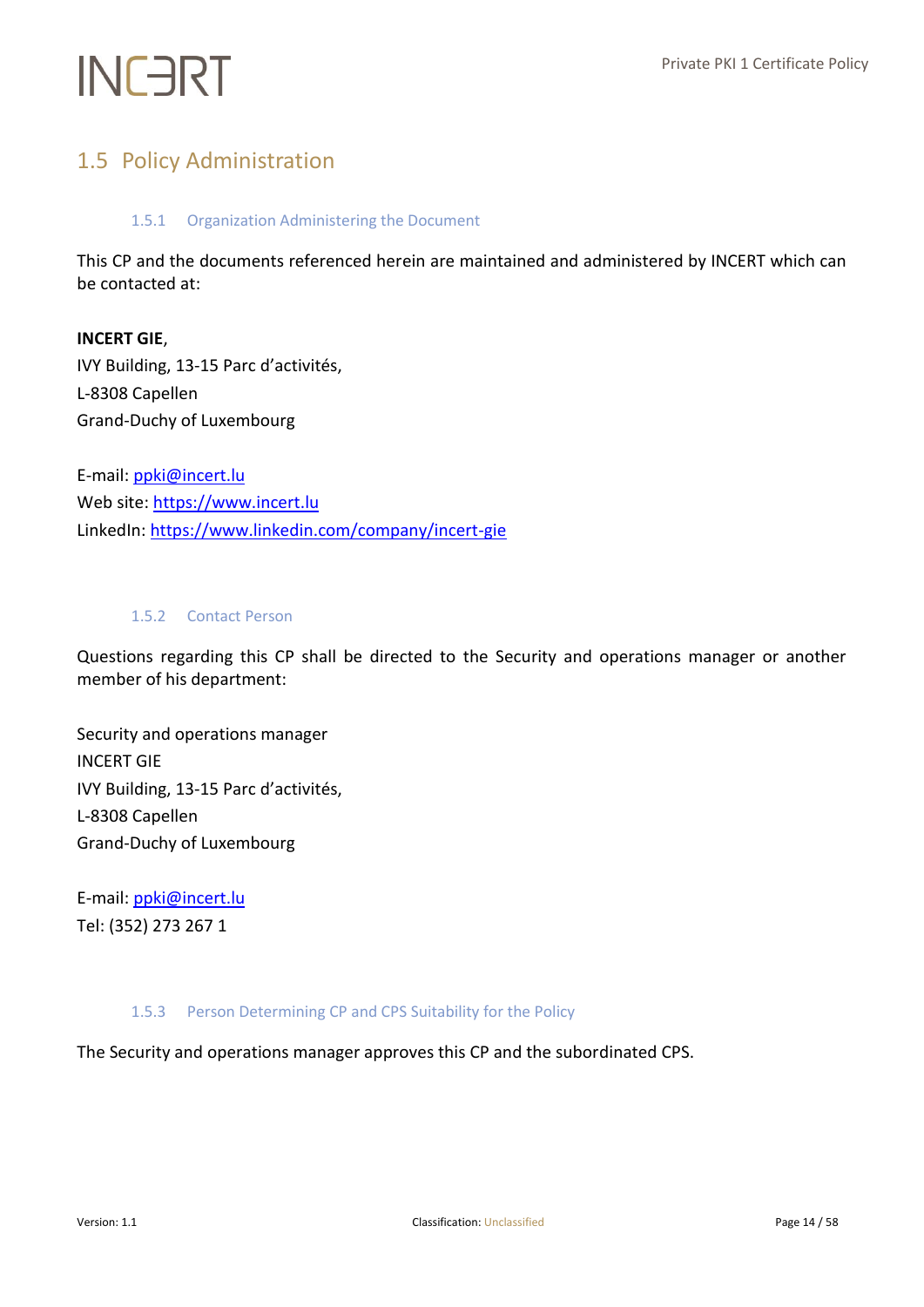## 1.5 Policy Administration

### 1.5.1 Organization Administering the Document

This CP and the documents referenced herein are maintained and administered by INCERT which can be contacted at:

**INCERT GIE**,
IVY Building, 13-15 Parc d'activités,
L-8308 Capellen
Grand-Duchy of Luxembourg

E-mail: ppki@incert.lu
Web site: https://www.incert.lu
LinkedIn: https://www.linkedin.com/company/incert-gie

### 1.5.2 Contact Person

Questions regarding this CP shall be directed to the Security and operations manager or another member of his department:

Security and operations manager
INCERT GIE
IVY Building, 13-15 Parc d'activités,
L-8308 Capellen
Grand-Duchy of Luxembourg

E-mail: ppki@incert.lu
Tel: (352) 273 267 1

### 1.5.3 Person Determining CP and CPS Suitability for the Policy

The Security and operations manager approves this CP and the subordinated CPS.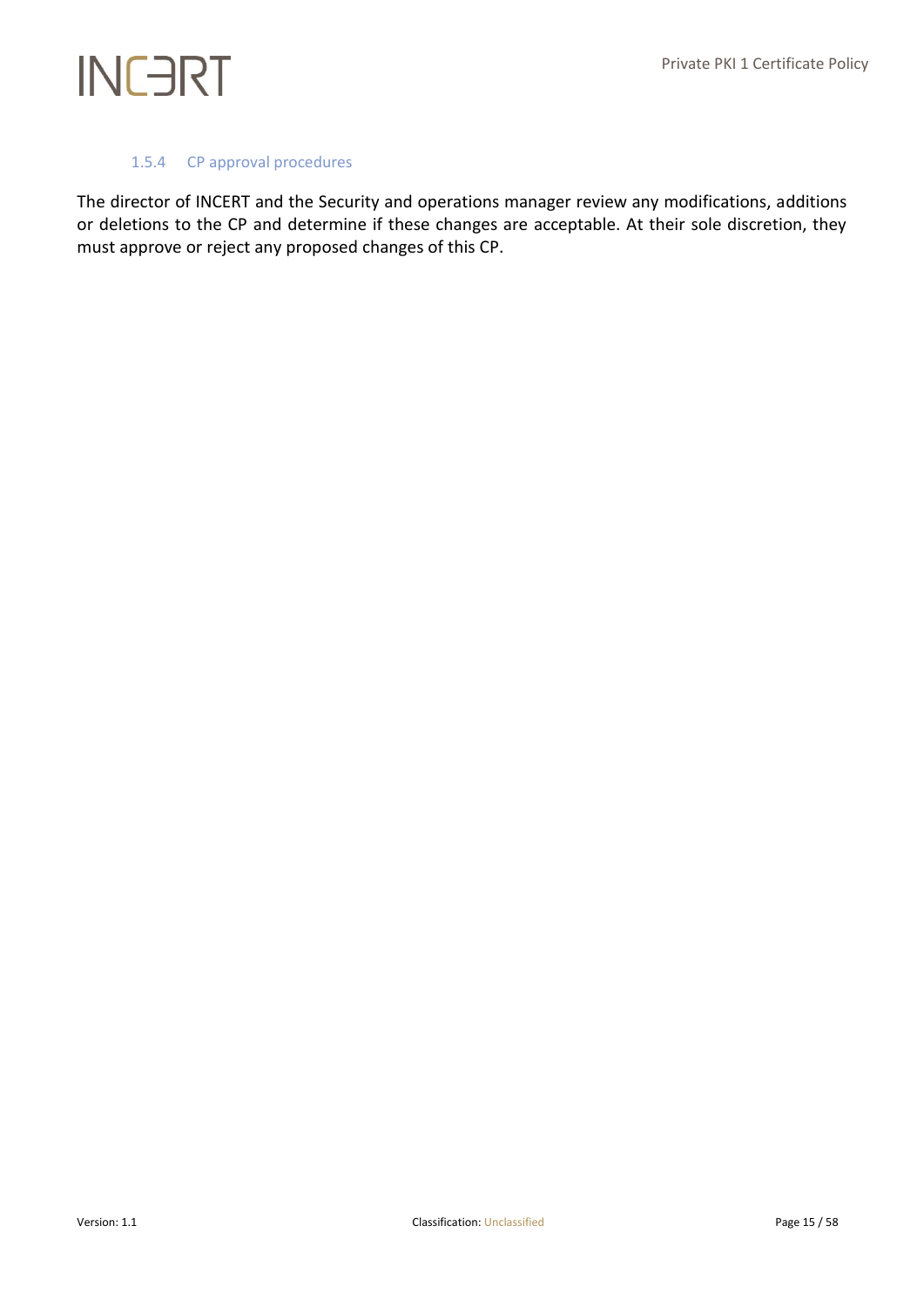#### 1.5.4 CP approval procedures

The director of INCERT and the Security and operations manager review any modifications, additions or deletions to the CP and determine if these changes are acceptable. At their sole discretion, they must approve or reject any proposed changes of this CP.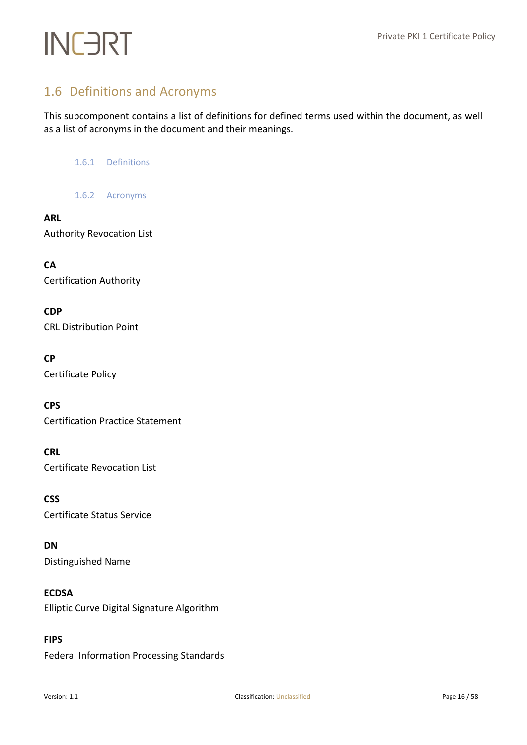## 1.6 Definitions and Acronyms

This subcomponent contains a list of definitions for defined terms used within the document, as well as a list of acronyms in the document and their meanings.

### 1.6.1 Definitions

### 1.6.2 Acronyms

**ARL**
Authority Revocation List

**CA**
Certification Authority

**CDP**
CRL Distribution Point

**CP**
Certificate Policy

**CPS**
Certification Practice Statement

**CRL**
Certificate Revocation List

**CSS**
Certificate Status Service

**DN**
Distinguished Name

**ECDSA**
Elliptic Curve Digital Signature Algorithm

**FIPS**
Federal Information Processing Standards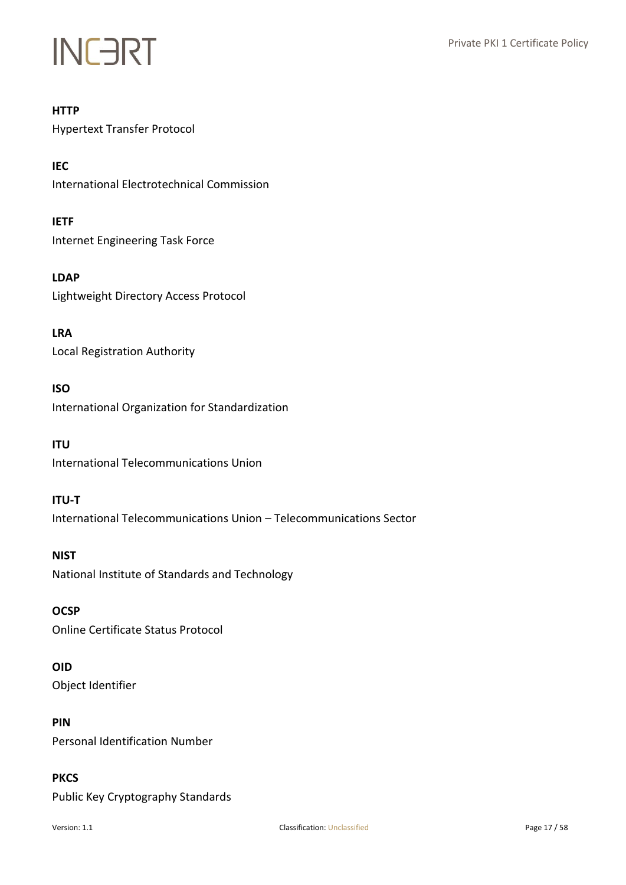**HTTP**
Hypertext Transfer Protocol

**IEC**
International Electrotechnical Commission

**IETF**
Internet Engineering Task Force

**LDAP**
Lightweight Directory Access Protocol

**LRA**
Local Registration Authority

**ISO**
International Organization for Standardization

**ITU**
International Telecommunications Union

**ITU-T**
International Telecommunications Union – Telecommunications Sector

**NIST**
National Institute of Standards and Technology

**OCSP**
Online Certificate Status Protocol

**OID**
Object Identifier

**PIN**
Personal Identification Number

**PKCS**
Public Key Cryptography Standards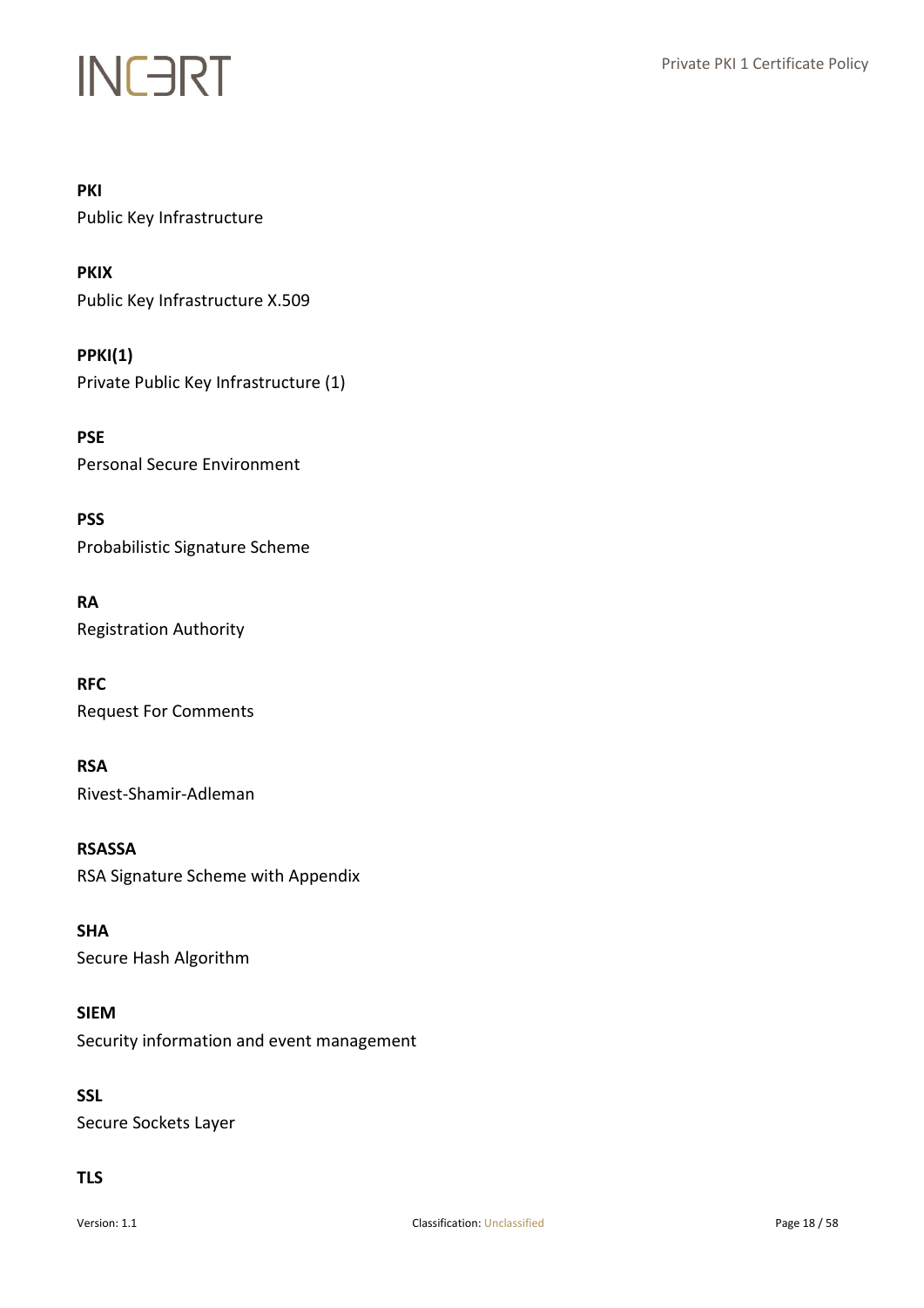**PKI**
Public Key Infrastructure

**PKIX**
Public Key Infrastructure X.509

**PPKI(1)**
Private Public Key Infrastructure (1)

**PSE**
Personal Secure Environment

**PSS**
Probabilistic Signature Scheme

**RA**
Registration Authority

**RFC**
Request For Comments

**RSA**
Rivest-Shamir-Adleman

**RSASSA**
RSA Signature Scheme with Appendix

**SHA**
Secure Hash Algorithm

**SIEM**
Security information and event management

**SSL**
Secure Sockets Layer

**TLS**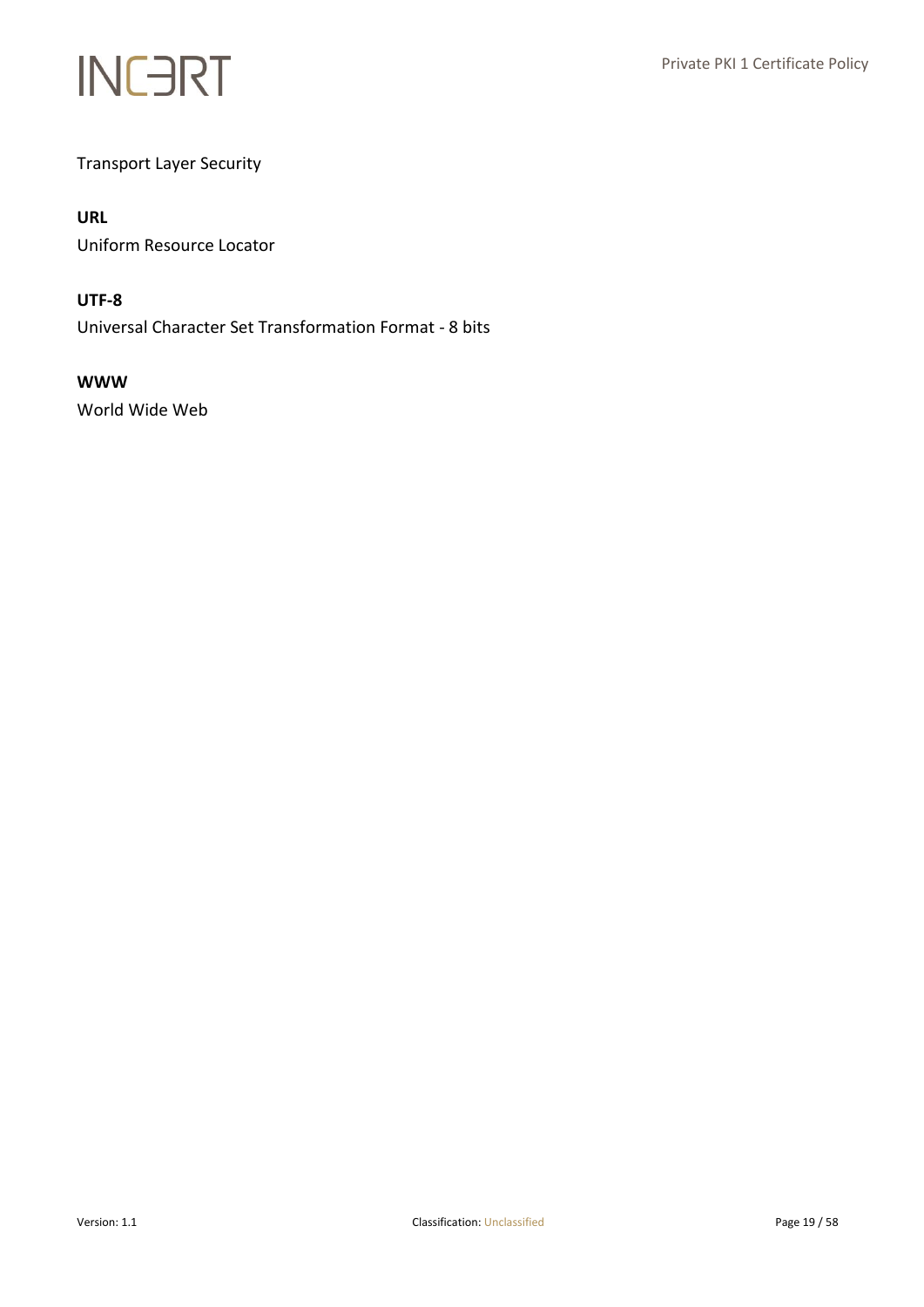Transport Layer Security

**URL**
Uniform Resource Locator

**UTF-8**
Universal Character Set Transformation Format - 8 bits

**WWW**
World Wide Web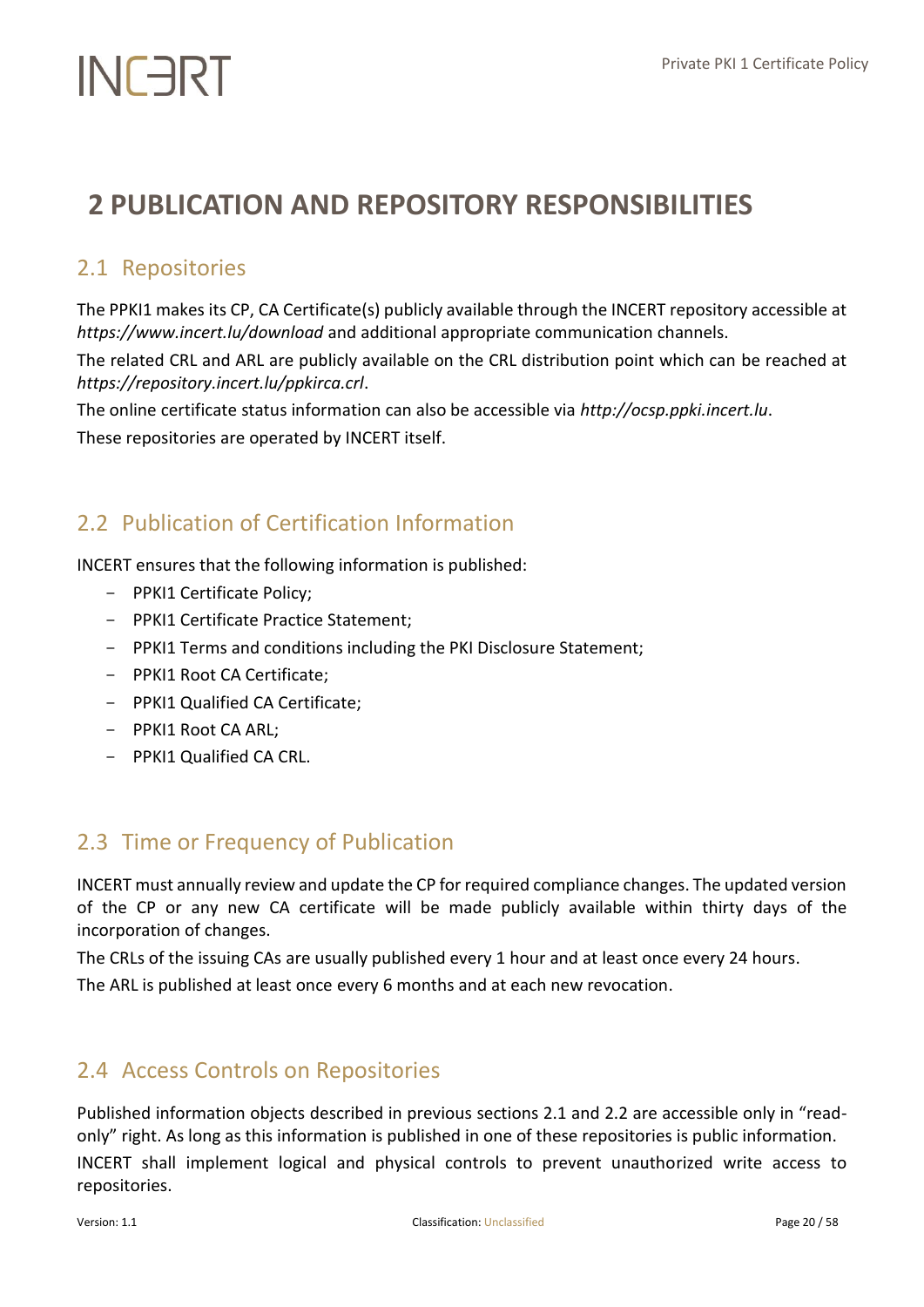# 2 PUBLICATION AND REPOSITORY RESPONSIBILITIES

## 2.1 Repositories

The PPKI1 makes its CP, CA Certificate(s) publicly available through the INCERT repository accessible at *https://www.incert.lu/download* and additional appropriate communication channels.

The related CRL and ARL are publicly available on the CRL distribution point which can be reached at *https://repository.incert.lu/ppkirca.crl*.

The online certificate status information can also be accessible via *http://ocsp.ppki.incert.lu*.

These repositories are operated by INCERT itself.

## 2.2 Publication of Certification Information

INCERT ensures that the following information is published:

- PPKI1 Certificate Policy;
- PPKI1 Certificate Practice Statement;
- PPKI1 Terms and conditions including the PKI Disclosure Statement;
- PPKI1 Root CA Certificate;
- PPKI1 Qualified CA Certificate;
- PPKI1 Root CA ARL;
- PPKI1 Qualified CA CRL.

## 2.3 Time or Frequency of Publication

INCERT must annually review and update the CP for required compliance changes. The updated version of the CP or any new CA certificate will be made publicly available within thirty days of the incorporation of changes.

The CRLs of the issuing CAs are usually published every 1 hour and at least once every 24 hours.

The ARL is published at least once every 6 months and at each new revocation.

## 2.4 Access Controls on Repositories

Published information objects described in previous sections 2.1 and 2.2 are accessible only in “read-only” right. As long as this information is published in one of these repositories is public information.

INCERT shall implement logical and physical controls to prevent unauthorized write access to repositories.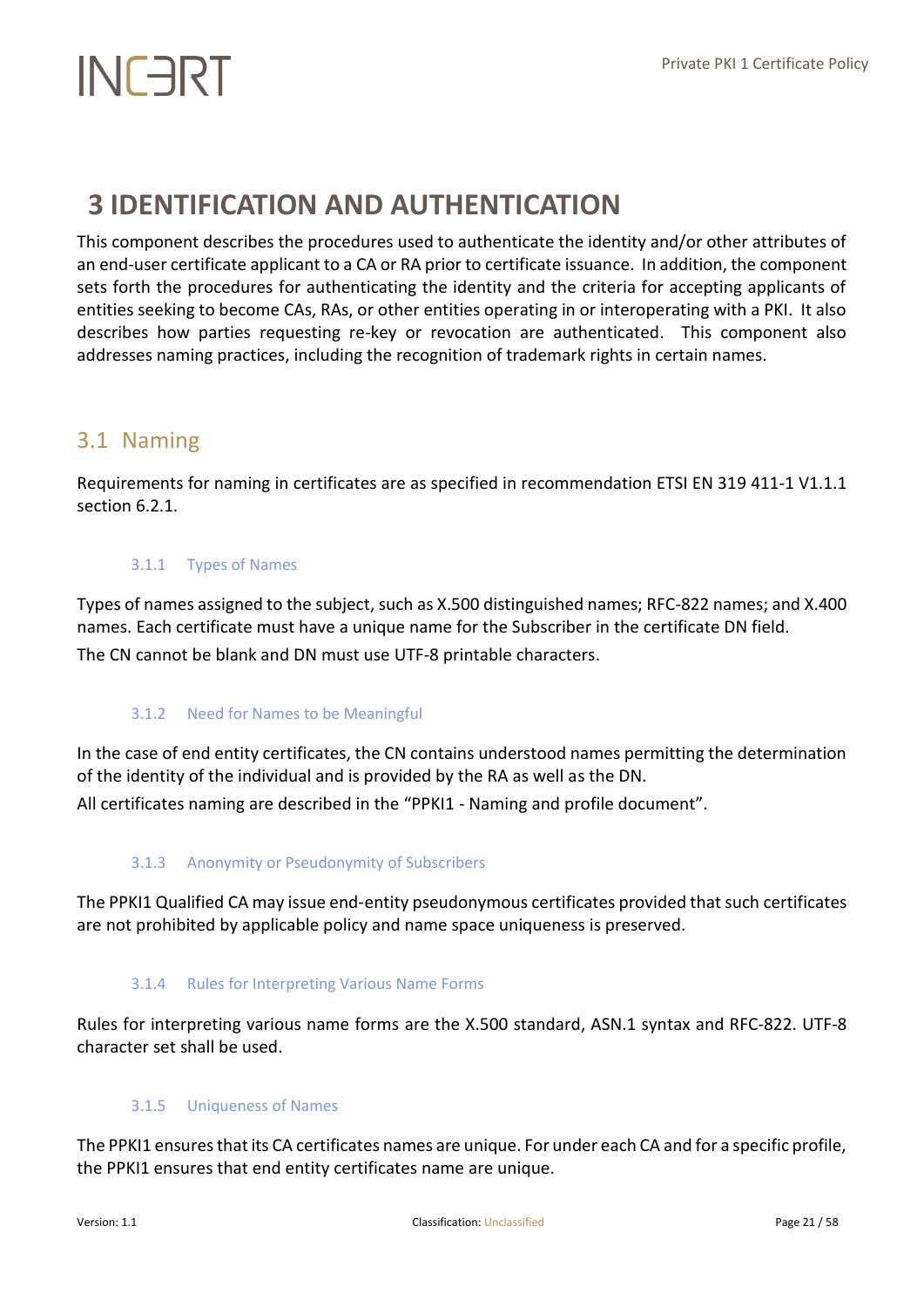# 3 IDENTIFICATION AND AUTHENTICATION

This component describes the procedures used to authenticate the identity and/or other attributes of an end-user certificate applicant to a CA or RA prior to certificate issuance. In addition, the component sets forth the procedures for authenticating the identity and the criteria for accepting applicants of entities seeking to become CAs, RAs, or other entities operating in or interoperating with a PKI. It also describes how parties requesting re-key or revocation are authenticated. This component also addresses naming practices, including the recognition of trademark rights in certain names.

## 3.1 Naming

Requirements for naming in certificates are as specified in recommendation ETSI EN 319 411-1 V1.1.1 section 6.2.1.

### 3.1.1 Types of Names

Types of names assigned to the subject, such as X.500 distinguished names; RFC-822 names; and X.400 names. Each certificate must have a unique name for the Subscriber in the certificate DN field.

The CN cannot be blank and DN must use UTF-8 printable characters.

### 3.1.2 Need for Names to be Meaningful

In the case of end entity certificates, the CN contains understood names permitting the determination of the identity of the individual and is provided by the RA as well as the DN.

All certificates naming are described in the "PPKI1 - Naming and profile document".

### 3.1.3 Anonymity or Pseudonymity of Subscribers

The PPKI1 Qualified CA may issue end-entity pseudonymous certificates provided that such certificates are not prohibited by applicable policy and name space uniqueness is preserved.

### 3.1.4 Rules for Interpreting Various Name Forms

Rules for interpreting various name forms are the X.500 standard, ASN.1 syntax and RFC-822. UTF-8 character set shall be used.

### 3.1.5 Uniqueness of Names

The PPKI1 ensures that its CA certificates names are unique. For under each CA and for a specific profile, the PPKI1 ensures that end entity certificates name are unique.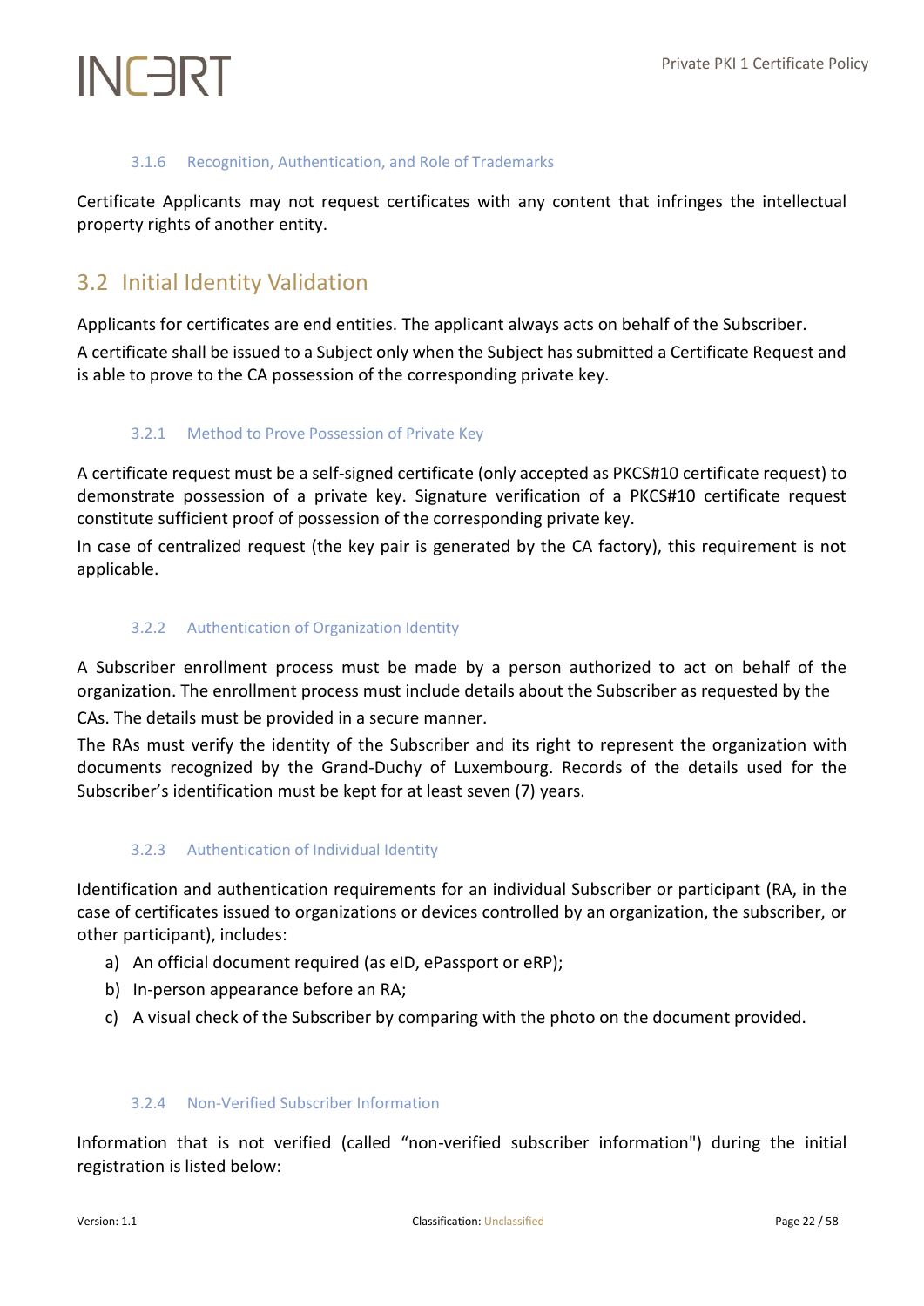#### 3.1.6 Recognition, Authentication, and Role of Trademarks

Certificate Applicants may not request certificates with any content that infringes the intellectual property rights of another entity.

## 3.2 Initial Identity Validation

Applicants for certificates are end entities. The applicant always acts on behalf of the Subscriber.

A certificate shall be issued to a Subject only when the Subject has submitted a Certificate Request and is able to prove to the CA possession of the corresponding private key.

#### 3.2.1 Method to Prove Possession of Private Key

A certificate request must be a self-signed certificate (only accepted as PKCS#10 certificate request) to demonstrate possession of a private key. Signature verification of a PKCS#10 certificate request constitute sufficient proof of possession of the corresponding private key.

In case of centralized request (the key pair is generated by the CA factory), this requirement is not applicable.

#### 3.2.2 Authentication of Organization Identity

A Subscriber enrollment process must be made by a person authorized to act on behalf of the organization. The enrollment process must include details about the Subscriber as requested by the CAs. The details must be provided in a secure manner.

The RAs must verify the identity of the Subscriber and its right to represent the organization with documents recognized by the Grand-Duchy of Luxembourg. Records of the details used for the Subscriber's identification must be kept for at least seven (7) years.

#### 3.2.3 Authentication of Individual Identity

Identification and authentication requirements for an individual Subscriber or participant (RA, in the case of certificates issued to organizations or devices controlled by an organization, the subscriber, or other participant), includes:

a) An official document required (as eID, ePassport or eRP);
b) In-person appearance before an RA;
c) A visual check of the Subscriber by comparing with the photo on the document provided.

#### 3.2.4 Non-Verified Subscriber Information

Information that is not verified (called "non-verified subscriber information") during the initial registration is listed below: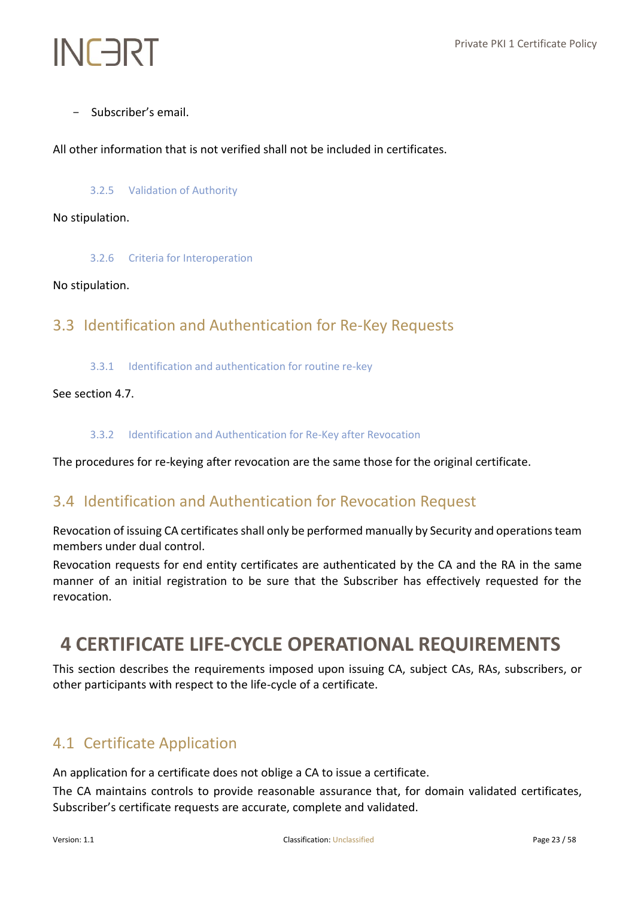- Subscriber's email.

All other information that is not verified shall not be included in certificates.

#### 3.2.5 Validation of Authority

No stipulation.

#### 3.2.6 Criteria for Interoperation

No stipulation.

## 3.3 Identification and Authentication for Re-Key Requests

#### 3.3.1 Identification and authentication for routine re-key

See section 4.7.

#### 3.3.2 Identification and Authentication for Re-Key after Revocation

The procedures for re-keying after revocation are the same those for the original certificate.

## 3.4 Identification and Authentication for Revocation Request

Revocation of issuing CA certificates shall only be performed manually by Security and operations team members under dual control.

Revocation requests for end entity certificates are authenticated by the CA and the RA in the same manner of an initial registration to be sure that the Subscriber has effectively requested for the revocation.

# 4 CERTIFICATE LIFE-CYCLE OPERATIONAL REQUIREMENTS

This section describes the requirements imposed upon issuing CA, subject CAs, RAs, subscribers, or other participants with respect to the life-cycle of a certificate.

## 4.1 Certificate Application

An application for a certificate does not oblige a CA to issue a certificate.

The CA maintains controls to provide reasonable assurance that, for domain validated certificates, Subscriber's certificate requests are accurate, complete and validated.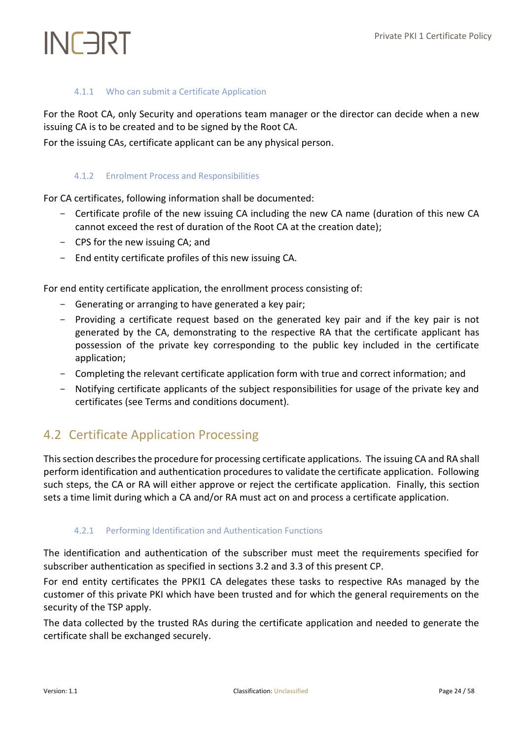#### 4.1.1 Who can submit a Certificate Application

For the Root CA, only Security and operations team manager or the director can decide when a new issuing CA is to be created and to be signed by the Root CA.

For the issuing CAs, certificate applicant can be any physical person.

#### 4.1.2 Enrolment Process and Responsibilities

For CA certificates, following information shall be documented:

- Certificate profile of the new issuing CA including the new CA name (duration of this new CA cannot exceed the rest of duration of the Root CA at the creation date);
- CPS for the new issuing CA; and
- End entity certificate profiles of this new issuing CA.

For end entity certificate application, the enrollment process consisting of:

- Generating or arranging to have generated a key pair;
- Providing a certificate request based on the generated key pair and if the key pair is not generated by the CA, demonstrating to the respective RA that the certificate applicant has possession of the private key corresponding to the public key included in the certificate application;
- Completing the relevant certificate application form with true and correct information; and
- Notifying certificate applicants of the subject responsibilities for usage of the private key and certificates (see Terms and conditions document).

## 4.2 Certificate Application Processing

This section describes the procedure for processing certificate applications. The issuing CA and RA shall perform identification and authentication procedures to validate the certificate application. Following such steps, the CA or RA will either approve or reject the certificate application. Finally, this section sets a time limit during which a CA and/or RA must act on and process a certificate application.

#### 4.2.1 Performing Identification and Authentication Functions

The identification and authentication of the subscriber must meet the requirements specified for subscriber authentication as specified in sections 3.2 and 3.3 of this present CP.

For end entity certificates the PPKI1 CA delegates these tasks to respective RAs managed by the customer of this private PKI which have been trusted and for which the general requirements on the security of the TSP apply.

The data collected by the trusted RAs during the certificate application and needed to generate the certificate shall be exchanged securely.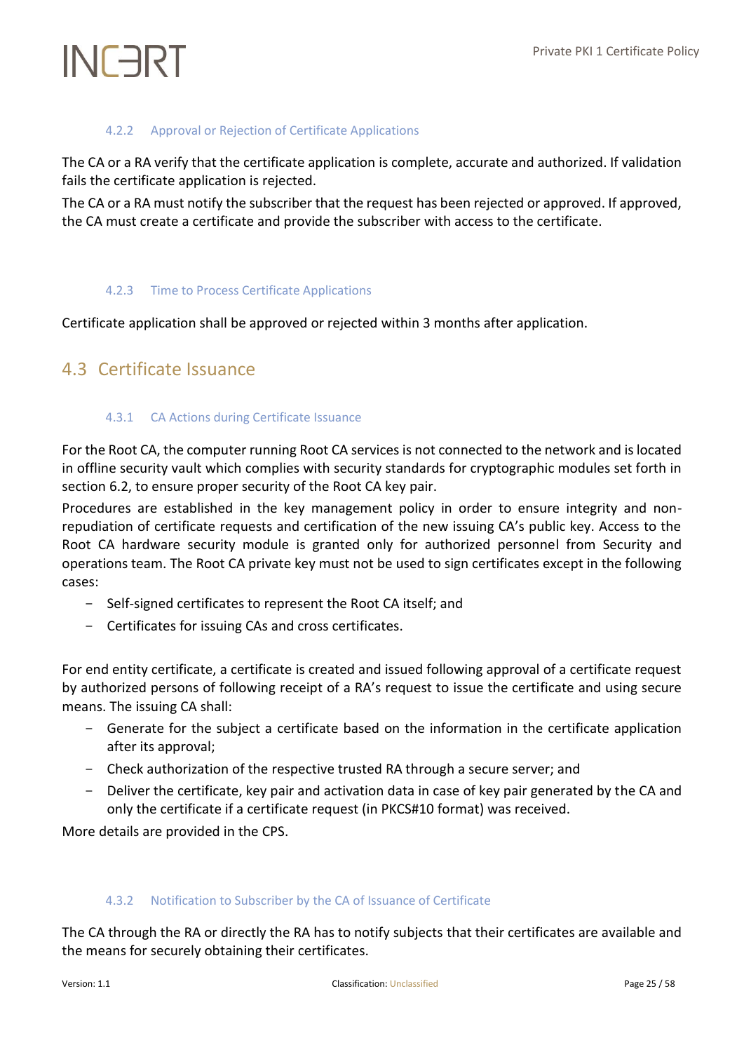#### 4.2.2 Approval or Rejection of Certificate Applications

The CA or a RA verify that the certificate application is complete, accurate and authorized. If validation fails the certificate application is rejected.

The CA or a RA must notify the subscriber that the request has been rejected or approved. If approved, the CA must create a certificate and provide the subscriber with access to the certificate.

#### 4.2.3 Time to Process Certificate Applications

Certificate application shall be approved or rejected within 3 months after application.

### 4.3 Certificate Issuance

#### 4.3.1 CA Actions during Certificate Issuance

For the Root CA, the computer running Root CA services is not connected to the network and is located in offline security vault which complies with security standards for cryptographic modules set forth in section 6.2, to ensure proper security of the Root CA key pair.

Procedures are established in the key management policy in order to ensure integrity and non-repudiation of certificate requests and certification of the new issuing CA's public key. Access to the Root CA hardware security module is granted only for authorized personnel from Security and operations team. The Root CA private key must not be used to sign certificates except in the following cases:

- Self-signed certificates to represent the Root CA itself; and
- Certificates for issuing CAs and cross certificates.

For end entity certificate, a certificate is created and issued following approval of a certificate request by authorized persons of following receipt of a RA's request to issue the certificate and using secure means. The issuing CA shall:

- Generate for the subject a certificate based on the information in the certificate application after its approval;
- Check authorization of the respective trusted RA through a secure server; and
- Deliver the certificate, key pair and activation data in case of key pair generated by the CA and only the certificate if a certificate request (in PKCS#10 format) was received.

More details are provided in the CPS.

#### 4.3.2 Notification to Subscriber by the CA of Issuance of Certificate

The CA through the RA or directly the RA has to notify subjects that their certificates are available and the means for securely obtaining their certificates.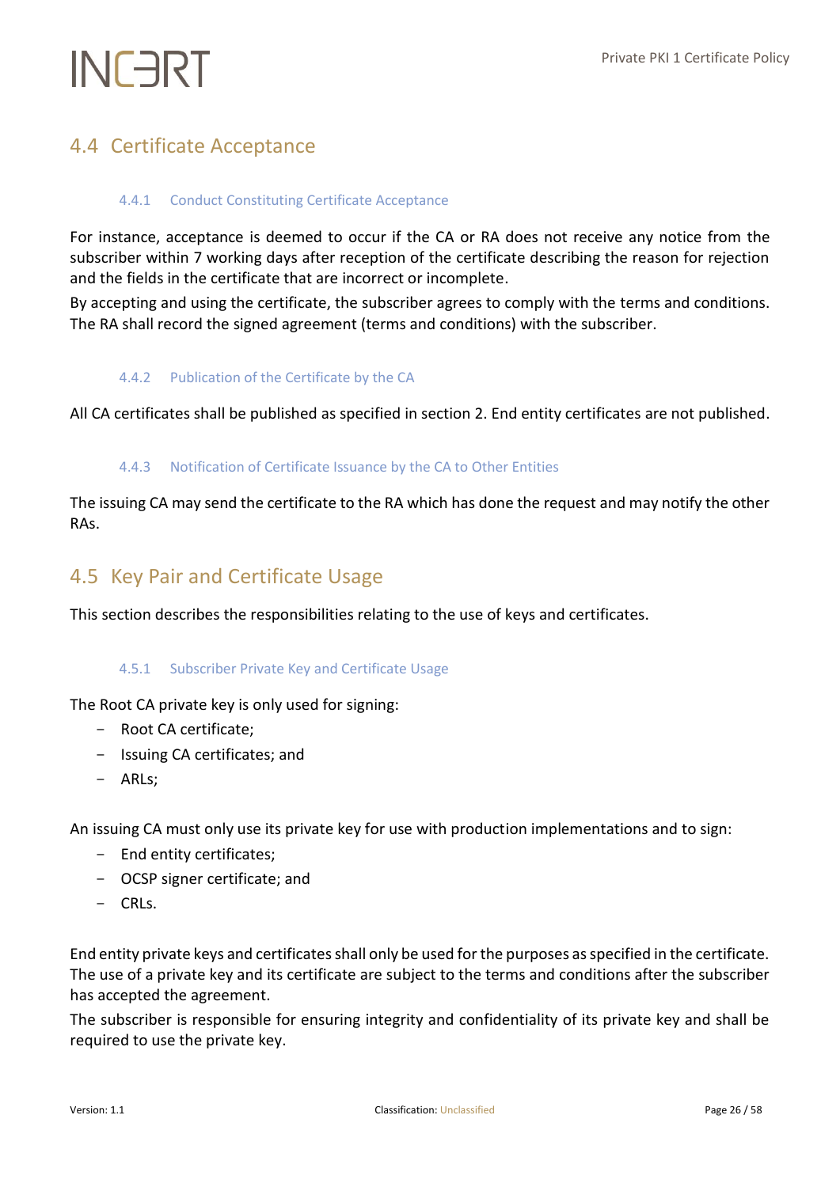## 4.4 Certificate Acceptance

### 4.4.1 Conduct Constituting Certificate Acceptance

For instance, acceptance is deemed to occur if the CA or RA does not receive any notice from the subscriber within 7 working days after reception of the certificate describing the reason for rejection and the fields in the certificate that are incorrect or incomplete.

By accepting and using the certificate, the subscriber agrees to comply with the terms and conditions. The RA shall record the signed agreement (terms and conditions) with the subscriber.

### 4.4.2 Publication of the Certificate by the CA

All CA certificates shall be published as specified in section 2. End entity certificates are not published.

### 4.4.3 Notification of Certificate Issuance by the CA to Other Entities

The issuing CA may send the certificate to the RA which has done the request and may notify the other RAs.

## 4.5 Key Pair and Certificate Usage

This section describes the responsibilities relating to the use of keys and certificates.

### 4.5.1 Subscriber Private Key and Certificate Usage

The Root CA private key is only used for signing:

- Root CA certificate;
- Issuing CA certificates; and
- ARLs;

An issuing CA must only use its private key for use with production implementations and to sign:

- End entity certificates;
- OCSP signer certificate; and
- CRLs.

End entity private keys and certificates shall only be used for the purposes as specified in the certificate. The use of a private key and its certificate are subject to the terms and conditions after the subscriber has accepted the agreement.

The subscriber is responsible for ensuring integrity and confidentiality of its private key and shall be required to use the private key.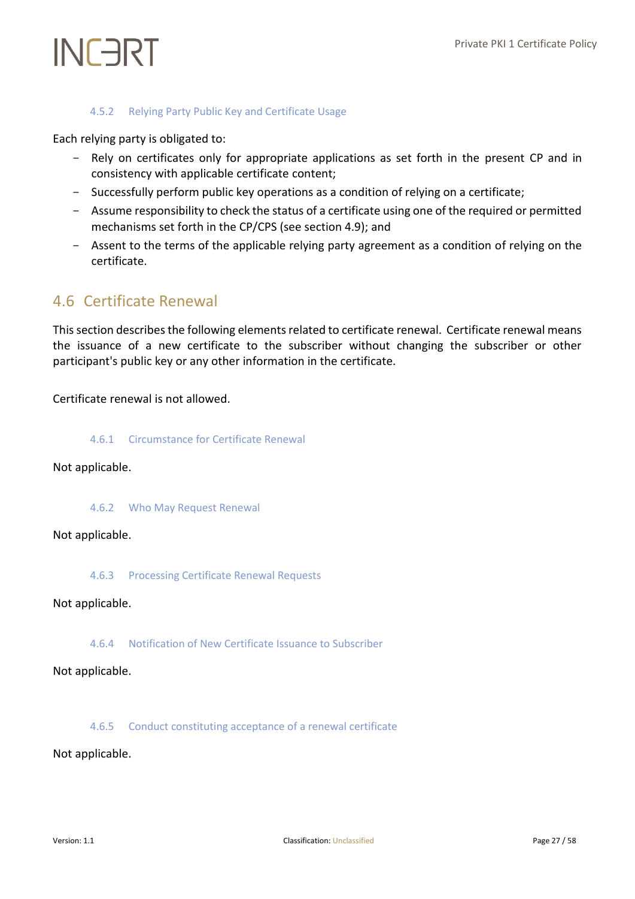#### 4.5.2 Relying Party Public Key and Certificate Usage

Each relying party is obligated to:

- Rely on certificates only for appropriate applications as set forth in the present CP and in consistency with applicable certificate content;
- Successfully perform public key operations as a condition of relying on a certificate;
- Assume responsibility to check the status of a certificate using one of the required or permitted mechanisms set forth in the CP/CPS (see section 4.9); and
- Assent to the terms of the applicable relying party agreement as a condition of relying on the certificate.

### 4.6 Certificate Renewal

This section describes the following elements related to certificate renewal. Certificate renewal means the issuance of a new certificate to the subscriber without changing the subscriber or other participant's public key or any other information in the certificate.

Certificate renewal is not allowed.

#### 4.6.1 Circumstance for Certificate Renewal

Not applicable.

#### 4.6.2 Who May Request Renewal

Not applicable.

#### 4.6.3 Processing Certificate Renewal Requests

Not applicable.

#### 4.6.4 Notification of New Certificate Issuance to Subscriber

Not applicable.

#### 4.6.5 Conduct constituting acceptance of a renewal certificate

Not applicable.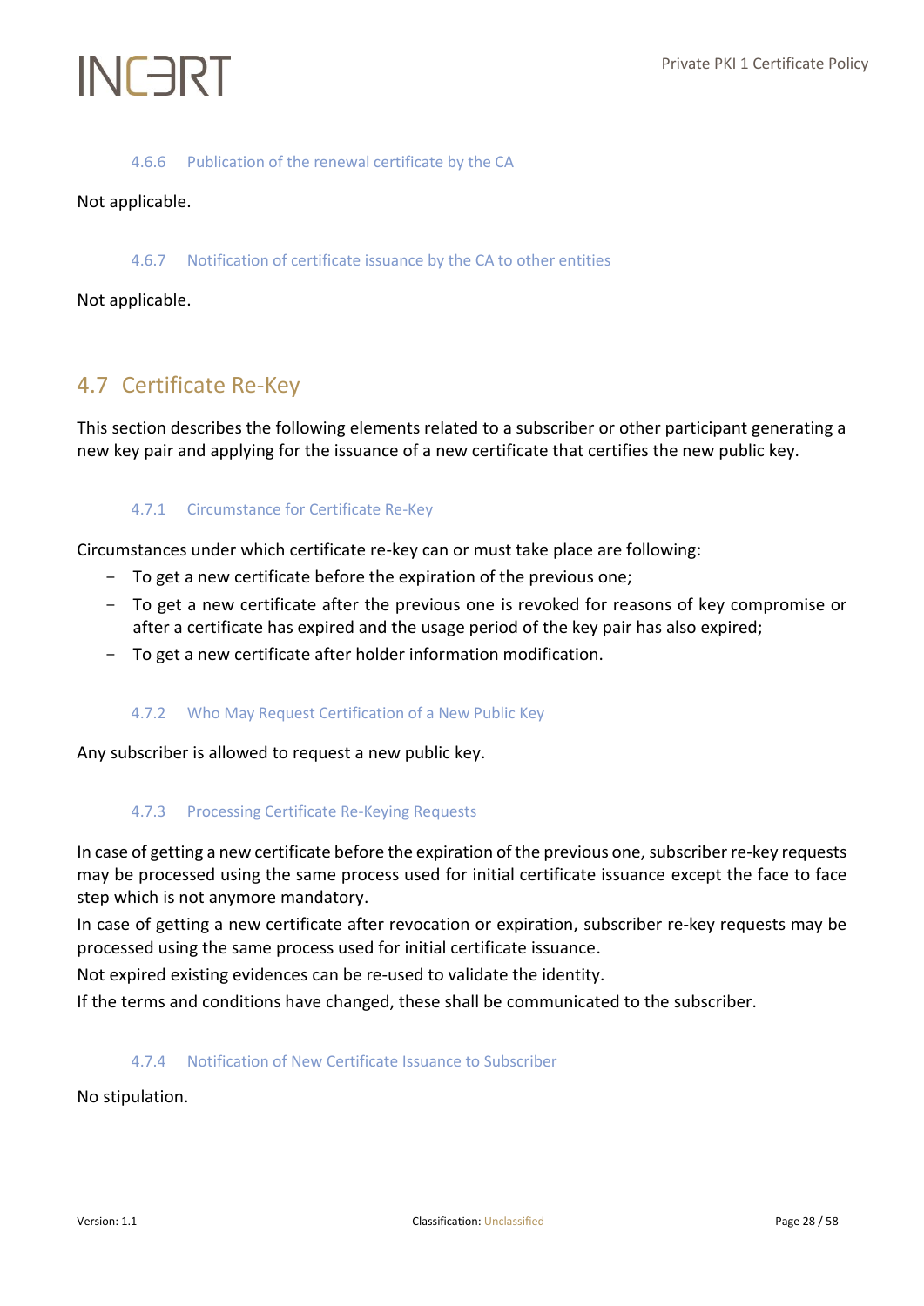#### 4.6.6 Publication of the renewal certificate by the CA

Not applicable.

#### 4.6.7 Notification of certificate issuance by the CA to other entities

Not applicable.

### 4.7 Certificate Re-Key

This section describes the following elements related to a subscriber or other participant generating a new key pair and applying for the issuance of a new certificate that certifies the new public key.

#### 4.7.1 Circumstance for Certificate Re-Key

Circumstances under which certificate re-key can or must take place are following:

- To get a new certificate before the expiration of the previous one;
- To get a new certificate after the previous one is revoked for reasons of key compromise or after a certificate has expired and the usage period of the key pair has also expired;
- To get a new certificate after holder information modification.

#### 4.7.2 Who May Request Certification of a New Public Key

Any subscriber is allowed to request a new public key.

#### 4.7.3 Processing Certificate Re-Keying Requests

In case of getting a new certificate before the expiration of the previous one, subscriber re-key requests may be processed using the same process used for initial certificate issuance except the face to face step which is not anymore mandatory.

In case of getting a new certificate after revocation or expiration, subscriber re-key requests may be processed using the same process used for initial certificate issuance.

Not expired existing evidences can be re-used to validate the identity.

If the terms and conditions have changed, these shall be communicated to the subscriber.

#### 4.7.4 Notification of New Certificate Issuance to Subscriber

No stipulation.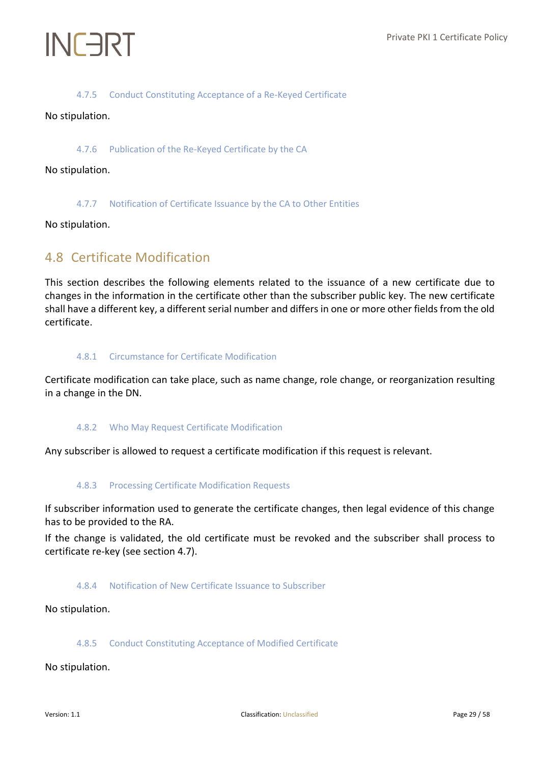#### 4.7.5 Conduct Constituting Acceptance of a Re-Keyed Certificate

No stipulation.

#### 4.7.6 Publication of the Re-Keyed Certificate by the CA

No stipulation.

#### 4.7.7 Notification of Certificate Issuance by the CA to Other Entities

No stipulation.

### 4.8 Certificate Modification

This section describes the following elements related to the issuance of a new certificate due to changes in the information in the certificate other than the subscriber public key. The new certificate shall have a different key, a different serial number and differs in one or more other fields from the old certificate.

#### 4.8.1 Circumstance for Certificate Modification

Certificate modification can take place, such as name change, role change, or reorganization resulting in a change in the DN.

#### 4.8.2 Who May Request Certificate Modification

Any subscriber is allowed to request a certificate modification if this request is relevant.

#### 4.8.3 Processing Certificate Modification Requests

If subscriber information used to generate the certificate changes, then legal evidence of this change has to be provided to the RA.

If the change is validated, the old certificate must be revoked and the subscriber shall process to certificate re-key (see section 4.7).

#### 4.8.4 Notification of New Certificate Issuance to Subscriber

No stipulation.

#### 4.8.5 Conduct Constituting Acceptance of Modified Certificate

No stipulation.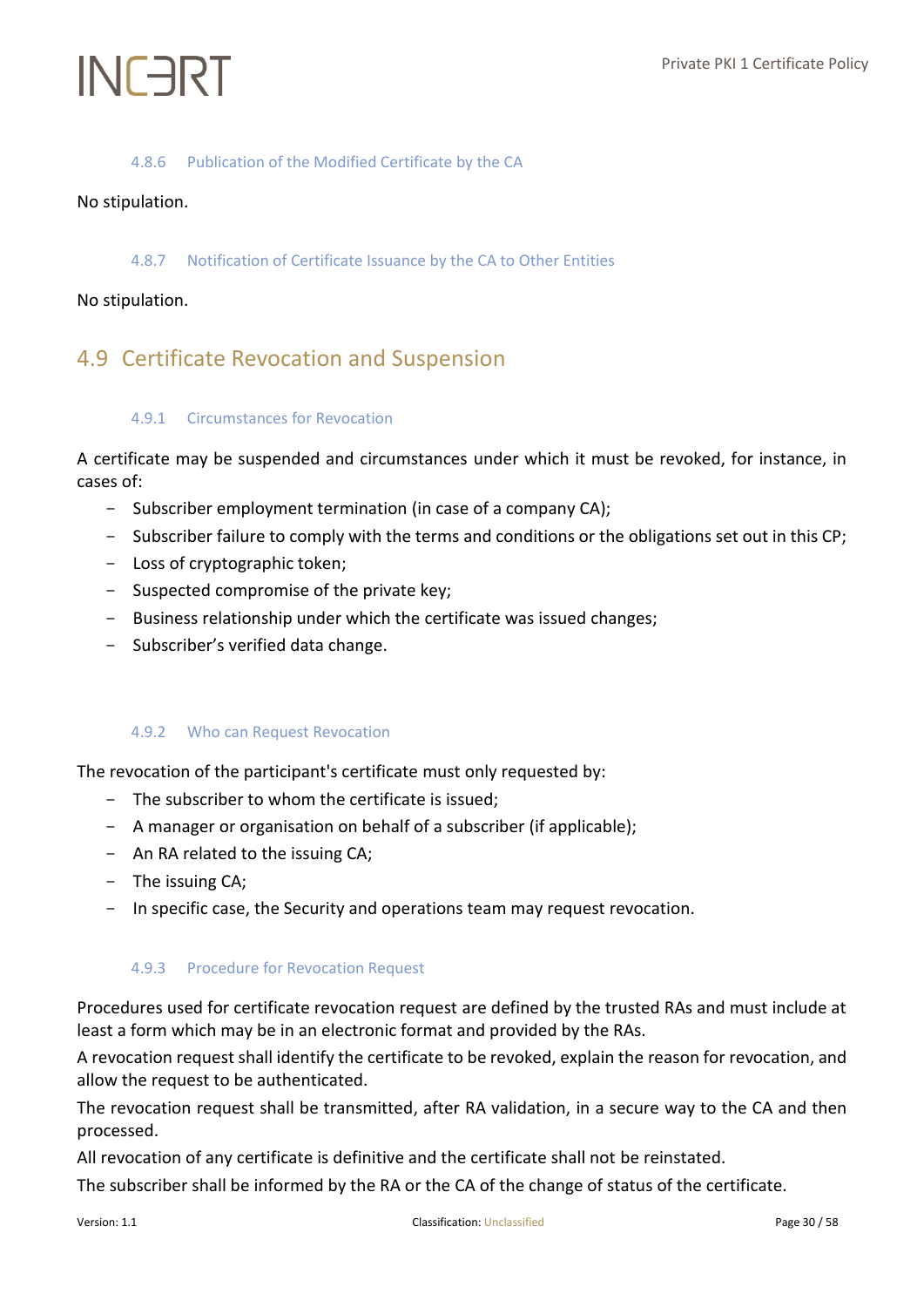#### 4.8.6 Publication of the Modified Certificate by the CA

No stipulation.

#### 4.8.7 Notification of Certificate Issuance by the CA to Other Entities

No stipulation.

## 4.9 Certificate Revocation and Suspension

#### 4.9.1 Circumstances for Revocation

A certificate may be suspended and circumstances under which it must be revoked, for instance, in cases of:

- Subscriber employment termination (in case of a company CA);
- Subscriber failure to comply with the terms and conditions or the obligations set out in this CP;
- Loss of cryptographic token;
- Suspected compromise of the private key;
- Business relationship under which the certificate was issued changes;
- Subscriber's verified data change.

#### 4.9.2 Who can Request Revocation

The revocation of the participant's certificate must only requested by:

- The subscriber to whom the certificate is issued;
- A manager or organisation on behalf of a subscriber (if applicable);
- An RA related to the issuing CA;
- The issuing CA;
- In specific case, the Security and operations team may request revocation.

#### 4.9.3 Procedure for Revocation Request

Procedures used for certificate revocation request are defined by the trusted RAs and must include at least a form which may be in an electronic format and provided by the RAs.

A revocation request shall identify the certificate to be revoked, explain the reason for revocation, and allow the request to be authenticated.

The revocation request shall be transmitted, after RA validation, in a secure way to the CA and then processed.

All revocation of any certificate is definitive and the certificate shall not be reinstated.

The subscriber shall be informed by the RA or the CA of the change of status of the certificate.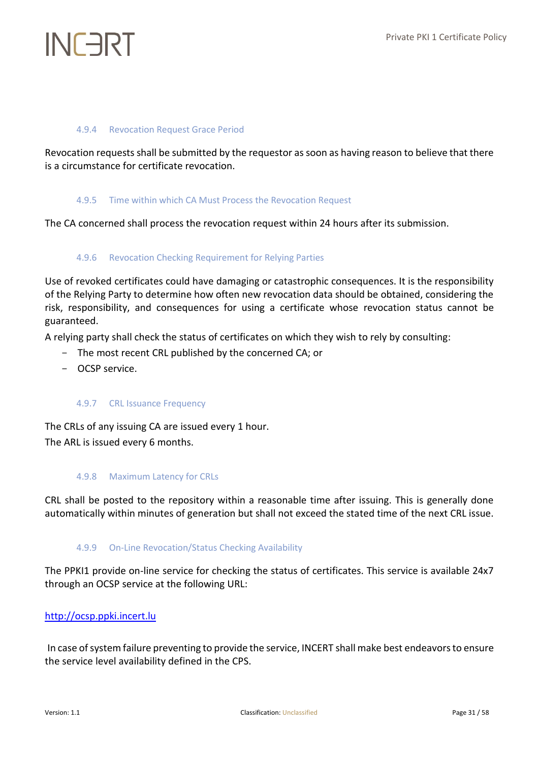#### 4.9.4 Revocation Request Grace Period

Revocation requests shall be submitted by the requestor as soon as having reason to believe that there is a circumstance for certificate revocation.

#### 4.9.5 Time within which CA Must Process the Revocation Request

The CA concerned shall process the revocation request within 24 hours after its submission.

#### 4.9.6 Revocation Checking Requirement for Relying Parties

Use of revoked certificates could have damaging or catastrophic consequences. It is the responsibility of the Relying Party to determine how often new revocation data should be obtained, considering the risk, responsibility, and consequences for using a certificate whose revocation status cannot be guaranteed.

A relying party shall check the status of certificates on which they wish to rely by consulting:

- The most recent CRL published by the concerned CA; or
- OCSP service.

#### 4.9.7 CRL Issuance Frequency

The CRLs of any issuing CA are issued every 1 hour.

The ARL is issued every 6 months.

#### 4.9.8 Maximum Latency for CRLs

CRL shall be posted to the repository within a reasonable time after issuing. This is generally done automatically within minutes of generation but shall not exceed the stated time of the next CRL issue.

#### 4.9.9 On-Line Revocation/Status Checking Availability

The PPKI1 provide on-line service for checking the status of certificates. This service is available 24x7 through an OCSP service at the following URL:

http://ocsp.ppki.incert.lu

In case of system failure preventing to provide the service, INCERT shall make best endeavors to ensure the service level availability defined in the CPS.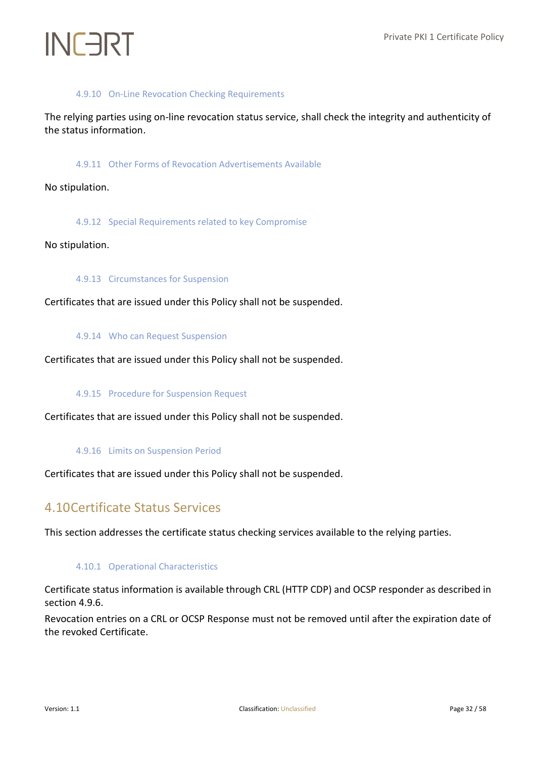#### 4.9.10 On-Line Revocation Checking Requirements

The relying parties using on-line revocation status service, shall check the integrity and authenticity of the status information.

#### 4.9.11 Other Forms of Revocation Advertisements Available

No stipulation.

#### 4.9.12 Special Requirements related to key Compromise

No stipulation.

#### 4.9.13 Circumstances for Suspension

Certificates that are issued under this Policy shall not be suspended.

#### 4.9.14 Who can Request Suspension

Certificates that are issued under this Policy shall not be suspended.

#### 4.9.15 Procedure for Suspension Request

Certificates that are issued under this Policy shall not be suspended.

#### 4.9.16 Limits on Suspension Period

Certificates that are issued under this Policy shall not be suspended.

## 4.10 Certificate Status Services

This section addresses the certificate status checking services available to the relying parties.

#### 4.10.1 Operational Characteristics

Certificate status information is available through CRL (HTTP CDP) and OCSP responder as described in section 4.9.6.

Revocation entries on a CRL or OCSP Response must not be removed until after the expiration date of the revoked Certificate.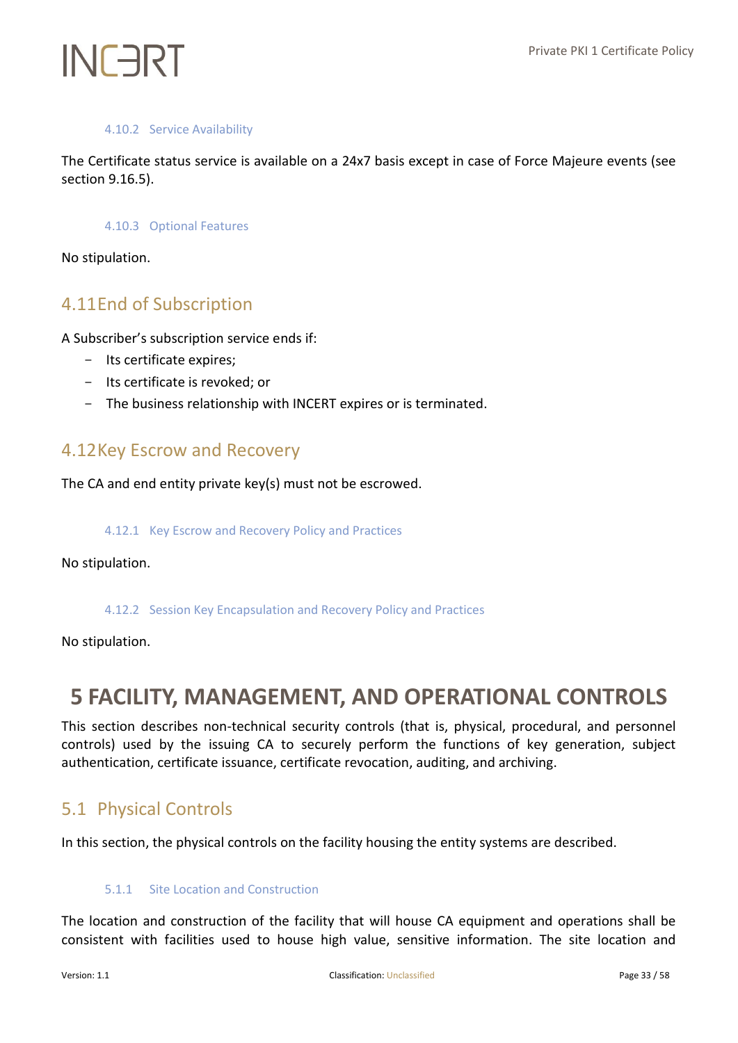#### 4.10.2 Service Availability

The Certificate status service is available on a 24x7 basis except in case of Force Majeure events (see section 9.16.5).

#### 4.10.3 Optional Features

No stipulation.

### 4.11 End of Subscription

A Subscriber's subscription service ends if:

- Its certificate expires;
- Its certificate is revoked; or
- The business relationship with INCERT expires or is terminated.

### 4.12 Key Escrow and Recovery

The CA and end entity private key(s) must not be escrowed.

#### 4.12.1 Key Escrow and Recovery Policy and Practices

No stipulation.

#### 4.12.2 Session Key Encapsulation and Recovery Policy and Practices

No stipulation.

## 5 FACILITY, MANAGEMENT, AND OPERATIONAL CONTROLS

This section describes non-technical security controls (that is, physical, procedural, and personnel controls) used by the issuing CA to securely perform the functions of key generation, subject authentication, certificate issuance, certificate revocation, auditing, and archiving.

### 5.1 Physical Controls

In this section, the physical controls on the facility housing the entity systems are described.

#### 5.1.1 Site Location and Construction

The location and construction of the facility that will house CA equipment and operations shall be consistent with facilities used to house high value, sensitive information. The site location and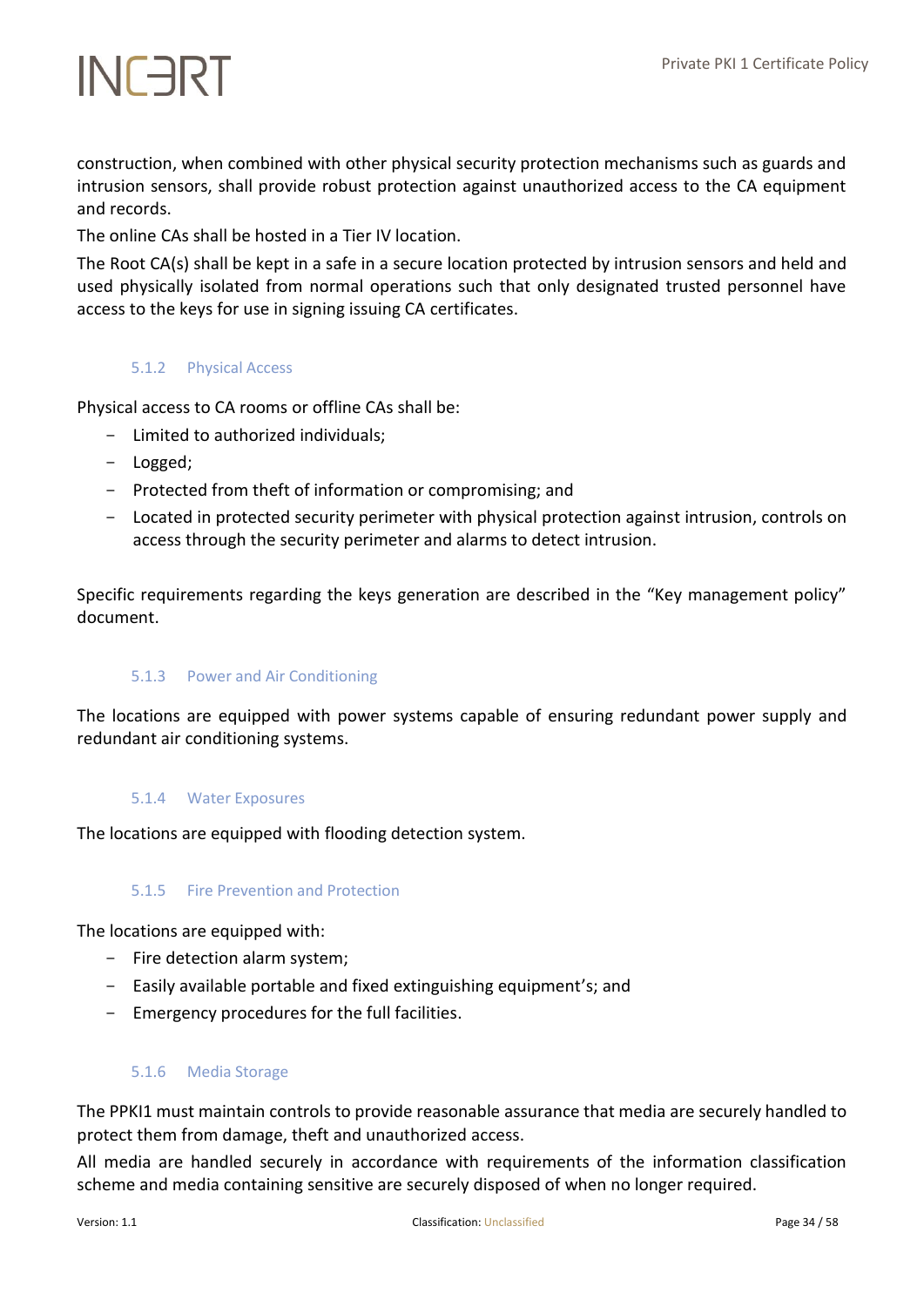construction, when combined with other physical security protection mechanisms such as guards and intrusion sensors, shall provide robust protection against unauthorized access to the CA equipment and records.

The online CAs shall be hosted in a Tier IV location.

The Root CA(s) shall be kept in a safe in a secure location protected by intrusion sensors and held and used physically isolated from normal operations such that only designated trusted personnel have access to the keys for use in signing issuing CA certificates.

### 5.1.2 Physical Access

Physical access to CA rooms or offline CAs shall be:

- Limited to authorized individuals;
- Logged;
- Protected from theft of information or compromising; and
- Located in protected security perimeter with physical protection against intrusion, controls on access through the security perimeter and alarms to detect intrusion.

Specific requirements regarding the keys generation are described in the "Key management policy" document.

### 5.1.3 Power and Air Conditioning

The locations are equipped with power systems capable of ensuring redundant power supply and redundant air conditioning systems.

### 5.1.4 Water Exposures

The locations are equipped with flooding detection system.

### 5.1.5 Fire Prevention and Protection

The locations are equipped with:

- Fire detection alarm system;
- Easily available portable and fixed extinguishing equipment's; and
- Emergency procedures for the full facilities.

### 5.1.6 Media Storage

The PPKI1 must maintain controls to provide reasonable assurance that media are securely handled to protect them from damage, theft and unauthorized access.

All media are handled securely in accordance with requirements of the information classification scheme and media containing sensitive are securely disposed of when no longer required.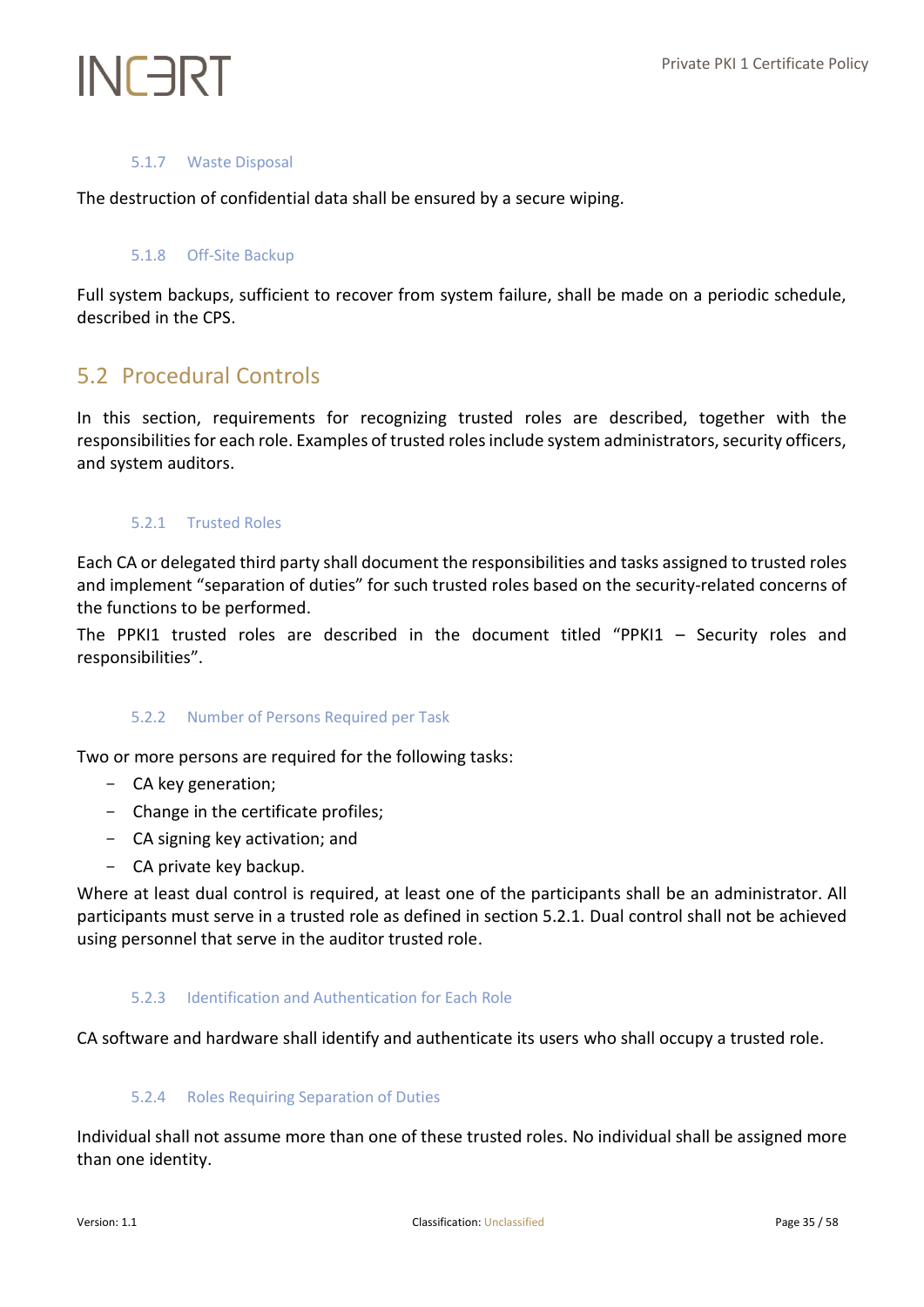### 5.1.7 Waste Disposal

The destruction of confidential data shall be ensured by a secure wiping.

### 5.1.8 Off-Site Backup

Full system backups, sufficient to recover from system failure, shall be made on a periodic schedule, described in the CPS.

## 5.2 Procedural Controls

In this section, requirements for recognizing trusted roles are described, together with the responsibilities for each role. Examples of trusted roles include system administrators, security officers, and system auditors.

### 5.2.1 Trusted Roles

Each CA or delegated third party shall document the responsibilities and tasks assigned to trusted roles and implement "separation of duties" for such trusted roles based on the security-related concerns of the functions to be performed.

The PPKI1 trusted roles are described in the document titled "PPKI1 – Security roles and responsibilities".

### 5.2.2 Number of Persons Required per Task

Two or more persons are required for the following tasks:

- CA key generation;
- Change in the certificate profiles;
- CA signing key activation; and
- CA private key backup.

Where at least dual control is required, at least one of the participants shall be an administrator. All participants must serve in a trusted role as defined in section 5.2.1. Dual control shall not be achieved using personnel that serve in the auditor trusted role.

### 5.2.3 Identification and Authentication for Each Role

CA software and hardware shall identify and authenticate its users who shall occupy a trusted role.

### 5.2.4 Roles Requiring Separation of Duties

Individual shall not assume more than one of these trusted roles. No individual shall be assigned more than one identity.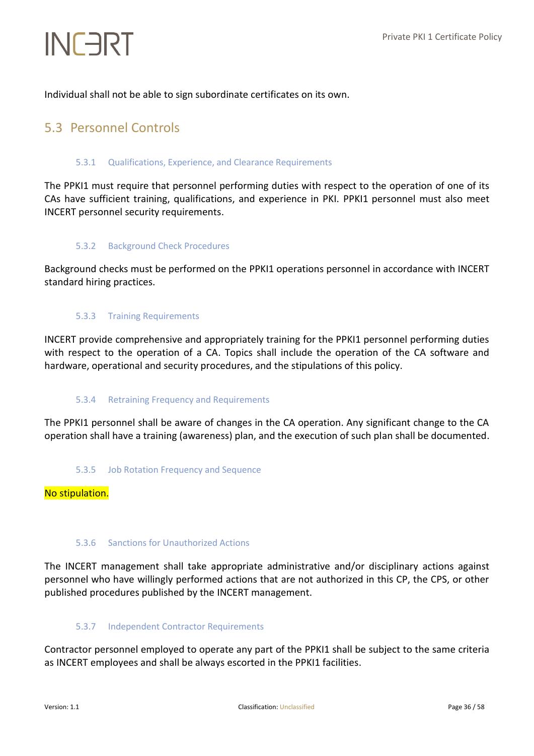Individual shall not be able to sign subordinate certificates on its own.

## 5.3 Personnel Controls

### 5.3.1 Qualifications, Experience, and Clearance Requirements

The PPKI1 must require that personnel performing duties with respect to the operation of one of its CAs have sufficient training, qualifications, and experience in PKI. PPKI1 personnel must also meet INCERT personnel security requirements.

### 5.3.2 Background Check Procedures

Background checks must be performed on the PPKI1 operations personnel in accordance with INCERT standard hiring practices.

### 5.3.3 Training Requirements

INCERT provide comprehensive and appropriately training for the PPKI1 personnel performing duties with respect to the operation of a CA. Topics shall include the operation of the CA software and hardware, operational and security procedures, and the stipulations of this policy.

### 5.3.4 Retraining Frequency and Requirements

The PPKI1 personnel shall be aware of changes in the CA operation. Any significant change to the CA operation shall have a training (awareness) plan, and the execution of such plan shall be documented.

### 5.3.5 Job Rotation Frequency and Sequence

No stipulation.

### 5.3.6 Sanctions for Unauthorized Actions

The INCERT management shall take appropriate administrative and/or disciplinary actions against personnel who have willingly performed actions that are not authorized in this CP, the CPS, or other published procedures published by the INCERT management.

### 5.3.7 Independent Contractor Requirements

Contractor personnel employed to operate any part of the PPKI1 shall be subject to the same criteria as INCERT employees and shall be always escorted in the PPKI1 facilities.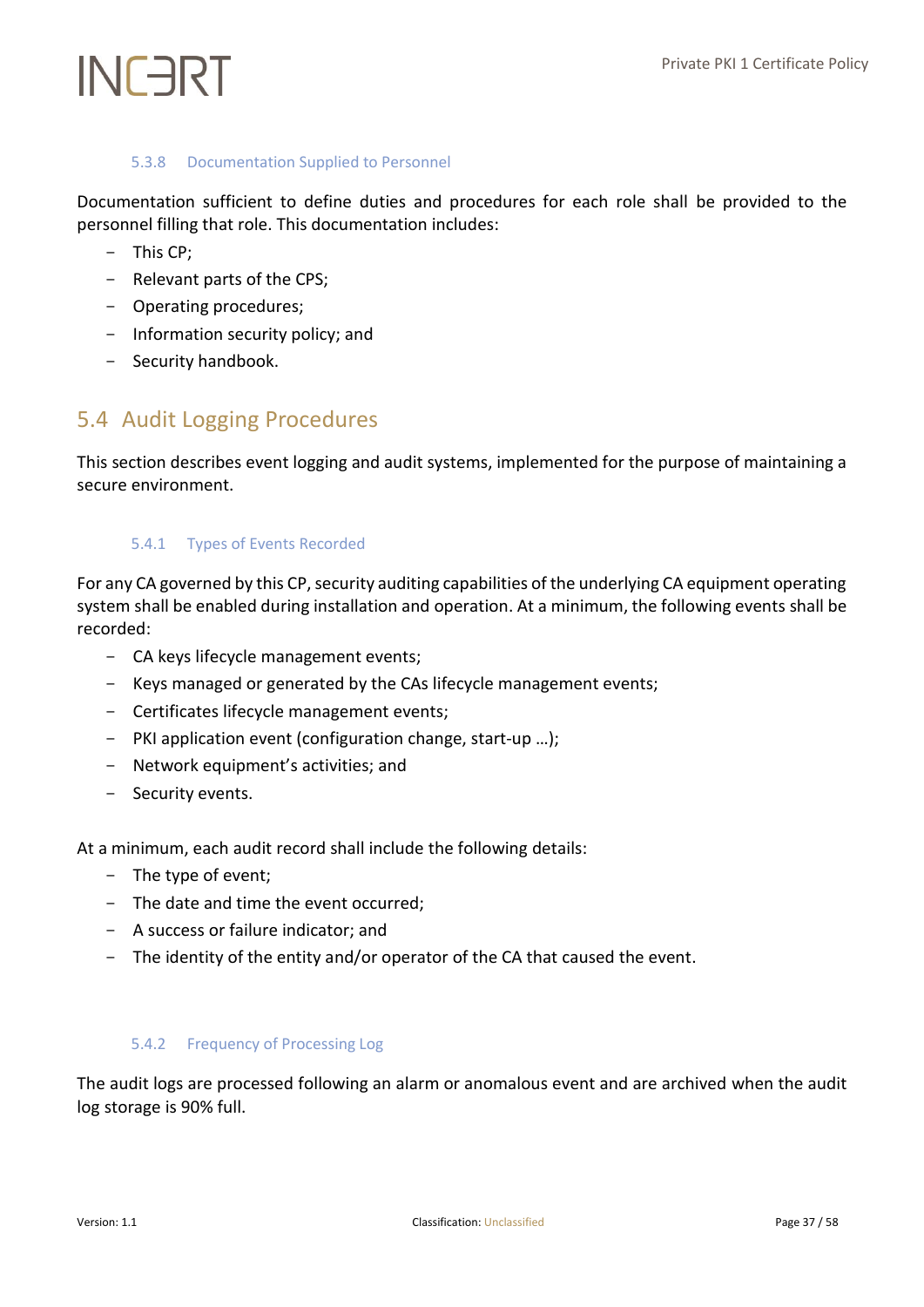### 5.3.8 Documentation Supplied to Personnel

Documentation sufficient to define duties and procedures for each role shall be provided to the personnel filling that role. This documentation includes:

- This CP;
- Relevant parts of the CPS;
- Operating procedures;
- Information security policy; and
- Security handbook.

## 5.4 Audit Logging Procedures

This section describes event logging and audit systems, implemented for the purpose of maintaining a secure environment.

### 5.4.1 Types of Events Recorded

For any CA governed by this CP, security auditing capabilities of the underlying CA equipment operating system shall be enabled during installation and operation. At a minimum, the following events shall be recorded:

- CA keys lifecycle management events;
- Keys managed or generated by the CAs lifecycle management events;
- Certificates lifecycle management events;
- PKI application event (configuration change, start-up …);
- Network equipment's activities; and
- Security events.

At a minimum, each audit record shall include the following details:

- The type of event;
- The date and time the event occurred;
- A success or failure indicator; and
- The identity of the entity and/or operator of the CA that caused the event.

### 5.4.2 Frequency of Processing Log

The audit logs are processed following an alarm or anomalous event and are archived when the audit log storage is 90% full.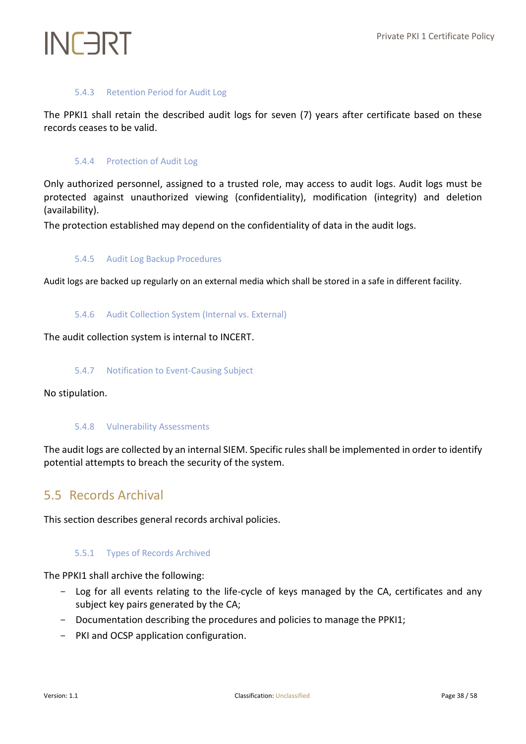### 5.4.3 Retention Period for Audit Log

The PPKI1 shall retain the described audit logs for seven (7) years after certificate based on these records ceases to be valid.

### 5.4.4 Protection of Audit Log

Only authorized personnel, assigned to a trusted role, may access to audit logs. Audit logs must be protected against unauthorized viewing (confidentiality), modification (integrity) and deletion (availability).

The protection established may depend on the confidentiality of data in the audit logs.

### 5.4.5 Audit Log Backup Procedures

Audit logs are backed up regularly on an external media which shall be stored in a safe in different facility.

### 5.4.6 Audit Collection System (Internal vs. External)

The audit collection system is internal to INCERT.

### 5.4.7 Notification to Event-Causing Subject

No stipulation.

### 5.4.8 Vulnerability Assessments

The audit logs are collected by an internal SIEM. Specific rules shall be implemented in order to identify potential attempts to breach the security of the system.

## 5.5 Records Archival

This section describes general records archival policies.

### 5.5.1 Types of Records Archived

The PPKI1 shall archive the following:

- Log for all events relating to the life-cycle of keys managed by the CA, certificates and any subject key pairs generated by the CA;
- Documentation describing the procedures and policies to manage the PPKI1;
- PKI and OCSP application configuration.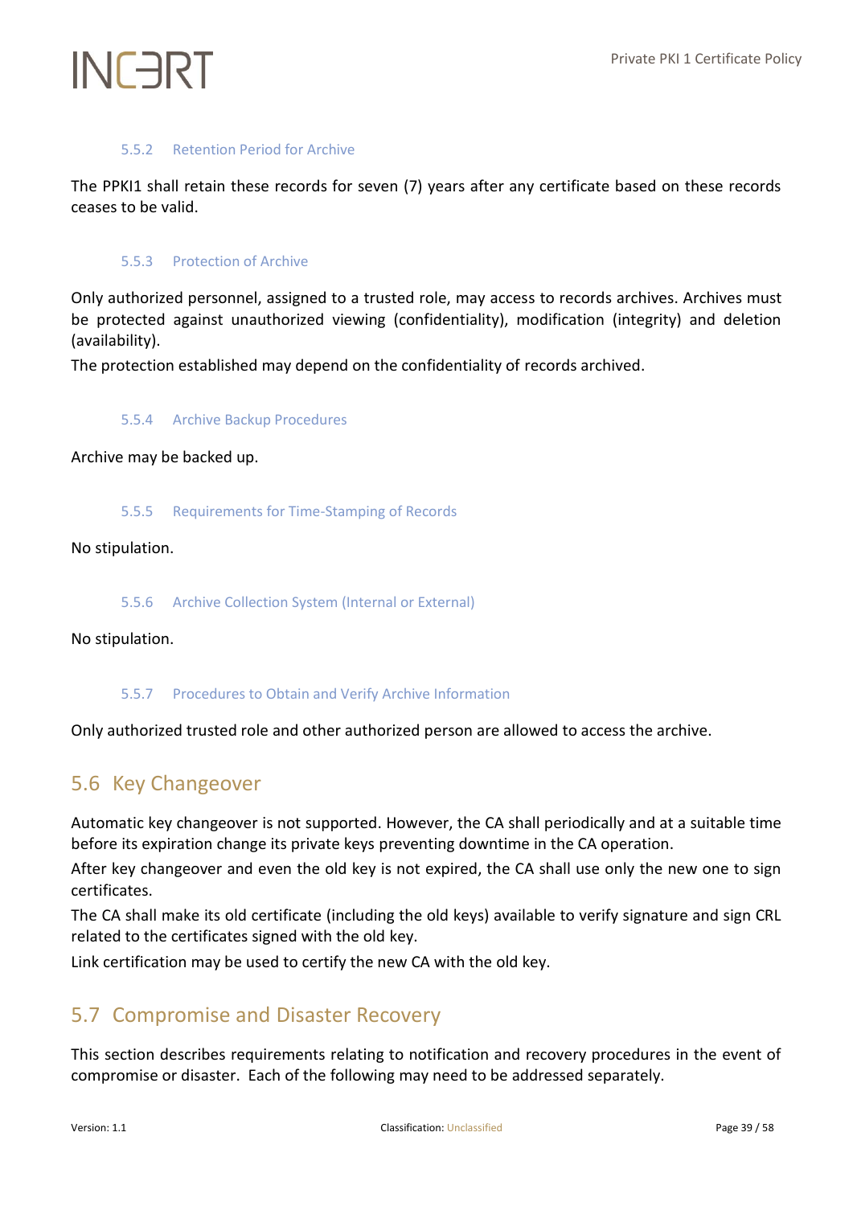### 5.5.2 Retention Period for Archive

The PPKI1 shall retain these records for seven (7) years after any certificate based on these records ceases to be valid.

### 5.5.3 Protection of Archive

Only authorized personnel, assigned to a trusted role, may access to records archives. Archives must be protected against unauthorized viewing (confidentiality), modification (integrity) and deletion (availability).

The protection established may depend on the confidentiality of records archived.

### 5.5.4 Archive Backup Procedures

Archive may be backed up.

### 5.5.5 Requirements for Time-Stamping of Records

No stipulation.

### 5.5.6 Archive Collection System (Internal or External)

No stipulation.

### 5.5.7 Procedures to Obtain and Verify Archive Information

Only authorized trusted role and other authorized person are allowed to access the archive.

## 5.6 Key Changeover

Automatic key changeover is not supported. However, the CA shall periodically and at a suitable time before its expiration change its private keys preventing downtime in the CA operation.

After key changeover and even the old key is not expired, the CA shall use only the new one to sign certificates.

The CA shall make its old certificate (including the old keys) available to verify signature and sign CRL related to the certificates signed with the old key.

Link certification may be used to certify the new CA with the old key.

## 5.7 Compromise and Disaster Recovery

This section describes requirements relating to notification and recovery procedures in the event of compromise or disaster. Each of the following may need to be addressed separately.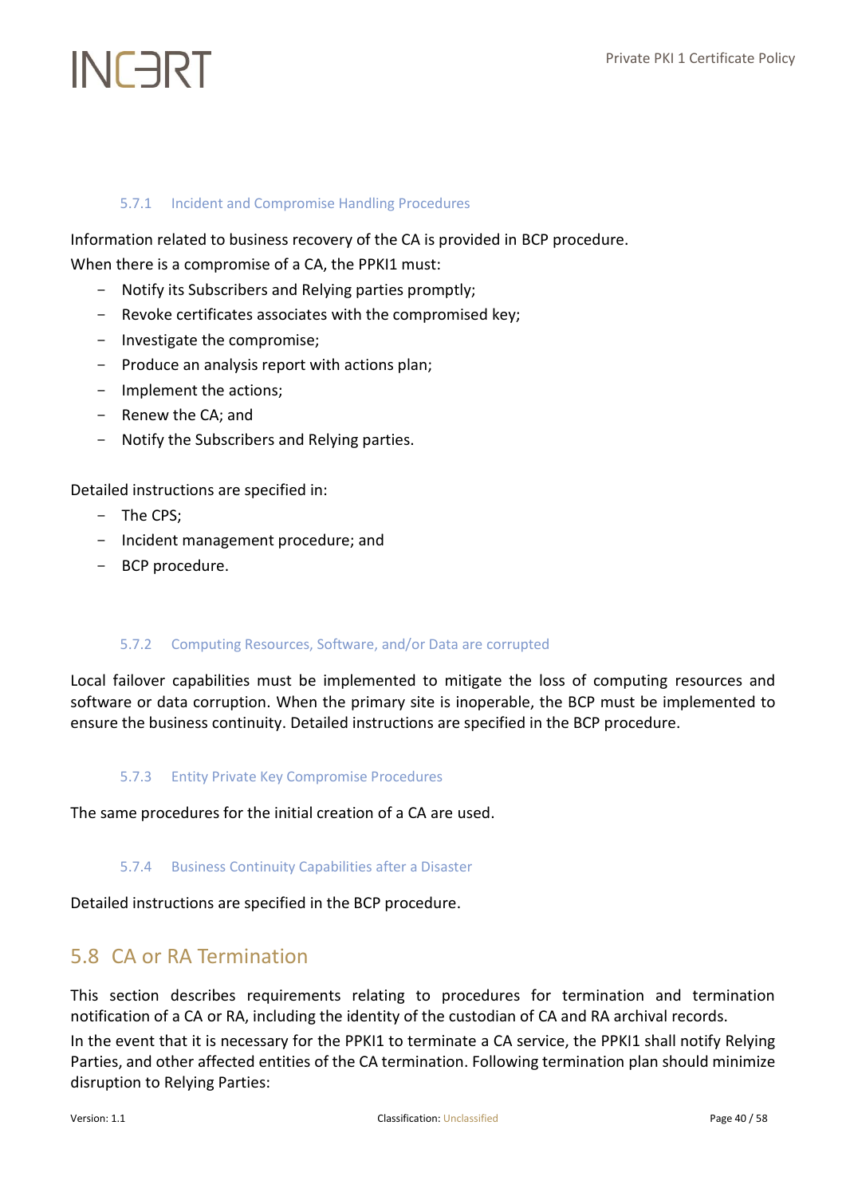#### 5.7.1 Incident and Compromise Handling Procedures

Information related to business recovery of the CA is provided in BCP procedure.
When there is a compromise of a CA, the PPKI1 must:

- Notify its Subscribers and Relying parties promptly;
- Revoke certificates associates with the compromised key;
- Investigate the compromise;
- Produce an analysis report with actions plan;
- Implement the actions;
- Renew the CA; and
- Notify the Subscribers and Relying parties.

Detailed instructions are specified in:

- The CPS;
- Incident management procedure; and
- BCP procedure.

#### 5.7.2 Computing Resources, Software, and/or Data are corrupted

Local failover capabilities must be implemented to mitigate the loss of computing resources and software or data corruption. When the primary site is inoperable, the BCP must be implemented to ensure the business continuity. Detailed instructions are specified in the BCP procedure.

#### 5.7.3 Entity Private Key Compromise Procedures

The same procedures for the initial creation of a CA are used.

#### 5.7.4 Business Continuity Capabilities after a Disaster

Detailed instructions are specified in the BCP procedure.

## 5.8 CA or RA Termination

This section describes requirements relating to procedures for termination and termination notification of a CA or RA, including the identity of the custodian of CA and RA archival records.

In the event that it is necessary for the PPKI1 to terminate a CA service, the PPKI1 shall notify Relying Parties, and other affected entities of the CA termination. Following termination plan should minimize disruption to Relying Parties: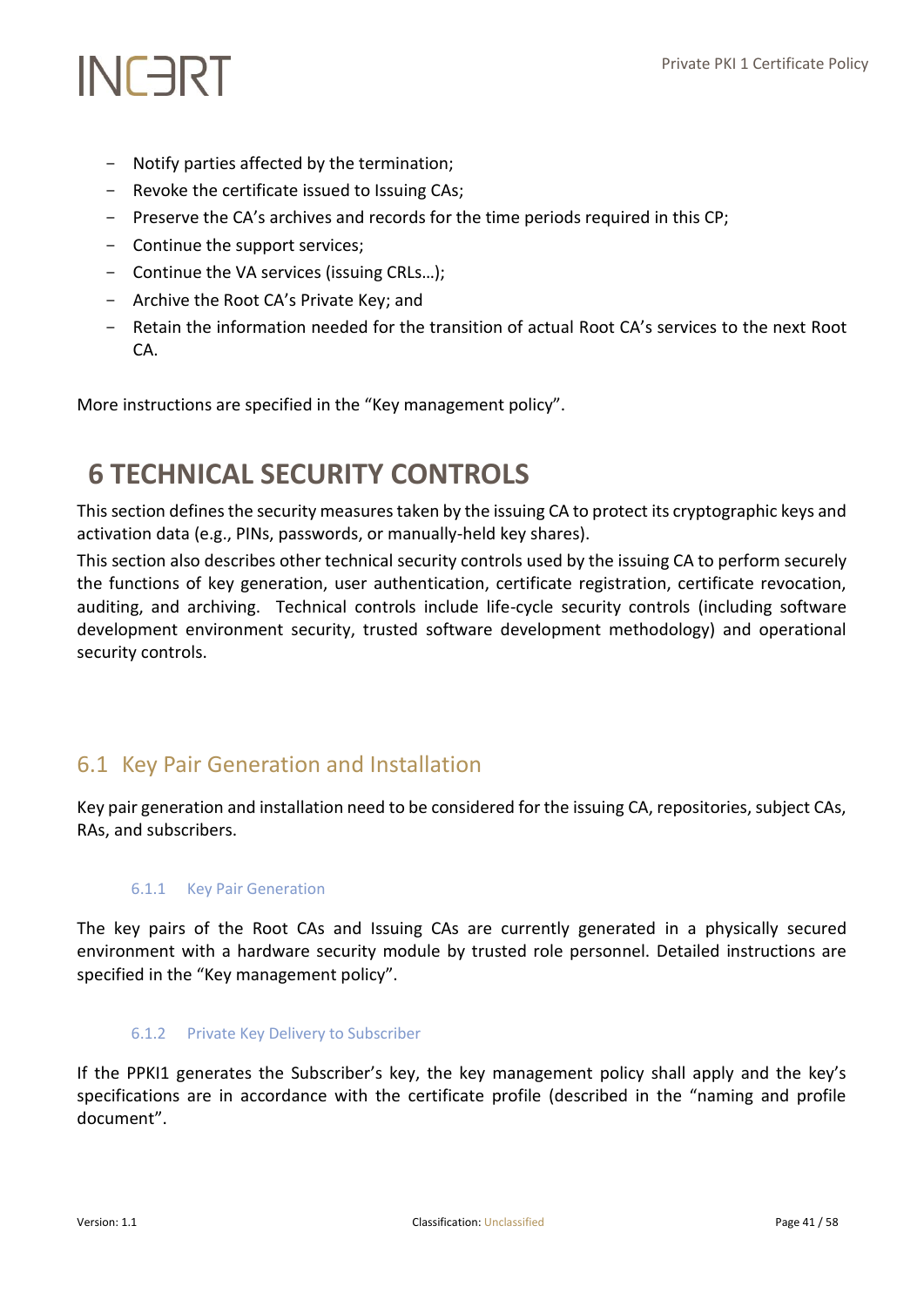- Notify parties affected by the termination;
- Revoke the certificate issued to Issuing CAs;
- Preserve the CA's archives and records for the time periods required in this CP;
- Continue the support services;
- Continue the VA services (issuing CRLs…);
- Archive the Root CA's Private Key; and
- Retain the information needed for the transition of actual Root CA's services to the next Root CA.

More instructions are specified in the "Key management policy".

# 6 TECHNICAL SECURITY CONTROLS

This section defines the security measures taken by the issuing CA to protect its cryptographic keys and activation data (e.g., PINs, passwords, or manually-held key shares).

This section also describes other technical security controls used by the issuing CA to perform securely the functions of key generation, user authentication, certificate registration, certificate revocation, auditing, and archiving. Technical controls include life-cycle security controls (including software development environment security, trusted software development methodology) and operational security controls.

## 6.1 Key Pair Generation and Installation

Key pair generation and installation need to be considered for the issuing CA, repositories, subject CAs, RAs, and subscribers.

### 6.1.1 Key Pair Generation

The key pairs of the Root CAs and Issuing CAs are currently generated in a physically secured environment with a hardware security module by trusted role personnel. Detailed instructions are specified in the "Key management policy".

### 6.1.2 Private Key Delivery to Subscriber

If the PPKI1 generates the Subscriber's key, the key management policy shall apply and the key's specifications are in accordance with the certificate profile (described in the "naming and profile document".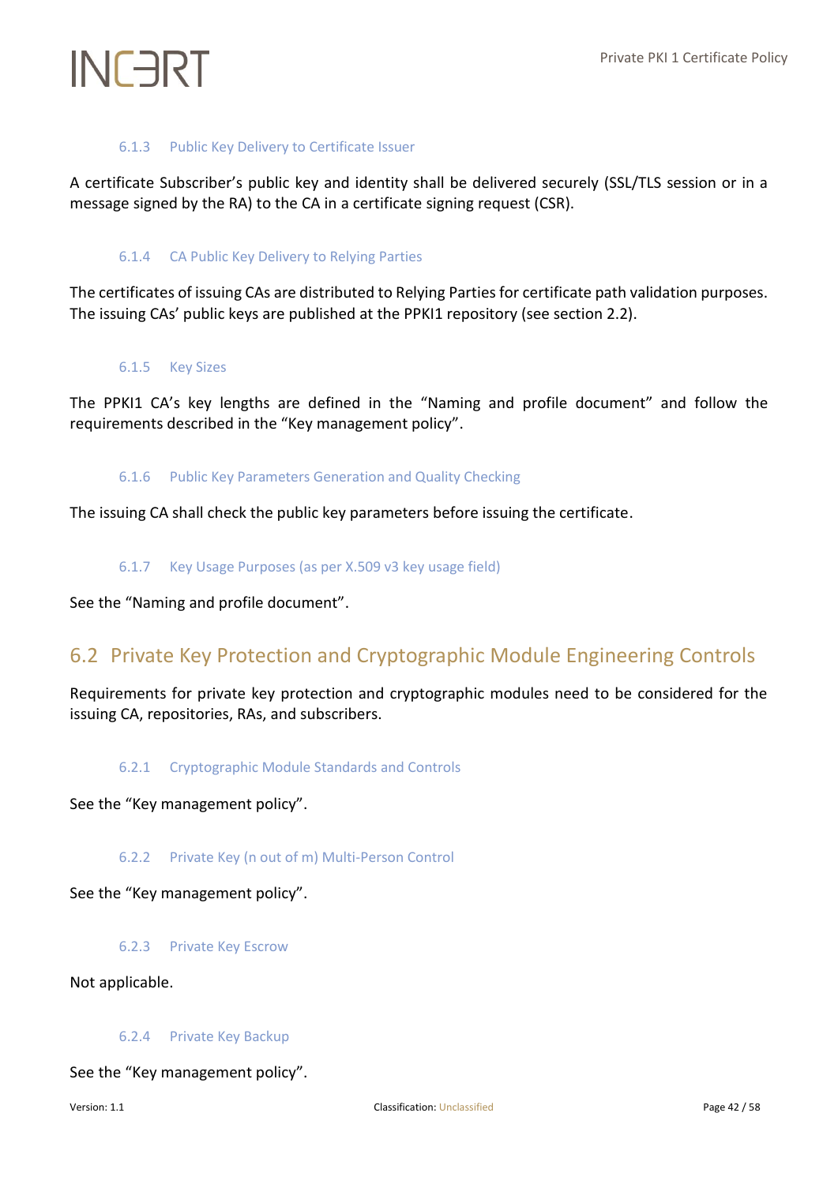### 6.1.3 Public Key Delivery to Certificate Issuer

A certificate Subscriber's public key and identity shall be delivered securely (SSL/TLS session or in a message signed by the RA) to the CA in a certificate signing request (CSR).

### 6.1.4 CA Public Key Delivery to Relying Parties

The certificates of issuing CAs are distributed to Relying Parties for certificate path validation purposes. The issuing CAs' public keys are published at the PPKI1 repository (see section 2.2).

### 6.1.5 Key Sizes

The PPKI1 CA's key lengths are defined in the "Naming and profile document" and follow the requirements described in the "Key management policy".

### 6.1.6 Public Key Parameters Generation and Quality Checking

The issuing CA shall check the public key parameters before issuing the certificate.

### 6.1.7 Key Usage Purposes (as per X.509 v3 key usage field)

See the "Naming and profile document".

## 6.2 Private Key Protection and Cryptographic Module Engineering Controls

Requirements for private key protection and cryptographic modules need to be considered for the issuing CA, repositories, RAs, and subscribers.

### 6.2.1 Cryptographic Module Standards and Controls

See the "Key management policy".

### 6.2.2 Private Key (n out of m) Multi-Person Control

See the "Key management policy".

### 6.2.3 Private Key Escrow

Not applicable.

### 6.2.4 Private Key Backup

See the "Key management policy".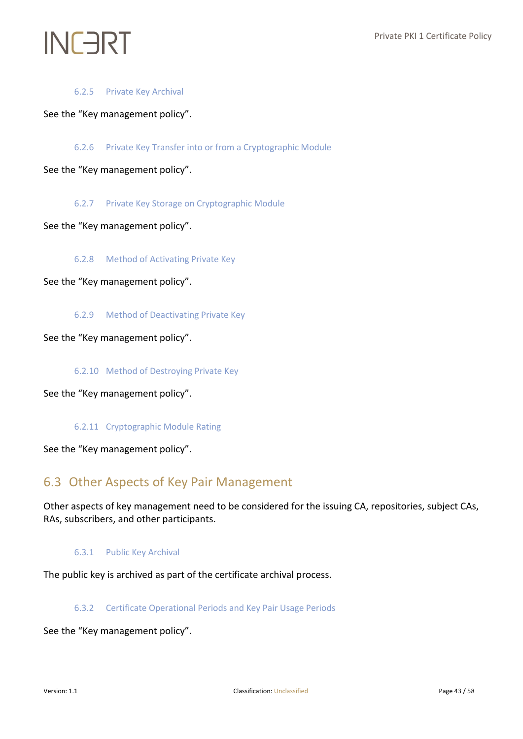### 6.2.5 Private Key Archival

See the "Key management policy".

### 6.2.6 Private Key Transfer into or from a Cryptographic Module

See the "Key management policy".

### 6.2.7 Private Key Storage on Cryptographic Module

See the "Key management policy".

### 6.2.8 Method of Activating Private Key

See the "Key management policy".

### 6.2.9 Method of Deactivating Private Key

See the "Key management policy".

### 6.2.10 Method of Destroying Private Key

See the "Key management policy".

### 6.2.11 Cryptographic Module Rating

See the "Key management policy".

## 6.3 Other Aspects of Key Pair Management

Other aspects of key management need to be considered for the issuing CA, repositories, subject CAs, RAs, subscribers, and other participants.

### 6.3.1 Public Key Archival

The public key is archived as part of the certificate archival process.

### 6.3.2 Certificate Operational Periods and Key Pair Usage Periods

See the "Key management policy".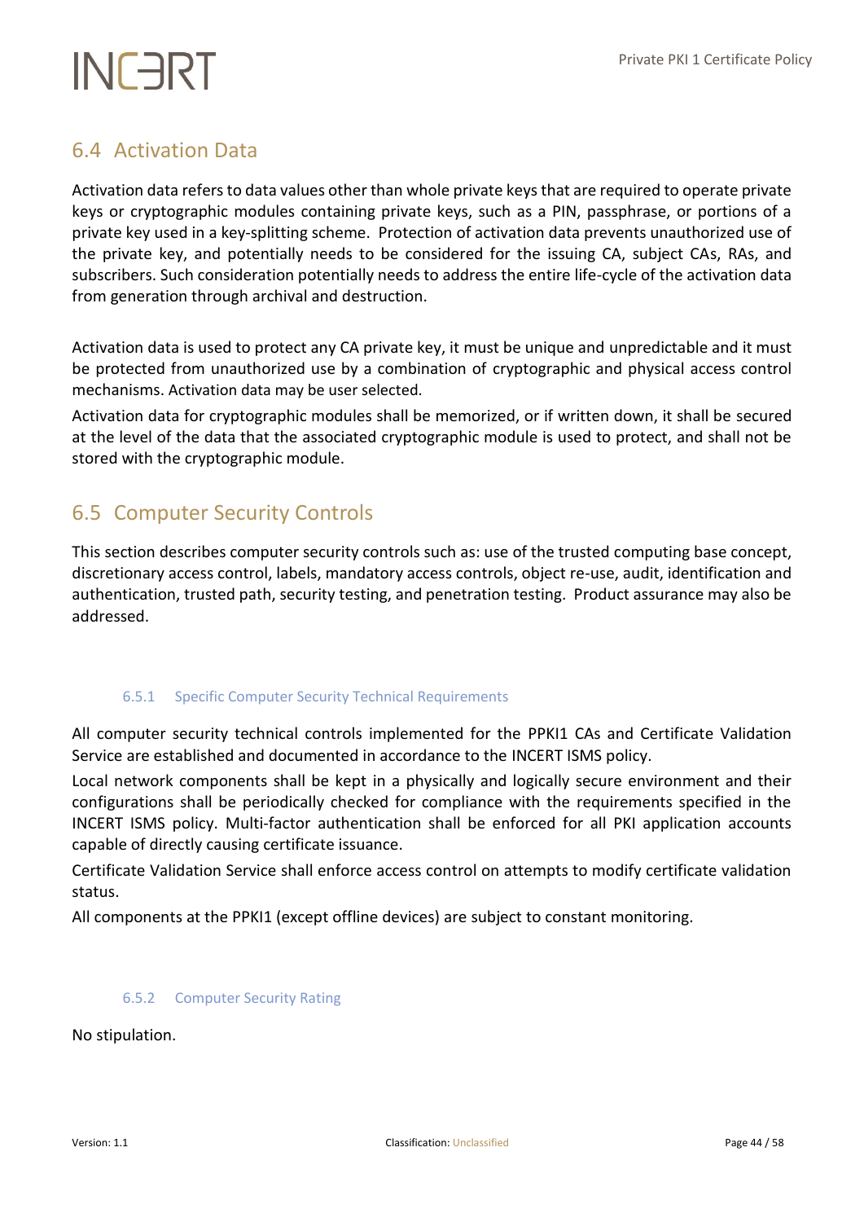## 6.4 Activation Data

Activation data refers to data values other than whole private keys that are required to operate private keys or cryptographic modules containing private keys, such as a PIN, passphrase, or portions of a private key used in a key-splitting scheme. Protection of activation data prevents unauthorized use of the private key, and potentially needs to be considered for the issuing CA, subject CAs, RAs, and subscribers. Such consideration potentially needs to address the entire life-cycle of the activation data from generation through archival and destruction.

Activation data is used to protect any CA private key, it must be unique and unpredictable and it must be protected from unauthorized use by a combination of cryptographic and physical access control mechanisms. Activation data may be user selected.

Activation data for cryptographic modules shall be memorized, or if written down, it shall be secured at the level of the data that the associated cryptographic module is used to protect, and shall not be stored with the cryptographic module.

## 6.5 Computer Security Controls

This section describes computer security controls such as: use of the trusted computing base concept, discretionary access control, labels, mandatory access controls, object re-use, audit, identification and authentication, trusted path, security testing, and penetration testing. Product assurance may also be addressed.

### 6.5.1 Specific Computer Security Technical Requirements

All computer security technical controls implemented for the PPKI1 CAs and Certificate Validation Service are established and documented in accordance to the INCERT ISMS policy.

Local network components shall be kept in a physically and logically secure environment and their configurations shall be periodically checked for compliance with the requirements specified in the INCERT ISMS policy. Multi-factor authentication shall be enforced for all PKI application accounts capable of directly causing certificate issuance.

Certificate Validation Service shall enforce access control on attempts to modify certificate validation status.

All components at the PPKI1 (except offline devices) are subject to constant monitoring.

### 6.5.2 Computer Security Rating

No stipulation.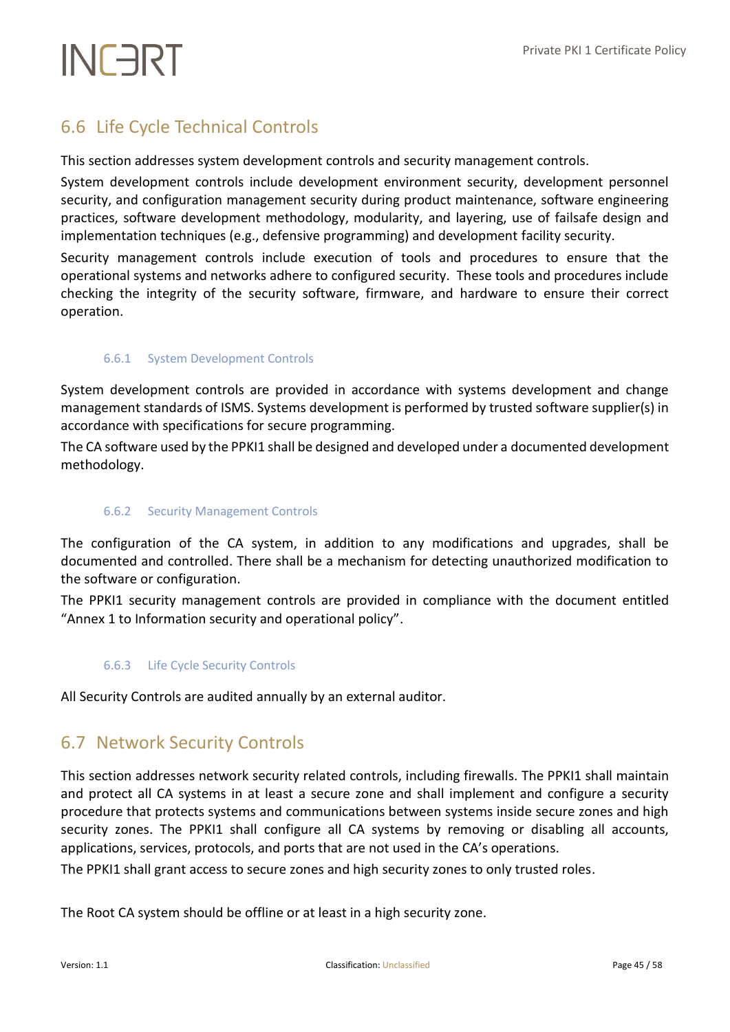## 6.6 Life Cycle Technical Controls

This section addresses system development controls and security management controls.

System development controls include development environment security, development personnel security, and configuration management security during product maintenance, software engineering practices, software development methodology, modularity, and layering, use of failsafe design and implementation techniques (e.g., defensive programming) and development facility security.

Security management controls include execution of tools and procedures to ensure that the operational systems and networks adhere to configured security. These tools and procedures include checking the integrity of the security software, firmware, and hardware to ensure their correct operation.

### 6.6.1 System Development Controls

System development controls are provided in accordance with systems development and change management standards of ISMS. Systems development is performed by trusted software supplier(s) in accordance with specifications for secure programming.

The CA software used by the PPKI1 shall be designed and developed under a documented development methodology.

### 6.6.2 Security Management Controls

The configuration of the CA system, in addition to any modifications and upgrades, shall be documented and controlled. There shall be a mechanism for detecting unauthorized modification to the software or configuration.

The PPKI1 security management controls are provided in compliance with the document entitled "Annex 1 to Information security and operational policy".

### 6.6.3 Life Cycle Security Controls

All Security Controls are audited annually by an external auditor.

## 6.7 Network Security Controls

This section addresses network security related controls, including firewalls. The PPKI1 shall maintain and protect all CA systems in at least a secure zone and shall implement and configure a security procedure that protects systems and communications between systems inside secure zones and high security zones. The PPKI1 shall configure all CA systems by removing or disabling all accounts, applications, services, protocols, and ports that are not used in the CA's operations.

The PPKI1 shall grant access to secure zones and high security zones to only trusted roles.

The Root CA system should be offline or at least in a high security zone.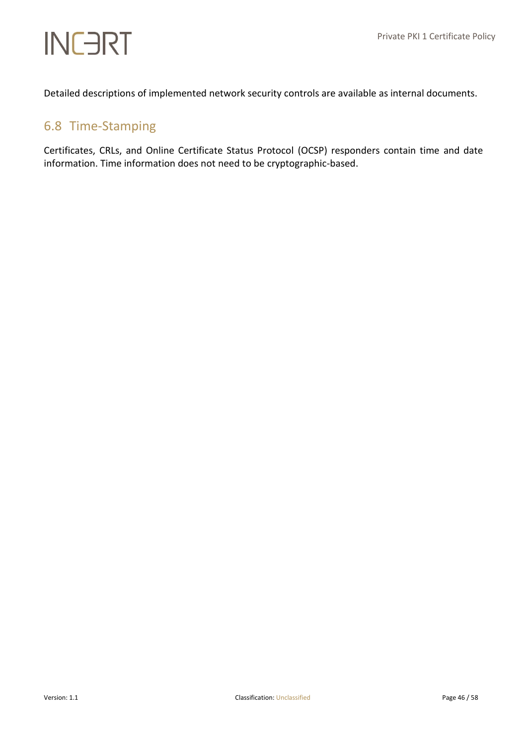Detailed descriptions of implemented network security controls are available as internal documents.

## 6.8 Time-Stamping

Certificates, CRLs, and Online Certificate Status Protocol (OCSP) responders contain time and date information. Time information does not need to be cryptographic-based.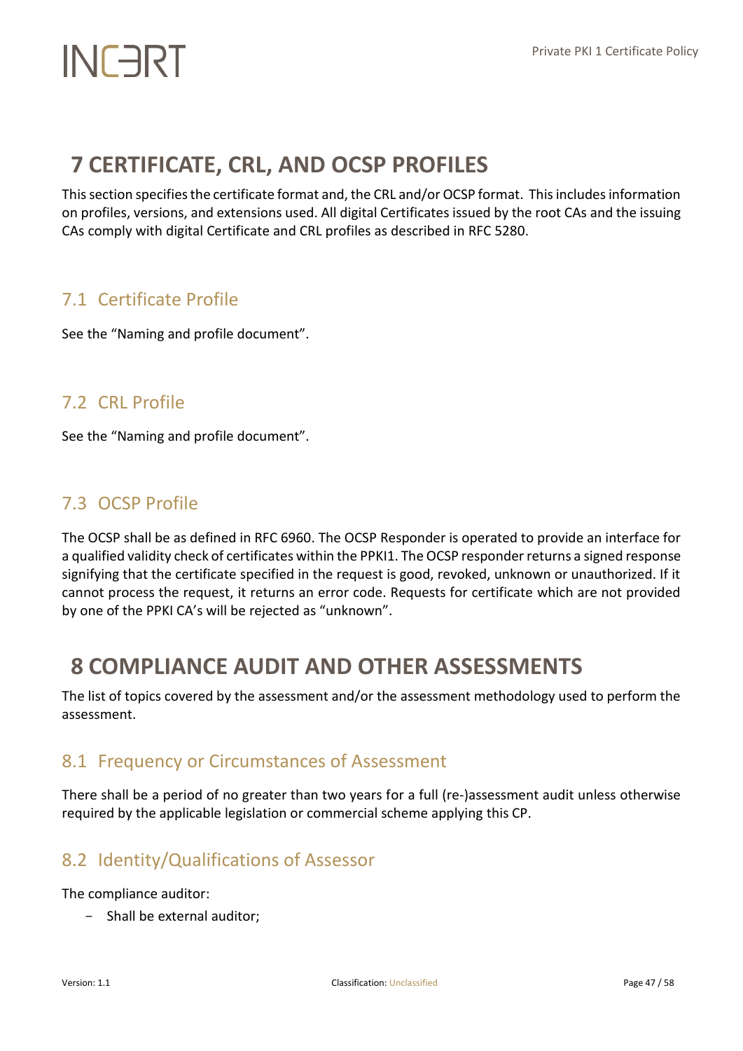# 7 CERTIFICATE, CRL, AND OCSP PROFILES

This section specifies the certificate format and, the CRL and/or OCSP format. This includes information on profiles, versions, and extensions used. All digital Certificates issued by the root CAs and the issuing CAs comply with digital Certificate and CRL profiles as described in RFC 5280.

## 7.1 Certificate Profile

See the "Naming and profile document".

## 7.2 CRL Profile

See the "Naming and profile document".

## 7.3 OCSP Profile

The OCSP shall be as defined in RFC 6960. The OCSP Responder is operated to provide an interface for a qualified validity check of certificates within the PPKI1. The OCSP responder returns a signed response signifying that the certificate specified in the request is good, revoked, unknown or unauthorized. If it cannot process the request, it returns an error code. Requests for certificate which are not provided by one of the PPKI CA's will be rejected as "unknown".

# 8 COMPLIANCE AUDIT AND OTHER ASSESSMENTS

The list of topics covered by the assessment and/or the assessment methodology used to perform the assessment.

## 8.1 Frequency or Circumstances of Assessment

There shall be a period of no greater than two years for a full (re-)assessment audit unless otherwise required by the applicable legislation or commercial scheme applying this CP.

## 8.2 Identity/Qualifications of Assessor

The compliance auditor:

- Shall be external auditor;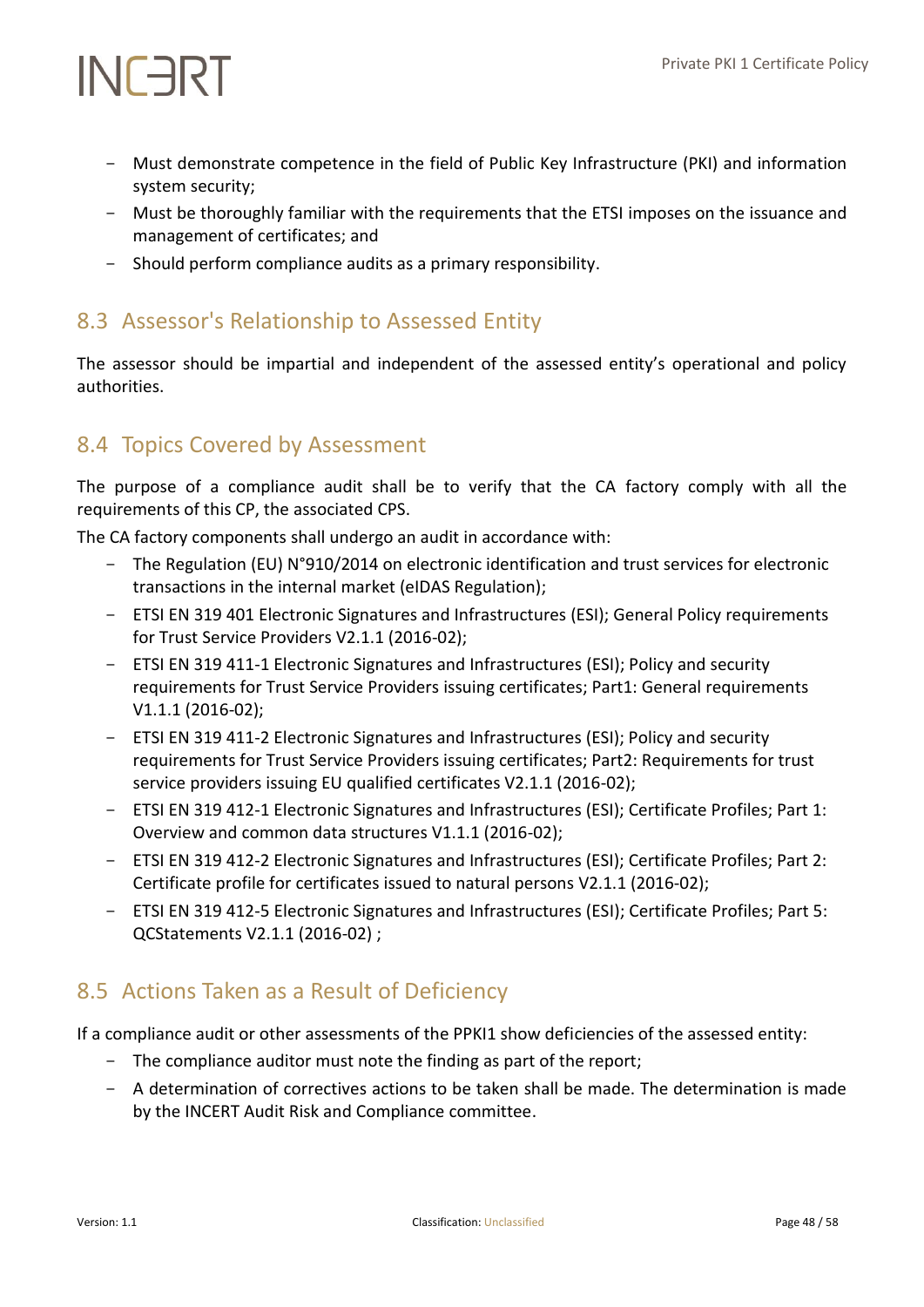- Must demonstrate competence in the field of Public Key Infrastructure (PKI) and information system security;
- Must be thoroughly familiar with the requirements that the ETSI imposes on the issuance and management of certificates; and
- Should perform compliance audits as a primary responsibility.

## 8.3 Assessor's Relationship to Assessed Entity

The assessor should be impartial and independent of the assessed entity's operational and policy authorities.

## 8.4 Topics Covered by Assessment

The purpose of a compliance audit shall be to verify that the CA factory comply with all the requirements of this CP, the associated CPS.

The CA factory components shall undergo an audit in accordance with:

- The Regulation (EU) N°910/2014 on electronic identification and trust services for electronic transactions in the internal market (eIDAS Regulation);
- ETSI EN 319 401 Electronic Signatures and Infrastructures (ESI); General Policy requirements for Trust Service Providers V2.1.1 (2016-02);
- ETSI EN 319 411-1 Electronic Signatures and Infrastructures (ESI); Policy and security requirements for Trust Service Providers issuing certificates; Part1: General requirements V1.1.1 (2016-02);
- ETSI EN 319 411-2 Electronic Signatures and Infrastructures (ESI); Policy and security requirements for Trust Service Providers issuing certificates; Part2: Requirements for trust service providers issuing EU qualified certificates V2.1.1 (2016-02);
- ETSI EN 319 412-1 Electronic Signatures and Infrastructures (ESI); Certificate Profiles; Part 1: Overview and common data structures V1.1.1 (2016-02);
- ETSI EN 319 412-2 Electronic Signatures and Infrastructures (ESI); Certificate Profiles; Part 2: Certificate profile for certificates issued to natural persons V2.1.1 (2016-02);
- ETSI EN 319 412-5 Electronic Signatures and Infrastructures (ESI); Certificate Profiles; Part 5: QCStatements V2.1.1 (2016-02) ;

## 8.5 Actions Taken as a Result of Deficiency

If a compliance audit or other assessments of the PPKI1 show deficiencies of the assessed entity:

- The compliance auditor must note the finding as part of the report;
- A determination of correctives actions to be taken shall be made. The determination is made by the INCERT Audit Risk and Compliance committee.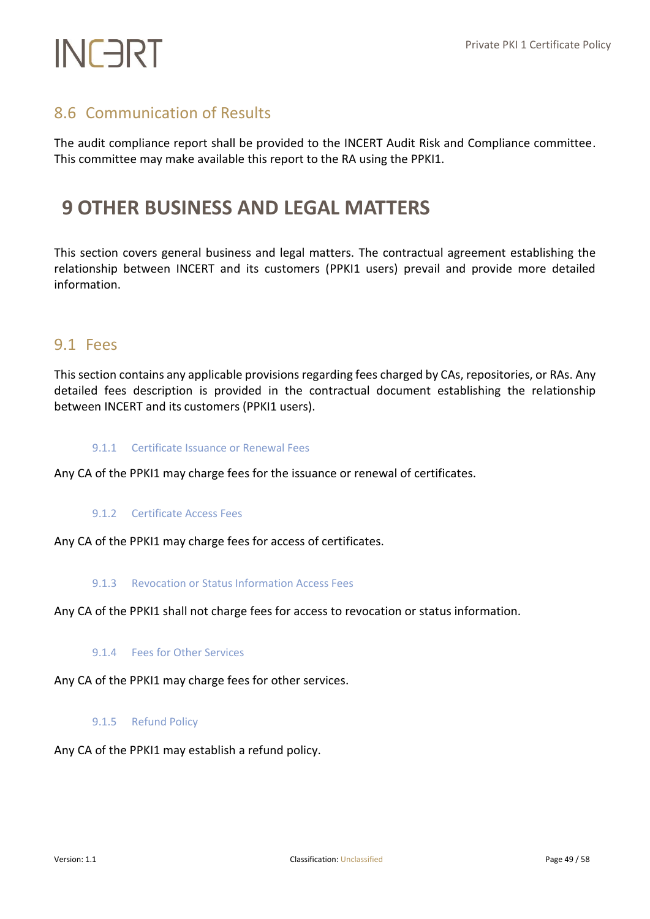## 8.6 Communication of Results

The audit compliance report shall be provided to the INCERT Audit Risk and Compliance committee. This committee may make available this report to the RA using the PPKI1.

# 9 OTHER BUSINESS AND LEGAL MATTERS

This section covers general business and legal matters. The contractual agreement establishing the relationship between INCERT and its customers (PPKI1 users) prevail and provide more detailed information.

## 9.1 Fees

This section contains any applicable provisions regarding fees charged by CAs, repositories, or RAs. Any detailed fees description is provided in the contractual document establishing the relationship between INCERT and its customers (PPKI1 users).

### 9.1.1 Certificate Issuance or Renewal Fees

Any CA of the PPKI1 may charge fees for the issuance or renewal of certificates.

### 9.1.2 Certificate Access Fees

Any CA of the PPKI1 may charge fees for access of certificates.

### 9.1.3 Revocation or Status Information Access Fees

Any CA of the PPKI1 shall not charge fees for access to revocation or status information.

### 9.1.4 Fees for Other Services

Any CA of the PPKI1 may charge fees for other services.

### 9.1.5 Refund Policy

Any CA of the PPKI1 may establish a refund policy.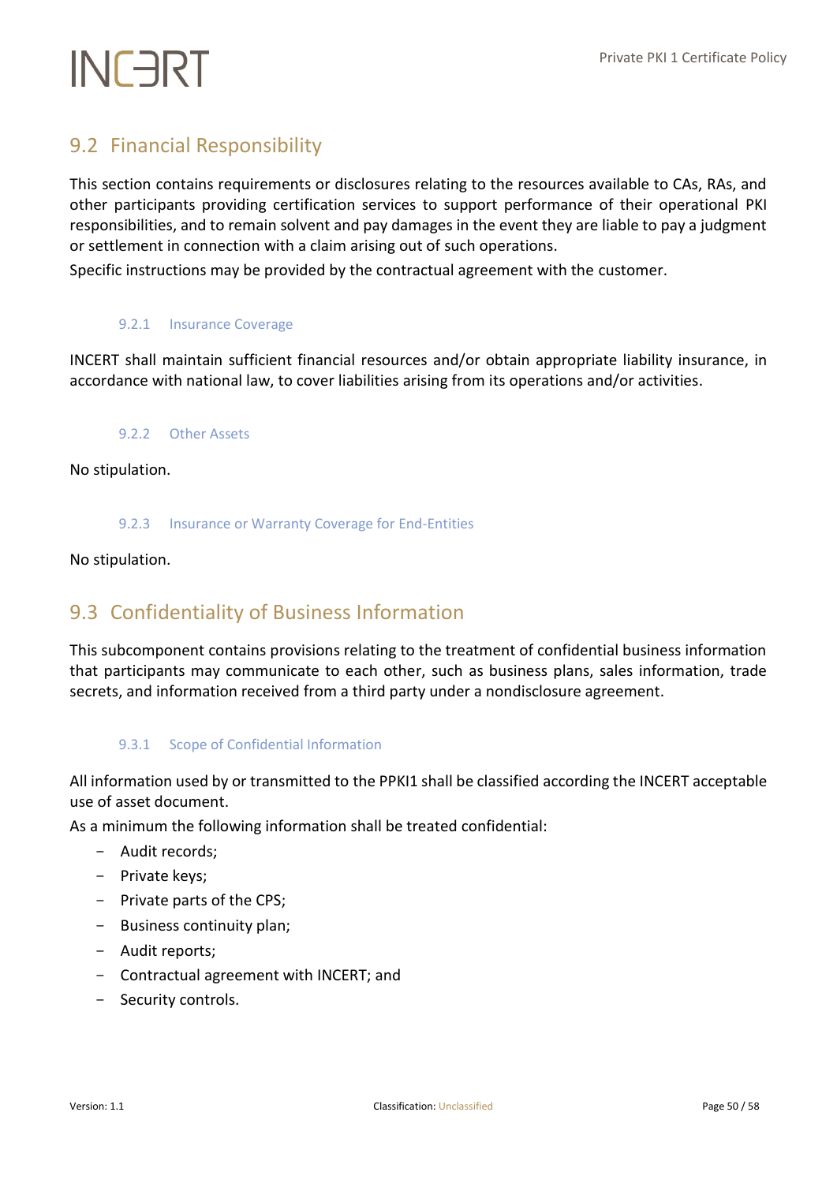## 9.2 Financial Responsibility

This section contains requirements or disclosures relating to the resources available to CAs, RAs, and other participants providing certification services to support performance of their operational PKI responsibilities, and to remain solvent and pay damages in the event they are liable to pay a judgment or settlement in connection with a claim arising out of such operations.

Specific instructions may be provided by the contractual agreement with the customer.

### 9.2.1 Insurance Coverage

INCERT shall maintain sufficient financial resources and/or obtain appropriate liability insurance, in accordance with national law, to cover liabilities arising from its operations and/or activities.

### 9.2.2 Other Assets

No stipulation.

### 9.2.3 Insurance or Warranty Coverage for End-Entities

No stipulation.

## 9.3 Confidentiality of Business Information

This subcomponent contains provisions relating to the treatment of confidential business information that participants may communicate to each other, such as business plans, sales information, trade secrets, and information received from a third party under a nondisclosure agreement.

### 9.3.1 Scope of Confidential Information

All information used by or transmitted to the PPKI1 shall be classified according the INCERT acceptable use of asset document.

As a minimum the following information shall be treated confidential:

- Audit records;
- Private keys;
- Private parts of the CPS;
- Business continuity plan;
- Audit reports;
- Contractual agreement with INCERT; and
- Security controls.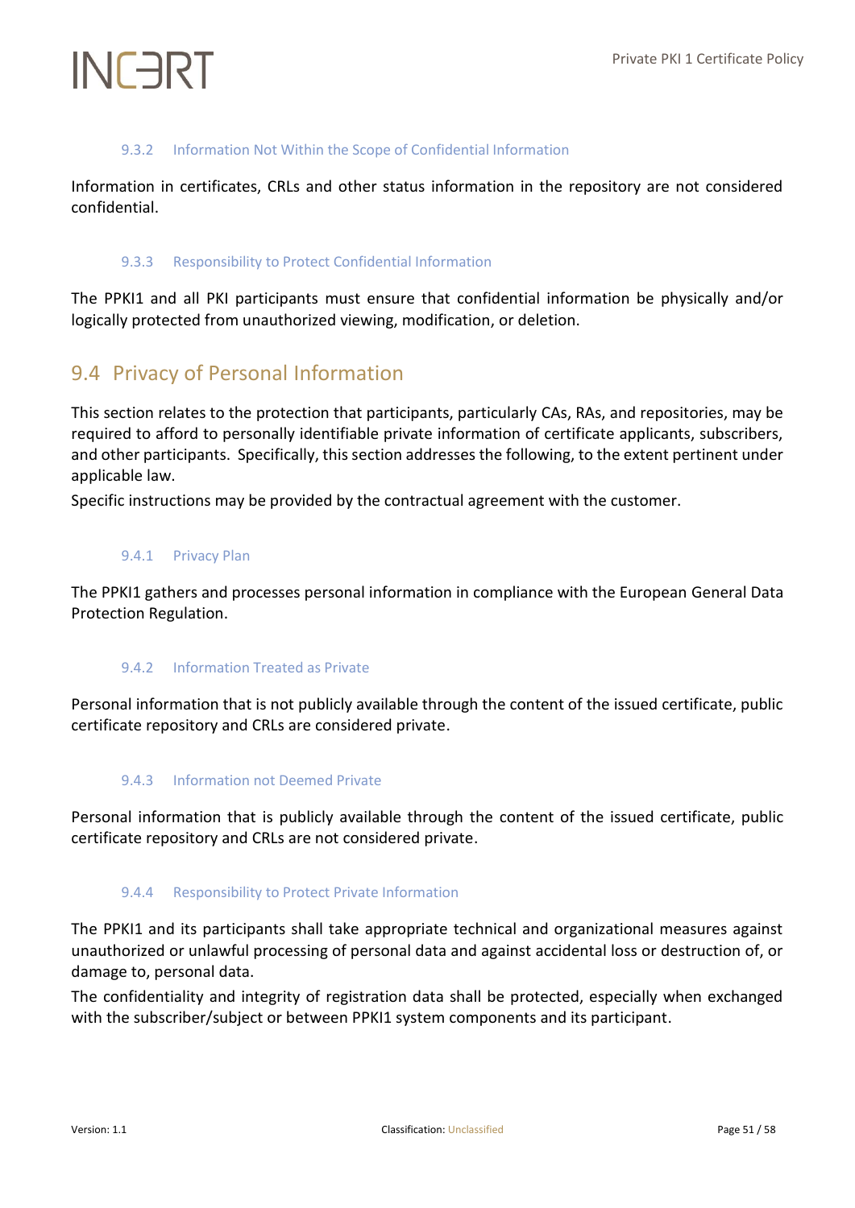### 9.3.2 Information Not Within the Scope of Confidential Information

Information in certificates, CRLs and other status information in the repository are not considered confidential.

### 9.3.3 Responsibility to Protect Confidential Information

The PPKI1 and all PKI participants must ensure that confidential information be physically and/or logically protected from unauthorized viewing, modification, or deletion.

## 9.4 Privacy of Personal Information

This section relates to the protection that participants, particularly CAs, RAs, and repositories, may be required to afford to personally identifiable private information of certificate applicants, subscribers, and other participants. Specifically, this section addresses the following, to the extent pertinent under applicable law.

Specific instructions may be provided by the contractual agreement with the customer.

### 9.4.1 Privacy Plan

The PPKI1 gathers and processes personal information in compliance with the European General Data Protection Regulation.

### 9.4.2 Information Treated as Private

Personal information that is not publicly available through the content of the issued certificate, public certificate repository and CRLs are considered private.

### 9.4.3 Information not Deemed Private

Personal information that is publicly available through the content of the issued certificate, public certificate repository and CRLs are not considered private.

### 9.4.4 Responsibility to Protect Private Information

The PPKI1 and its participants shall take appropriate technical and organizational measures against unauthorized or unlawful processing of personal data and against accidental loss or destruction of, or damage to, personal data.

The confidentiality and integrity of registration data shall be protected, especially when exchanged with the subscriber/subject or between PPKI1 system components and its participant.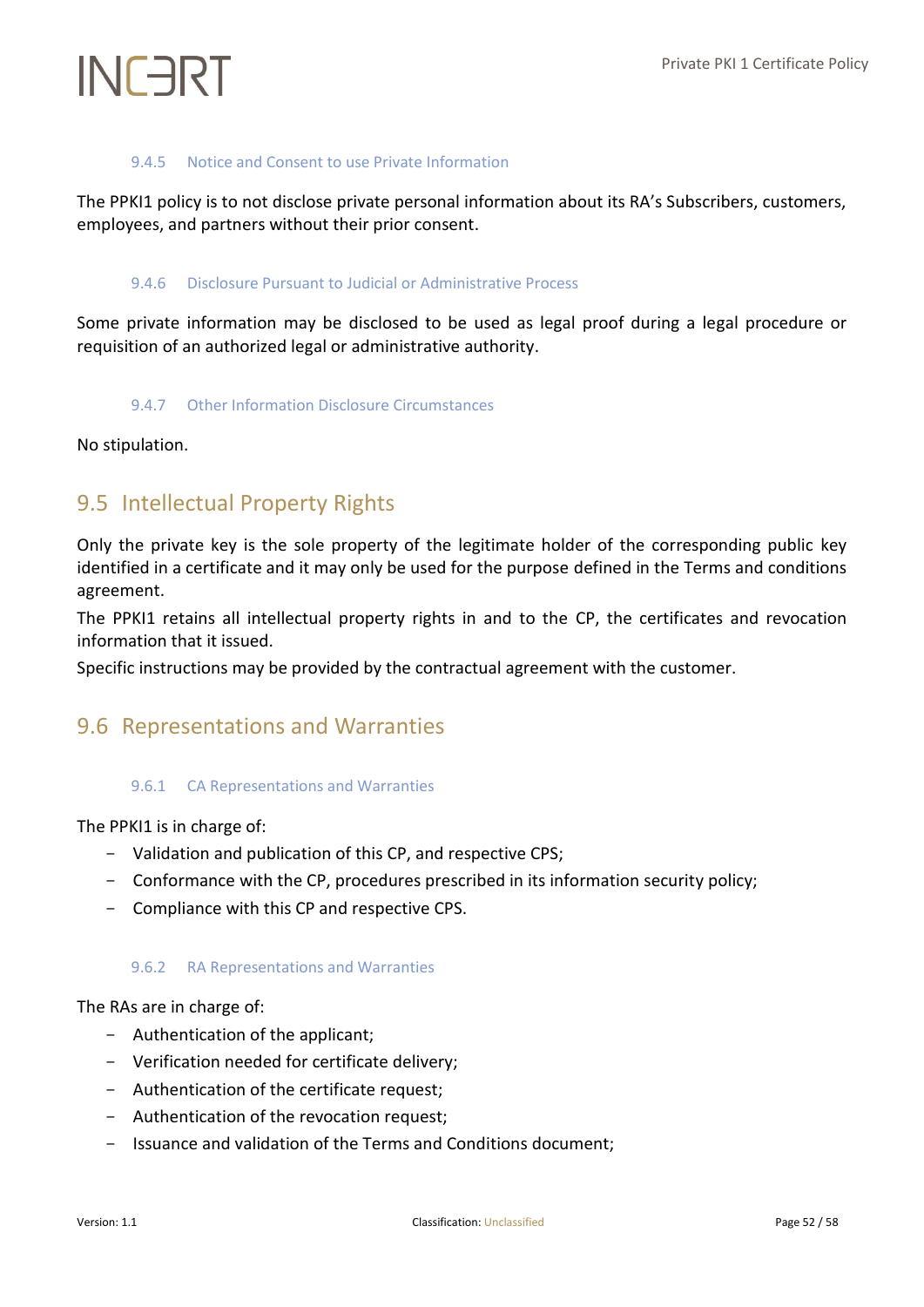#### 9.4.5 Notice and Consent to use Private Information

The PPKI1 policy is to not disclose private personal information about its RA's Subscribers, customers, employees, and partners without their prior consent.

#### 9.4.6 Disclosure Pursuant to Judicial or Administrative Process

Some private information may be disclosed to be used as legal proof during a legal procedure or requisition of an authorized legal or administrative authority.

#### 9.4.7 Other Information Disclosure Circumstances

No stipulation.

## 9.5 Intellectual Property Rights

Only the private key is the sole property of the legitimate holder of the corresponding public key identified in a certificate and it may only be used for the purpose defined in the Terms and conditions agreement.

The PPKI1 retains all intellectual property rights in and to the CP, the certificates and revocation information that it issued.

Specific instructions may be provided by the contractual agreement with the customer.

## 9.6 Representations and Warranties

#### 9.6.1 CA Representations and Warranties

The PPKI1 is in charge of:

- Validation and publication of this CP, and respective CPS;
- Conformance with the CP, procedures prescribed in its information security policy;
- Compliance with this CP and respective CPS.

#### 9.6.2 RA Representations and Warranties

The RAs are in charge of:

- Authentication of the applicant;
- Verification needed for certificate delivery;
- Authentication of the certificate request;
- Authentication of the revocation request;
- Issuance and validation of the Terms and Conditions document;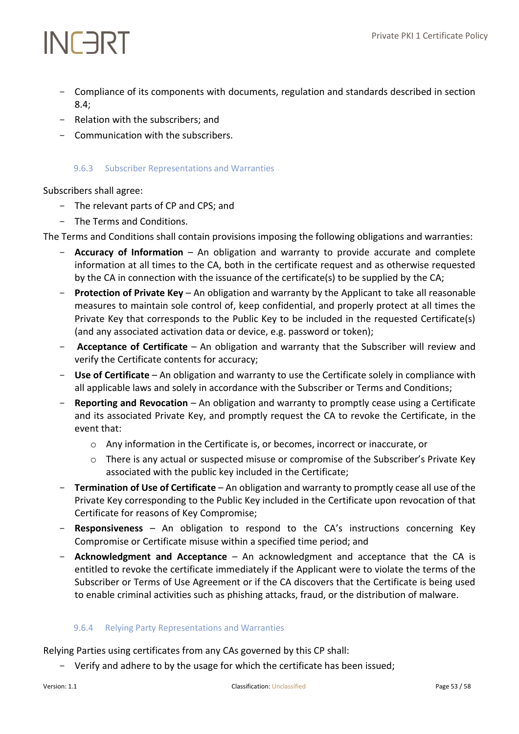- Compliance of its components with documents, regulation and standards described in section 8.4;
- Relation with the subscribers; and
- Communication with the subscribers.

### 9.6.3 Subscriber Representations and Warranties

Subscribers shall agree:

- The relevant parts of CP and CPS; and
- The Terms and Conditions.

The Terms and Conditions shall contain provisions imposing the following obligations and warranties:

- **Accuracy of Information** – An obligation and warranty to provide accurate and complete information at all times to the CA, both in the certificate request and as otherwise requested by the CA in connection with the issuance of the certificate(s) to be supplied by the CA;
- **Protection of Private Key** – An obligation and warranty by the Applicant to take all reasonable measures to maintain sole control of, keep confidential, and properly protect at all times the Private Key that corresponds to the Public Key to be included in the requested Certificate(s) (and any associated activation data or device, e.g. password or token);
- **Acceptance of Certificate** – An obligation and warranty that the Subscriber will review and verify the Certificate contents for accuracy;
- **Use of Certificate** – An obligation and warranty to use the Certificate solely in compliance with all applicable laws and solely in accordance with the Subscriber or Terms and Conditions;
- **Reporting and Revocation** – An obligation and warranty to promptly cease using a Certificate and its associated Private Key, and promptly request the CA to revoke the Certificate, in the event that:
  - Any information in the Certificate is, or becomes, incorrect or inaccurate, or
  - There is any actual or suspected misuse or compromise of the Subscriber's Private Key associated with the public key included in the Certificate;
- **Termination of Use of Certificate** – An obligation and warranty to promptly cease all use of the Private Key corresponding to the Public Key included in the Certificate upon revocation of that Certificate for reasons of Key Compromise;
- **Responsiveness** – An obligation to respond to the CA's instructions concerning Key Compromise or Certificate misuse within a specified time period; and
- **Acknowledgment and Acceptance** – An acknowledgment and acceptance that the CA is entitled to revoke the certificate immediately if the Applicant were to violate the terms of the Subscriber or Terms of Use Agreement or if the CA discovers that the Certificate is being used to enable criminal activities such as phishing attacks, fraud, or the distribution of malware.

### 9.6.4 Relying Party Representations and Warranties

Relying Parties using certificates from any CAs governed by this CP shall:

- Verify and adhere to by the usage for which the certificate has been issued;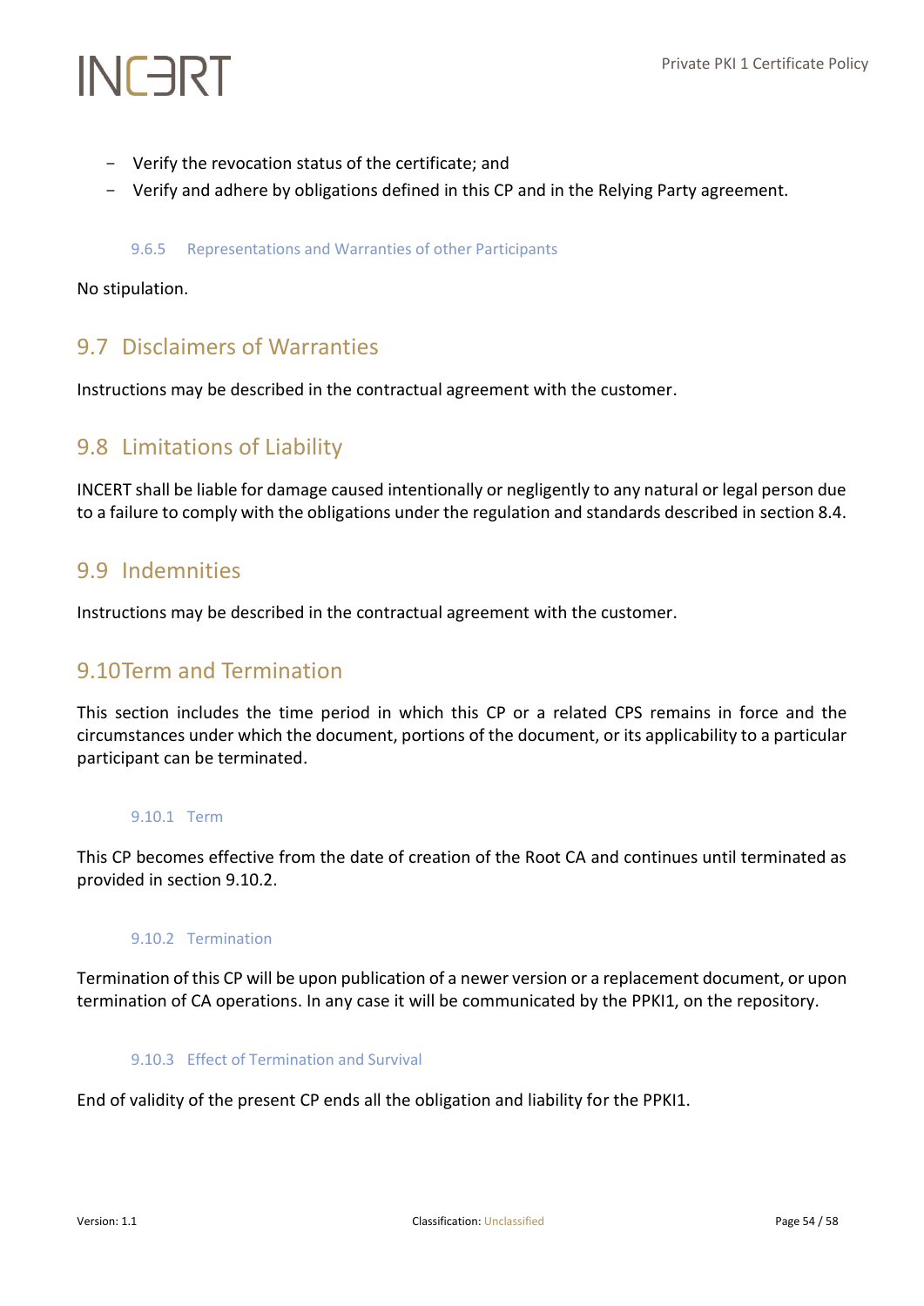- Verify the revocation status of the certificate; and
- Verify and adhere by obligations defined in this CP and in the Relying Party agreement.

### 9.6.5 Representations and Warranties of other Participants

No stipulation.

## 9.7 Disclaimers of Warranties

Instructions may be described in the contractual agreement with the customer.

## 9.8 Limitations of Liability

INCERT shall be liable for damage caused intentionally or negligently to any natural or legal person due to a failure to comply with the obligations under the regulation and standards described in section 8.4.

## 9.9 Indemnities

Instructions may be described in the contractual agreement with the customer.

## 9.10 Term and Termination

This section includes the time period in which this CP or a related CPS remains in force and the circumstances under which the document, portions of the document, or its applicability to a particular participant can be terminated.

### 9.10.1 Term

This CP becomes effective from the date of creation of the Root CA and continues until terminated as provided in section 9.10.2.

### 9.10.2 Termination

Termination of this CP will be upon publication of a newer version or a replacement document, or upon termination of CA operations. In any case it will be communicated by the PPKI1, on the repository.

### 9.10.3 Effect of Termination and Survival

End of validity of the present CP ends all the obligation and liability for the PPKI1.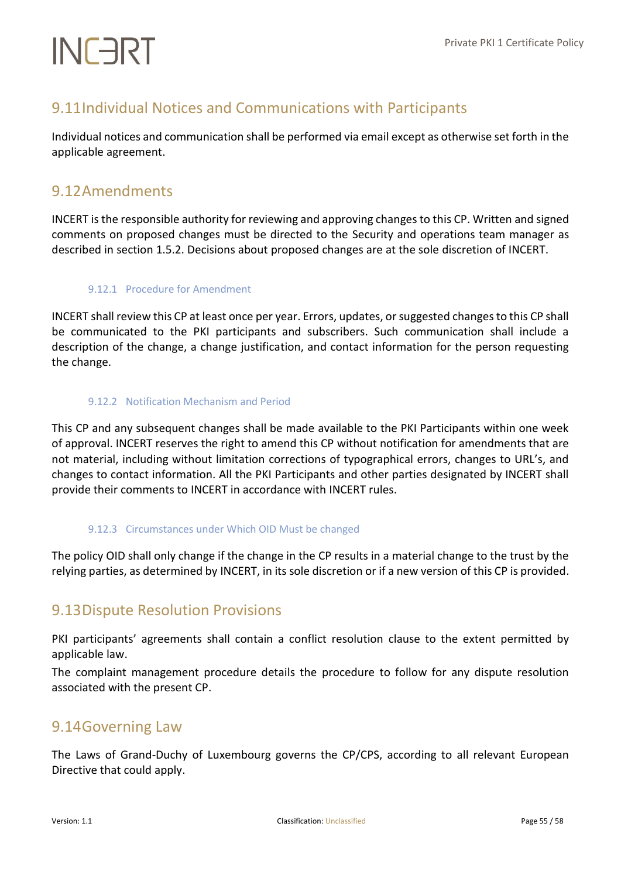## 9.11 Individual Notices and Communications with Participants

Individual notices and communication shall be performed via email except as otherwise set forth in the applicable agreement.

## 9.12 Amendments

INCERT is the responsible authority for reviewing and approving changes to this CP. Written and signed comments on proposed changes must be directed to the Security and operations team manager as described in section 1.5.2. Decisions about proposed changes are at the sole discretion of INCERT.

### 9.12.1 Procedure for Amendment

INCERT shall review this CP at least once per year. Errors, updates, or suggested changes to this CP shall be communicated to the PKI participants and subscribers. Such communication shall include a description of the change, a change justification, and contact information for the person requesting the change.

### 9.12.2 Notification Mechanism and Period

This CP and any subsequent changes shall be made available to the PKI Participants within one week of approval. INCERT reserves the right to amend this CP without notification for amendments that are not material, including without limitation corrections of typographical errors, changes to URL's, and changes to contact information. All the PKI Participants and other parties designated by INCERT shall provide their comments to INCERT in accordance with INCERT rules.

### 9.12.3 Circumstances under Which OID Must be changed

The policy OID shall only change if the change in the CP results in a material change to the trust by the relying parties, as determined by INCERT, in its sole discretion or if a new version of this CP is provided.

## 9.13 Dispute Resolution Provisions

PKI participants' agreements shall contain a conflict resolution clause to the extent permitted by applicable law.

The complaint management procedure details the procedure to follow for any dispute resolution associated with the present CP.

## 9.14 Governing Law

The Laws of Grand-Duchy of Luxembourg governs the CP/CPS, according to all relevant European Directive that could apply.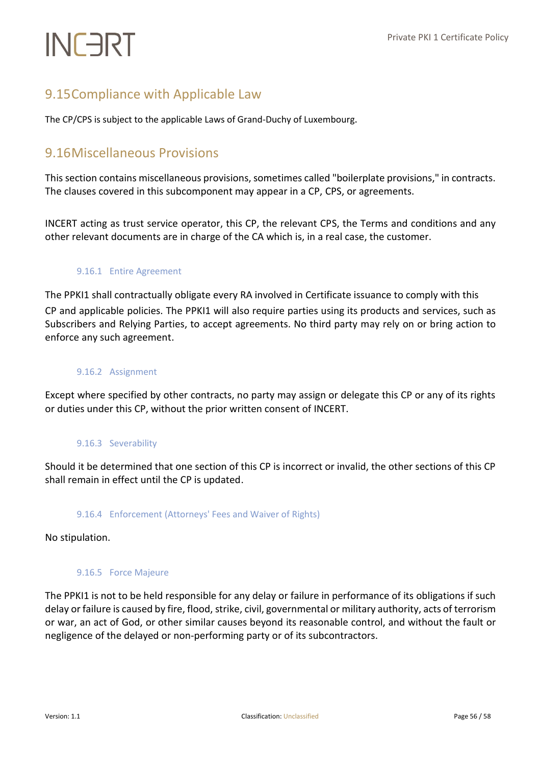## 9.15 Compliance with Applicable Law

The CP/CPS is subject to the applicable Laws of Grand-Duchy of Luxembourg.

## 9.16 Miscellaneous Provisions

This section contains miscellaneous provisions, sometimes called "boilerplate provisions," in contracts. The clauses covered in this subcomponent may appear in a CP, CPS, or agreements.

INCERT acting as trust service operator, this CP, the relevant CPS, the Terms and conditions and any other relevant documents are in charge of the CA which is, in a real case, the customer.

### 9.16.1 Entire Agreement

The PPKI1 shall contractually obligate every RA involved in Certificate issuance to comply with this CP and applicable policies. The PPKI1 will also require parties using its products and services, such as Subscribers and Relying Parties, to accept agreements. No third party may rely on or bring action to enforce any such agreement.

### 9.16.2 Assignment

Except where specified by other contracts, no party may assign or delegate this CP or any of its rights or duties under this CP, without the prior written consent of INCERT.

### 9.16.3 Severability

Should it be determined that one section of this CP is incorrect or invalid, the other sections of this CP shall remain in effect until the CP is updated.

### 9.16.4 Enforcement (Attorneys' Fees and Waiver of Rights)

No stipulation.

### 9.16.5 Force Majeure

The PPKI1 is not to be held responsible for any delay or failure in performance of its obligations if such delay or failure is caused by fire, flood, strike, civil, governmental or military authority, acts of terrorism or war, an act of God, or other similar causes beyond its reasonable control, and without the fault or negligence of the delayed or non-performing party or of its subcontractors.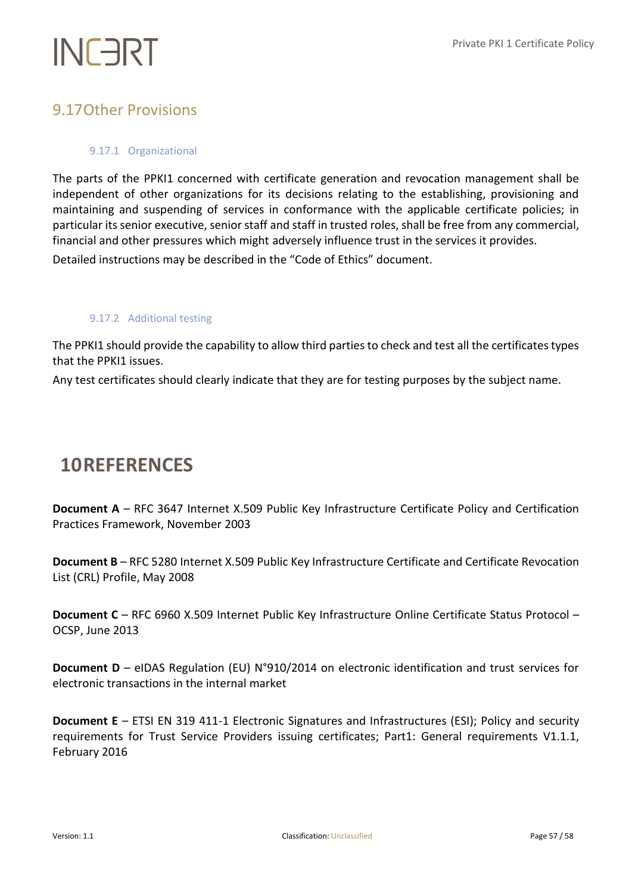## 9.17 Other Provisions

#### 9.17.1 Organizational

The parts of the PPKI1 concerned with certificate generation and revocation management shall be independent of other organizations for its decisions relating to the establishing, provisioning and maintaining and suspending of services in conformance with the applicable certificate policies; in particular its senior executive, senior staff and staff in trusted roles, shall be free from any commercial, financial and other pressures which might adversely influence trust in the services it provides.

Detailed instructions may be described in the "Code of Ethics" document.

#### 9.17.2 Additional testing

The PPKI1 should provide the capability to allow third parties to check and test all the certificates types that the PPKI1 issues.

Any test certificates should clearly indicate that they are for testing purposes by the subject name.

# 10 REFERENCES

**Document A** – RFC 3647 Internet X.509 Public Key Infrastructure Certificate Policy and Certification Practices Framework, November 2003

**Document B** – RFC 5280 Internet X.509 Public Key Infrastructure Certificate and Certificate Revocation List (CRL) Profile, May 2008

**Document C** – RFC 6960 X.509 Internet Public Key Infrastructure Online Certificate Status Protocol – OCSP, June 2013

**Document D** – eIDAS Regulation (EU) N°910/2014 on electronic identification and trust services for electronic transactions in the internal market

**Document E** – ETSI EN 319 411-1 Electronic Signatures and Infrastructures (ESI); Policy and security requirements for Trust Service Providers issuing certificates; Part1: General requirements V1.1.1, February 2016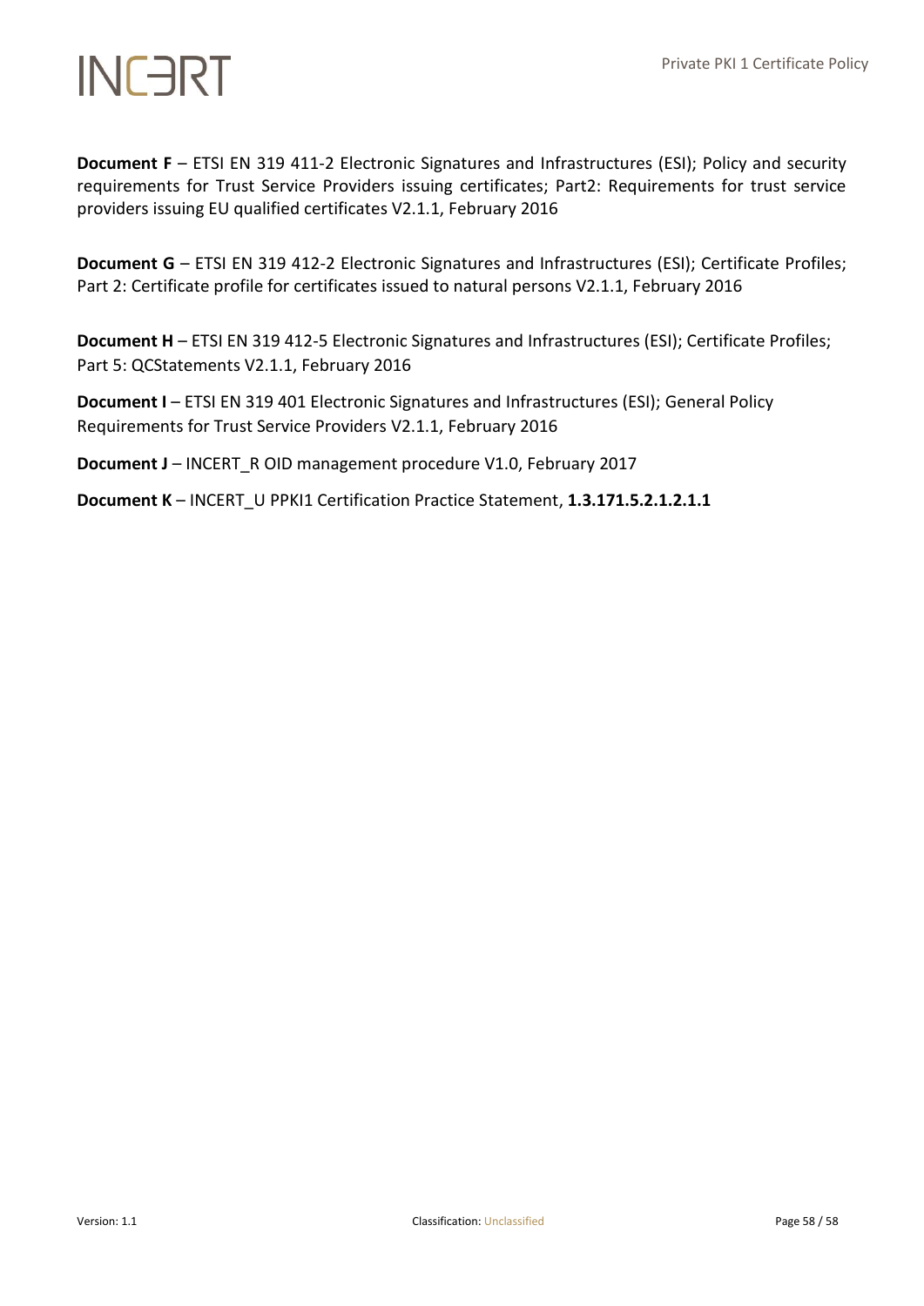**Document F** – ETSI EN 319 411-2 Electronic Signatures and Infrastructures (ESI); Policy and security requirements for Trust Service Providers issuing certificates; Part2: Requirements for trust service providers issuing EU qualified certificates V2.1.1, February 2016

**Document G** – ETSI EN 319 412-2 Electronic Signatures and Infrastructures (ESI); Certificate Profiles; Part 2: Certificate profile for certificates issued to natural persons V2.1.1, February 2016

**Document H** – ETSI EN 319 412-5 Electronic Signatures and Infrastructures (ESI); Certificate Profiles; Part 5: QCStatements V2.1.1, February 2016

**Document I** – ETSI EN 319 401 Electronic Signatures and Infrastructures (ESI); General Policy Requirements for Trust Service Providers V2.1.1, February 2016

**Document J** – INCERT_R OID management procedure V1.0, February 2017

**Document K** – INCERT_U PPKI1 Certification Practice Statement, **1.3.171.5.2.1.2.1.1**